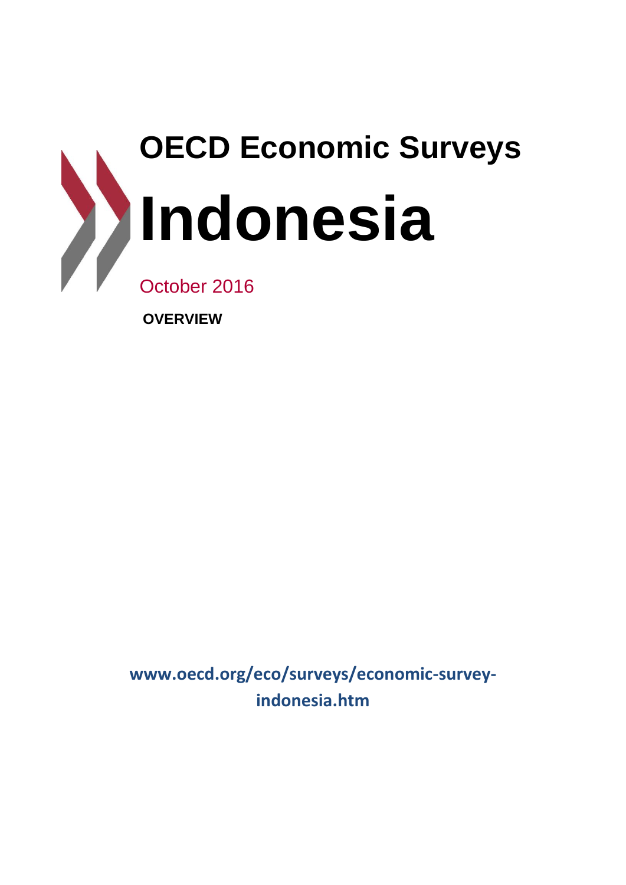# OECD Economic Surveys

# Indonesia

October 2016

**OVERVIEW**

**www.oecd.org/eco/surveys/economic-survey-indonesia.htm**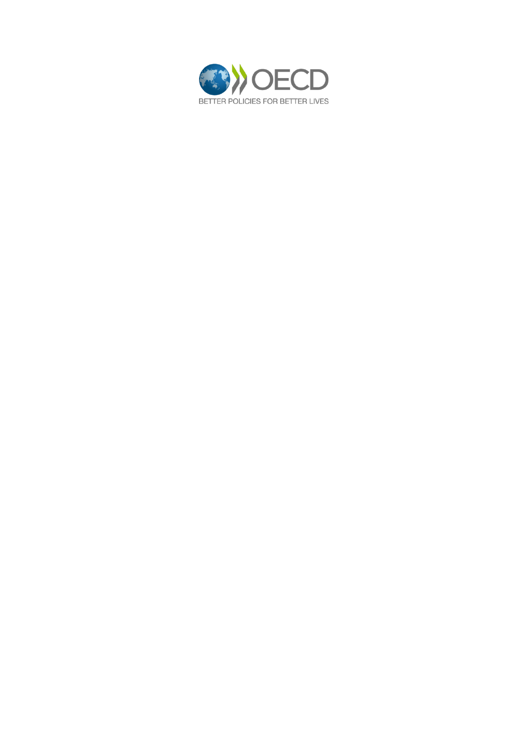BETTER POLICIES FOR BETTER LIVES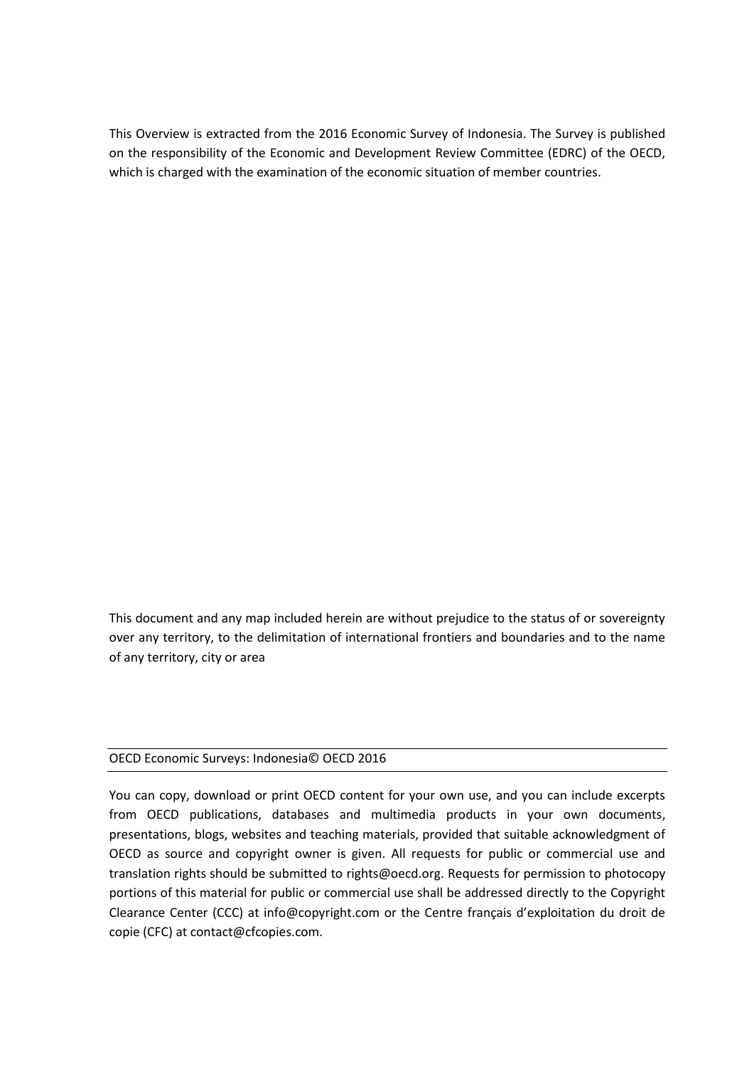This Overview is extracted from the 2016 Economic Survey of Indonesia. The Survey is published on the responsibility of the Economic and Development Review Committee (EDRC) of the OECD, which is charged with the examination of the economic situation of member countries.

This document and any map included herein are without prejudice to the status of or sovereignty over any territory, to the delimitation of international frontiers and boundaries and to the name of any territory, city or area

---

OECD Economic Surveys: Indonesia© OECD 2016

---

You can copy, download or print OECD content for your own use, and you can include excerpts from OECD publications, databases and multimedia products in your own documents, presentations, blogs, websites and teaching materials, provided that suitable acknowledgment of OECD as source and copyright owner is given. All requests for public or commercial use and translation rights should be submitted to rights@oecd.org. Requests for permission to photocopy portions of this material for public or commercial use shall be addressed directly to the Copyright Clearance Center (CCC) at info@copyright.com or the Centre français d'exploitation du droit de copie (CFC) at contact@cfcopies.com.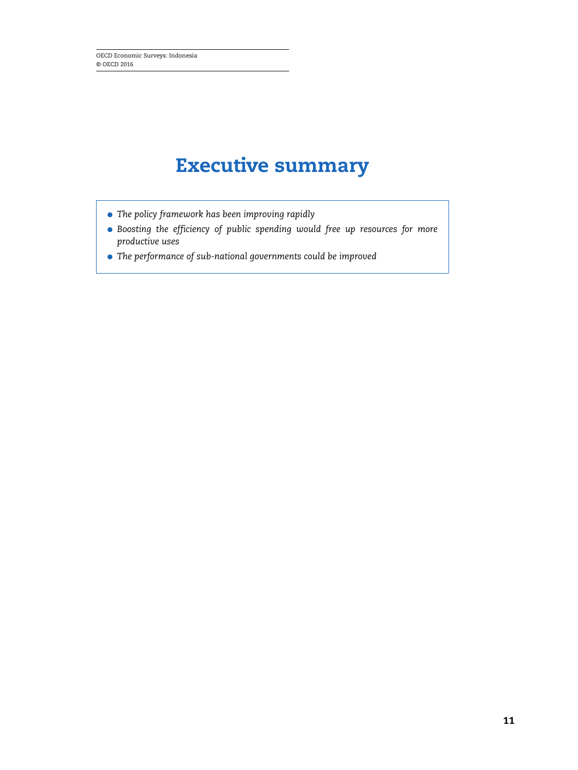# Executive summary

- *The policy framework has been improving rapidly*
- *Boosting the efficiency of public spending would free up resources for more productive uses*
- *The performance of sub-national governments could be improved*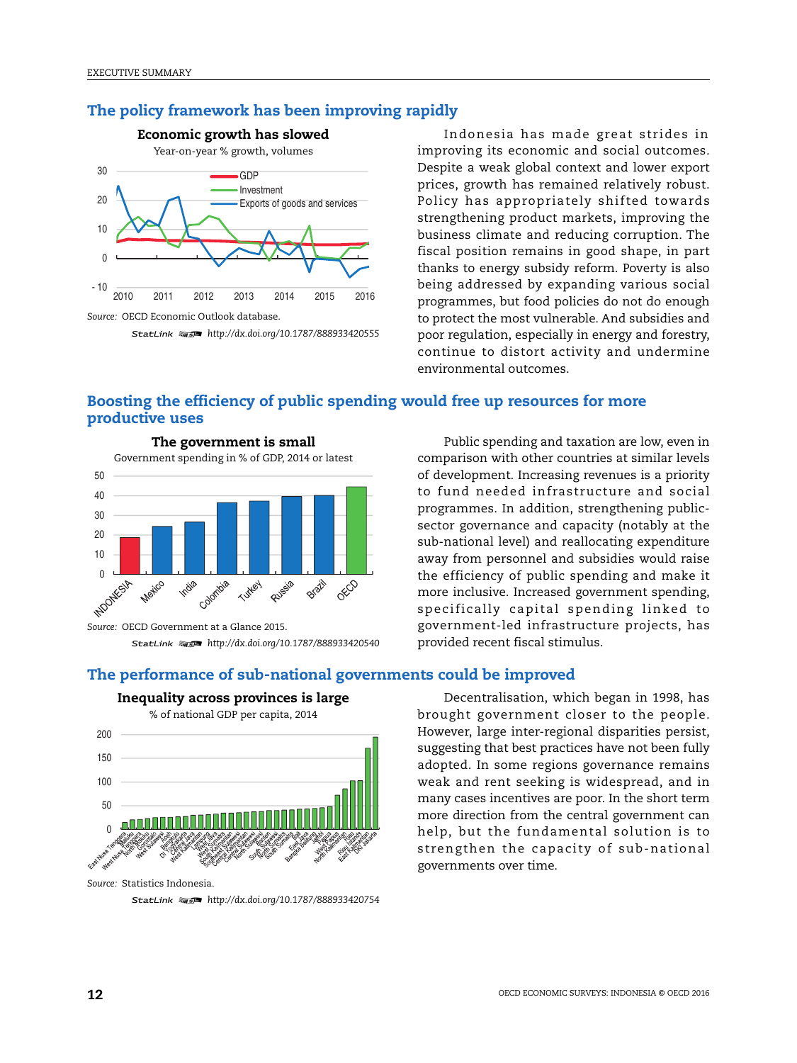## The policy framework has been improving rapidly

**Economic growth has slowed**

Year-on-year % growth, volumes

*Source:* OECD Economic Outlook database.

StatLink http://dx.doi.org/10.1787/888933420555

Indonesia has made great strides in improving its economic and social outcomes. Despite a weak global context and lower export prices, growth has remained relatively robust. Policy has appropriately shifted towards strengthening product markets, improving the business climate and reducing corruption. The fiscal position remains in good shape, in part thanks to energy subsidy reform. Poverty is also being addressed by expanding various social programmes, but food policies do not do enough to protect the most vulnerable. And subsidies and poor regulation, especially in energy and forestry, continue to distort activity and undermine environmental outcomes.

## Boosting the efficiency of public spending would free up resources for more productive uses

**The government is small**

Government spending in % of GDP, 2014 or latest

*Source:* OECD Government at a Glance 2015.

StatLink http://dx.doi.org/10.1787/888933420540

Public spending and taxation are low, even in comparison with other countries at similar levels of development. Increasing revenues is a priority to fund needed infrastructure and social programmes. In addition, strengthening public-sector governance and capacity (notably at the sub-national level) and reallocating expenditure away from personnel and subsidies would raise the efficiency of public spending and make it more inclusive. Increased government spending, specifically capital spending linked to government-led infrastructure projects, has provided recent fiscal stimulus.

## The performance of sub-national governments could be improved

**Inequality across provinces is large**

% of national GDP per capita, 2014

*Source:* Statistics Indonesia.

StatLink http://dx.doi.org/10.1787/888933420754

Decentralisation, which began in 1998, has brought government closer to the people. However, large inter-regional disparities persist, suggesting that best practices have not been fully adopted. In some regions governance remains weak and rent seeking is widespread, and in many cases incentives are poor. In the short term more direction from the central government can help, but the fundamental solution is to strengthen the capacity of sub-national governments over time.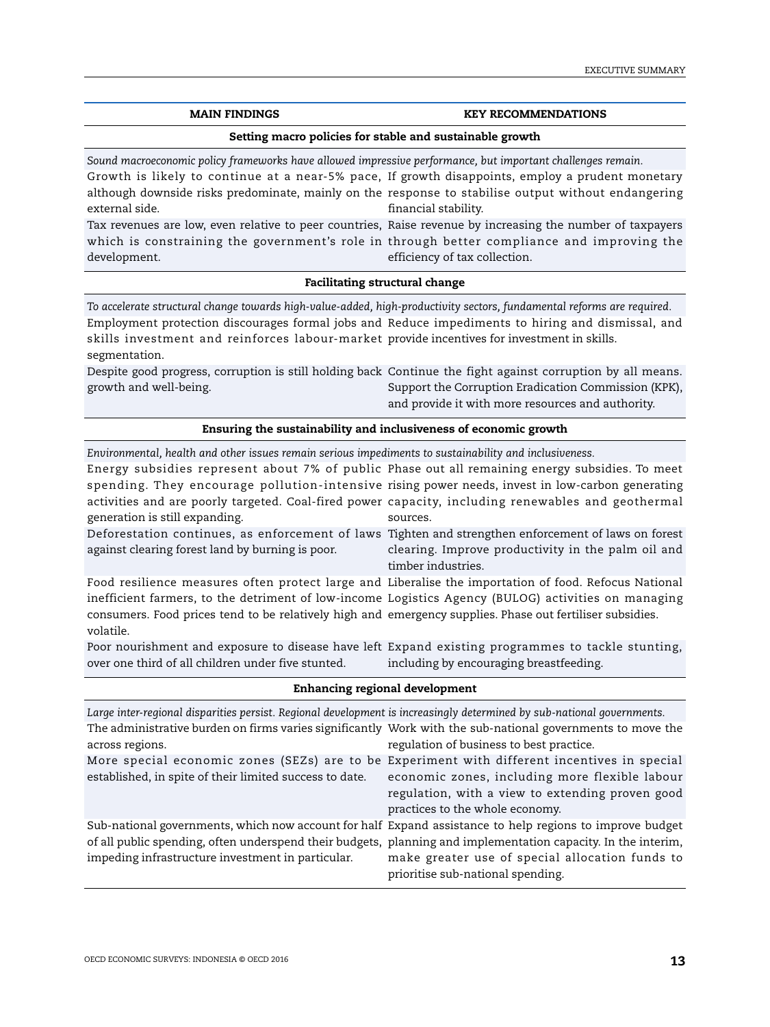| MAIN FINDINGS | KEY RECOMMENDATIONS |
|---|---|
| **Setting macro policies for stable and sustainable growth** | |
| *Sound macroeconomic policy frameworks have allowed impressive performance, but important challenges remain.* | |
| Growth is likely to continue at a near-5% pace, although downside risks predominate, mainly on the external side. | If growth disappoints, employ a prudent monetary response to stabilise output without endangering financial stability. |
| Tax revenues are low, even relative to peer countries, which is constraining the government's role in development. | Raise revenue by increasing the number of taxpayers through better compliance and improving the efficiency of tax collection. |
| **Facilitating structural change** | |
| *To accelerate structural change towards high-value-added, high-productivity sectors, fundamental reforms are required.* | |
| Employment protection discourages formal jobs and skills investment and reinforces labour-market segmentation. | Reduce impediments to hiring and dismissal, and provide incentives for investment in skills. |
| Despite good progress, corruption is still holding back growth and well-being. | Continue the fight against corruption by all means. Support the Corruption Eradication Commission (KPK), and provide it with more resources and authority. |
| **Ensuring the sustainability and inclusiveness of economic growth** | |
| *Environmental, health and other issues remain serious impediments to sustainability and inclusiveness.* | |
| Energy subsidies represent about 7% of public spending. They encourage pollution-intensive activities and are poorly targeted. Coal-fired power generation is still expanding. | Phase out all remaining energy subsidies. To meet rising power needs, invest in low-carbon generating capacity, including renewables and geothermal sources. |
| Deforestation continues, as enforcement of laws against clearing forest land by burning is poor. | Tighten and strengthen enforcement of laws on forest clearing. Improve productivity in the palm oil and timber industries. |
| Food resilience measures often protect large and inefficient farmers, to the detriment of low-income consumers. Food prices tend to be relatively high and volatile. | Liberalise the importation of food. Refocus National Logistics Agency (BULOG) activities on managing emergency supplies. Phase out fertiliser subsidies. |
| Poor nourishment and exposure to disease have left over one third of all children under five stunted. | Expand existing programmes to tackle stunting, including by encouraging breastfeeding. |
| **Enhancing regional development** | |
| *Large inter-regional disparities persist. Regional development is increasingly determined by sub-national governments.* | |
| The administrative burden on firms varies significantly across regions. | Work with the sub-national governments to move the regulation of business to best practice. |
| More special economic zones (SEZs) are to be established, in spite of their limited success to date. | Experiment with different incentives in special economic zones, including more flexible labour regulation, with a view to extending proven good practices to the whole economy. |
| Sub-national governments, which now account for half of all public spending, often underspend their budgets, impeding infrastructure investment in particular. | Expand assistance to help regions to improve budget planning and implementation capacity. In the interim, make greater use of special allocation funds to prioritise sub-national spending. |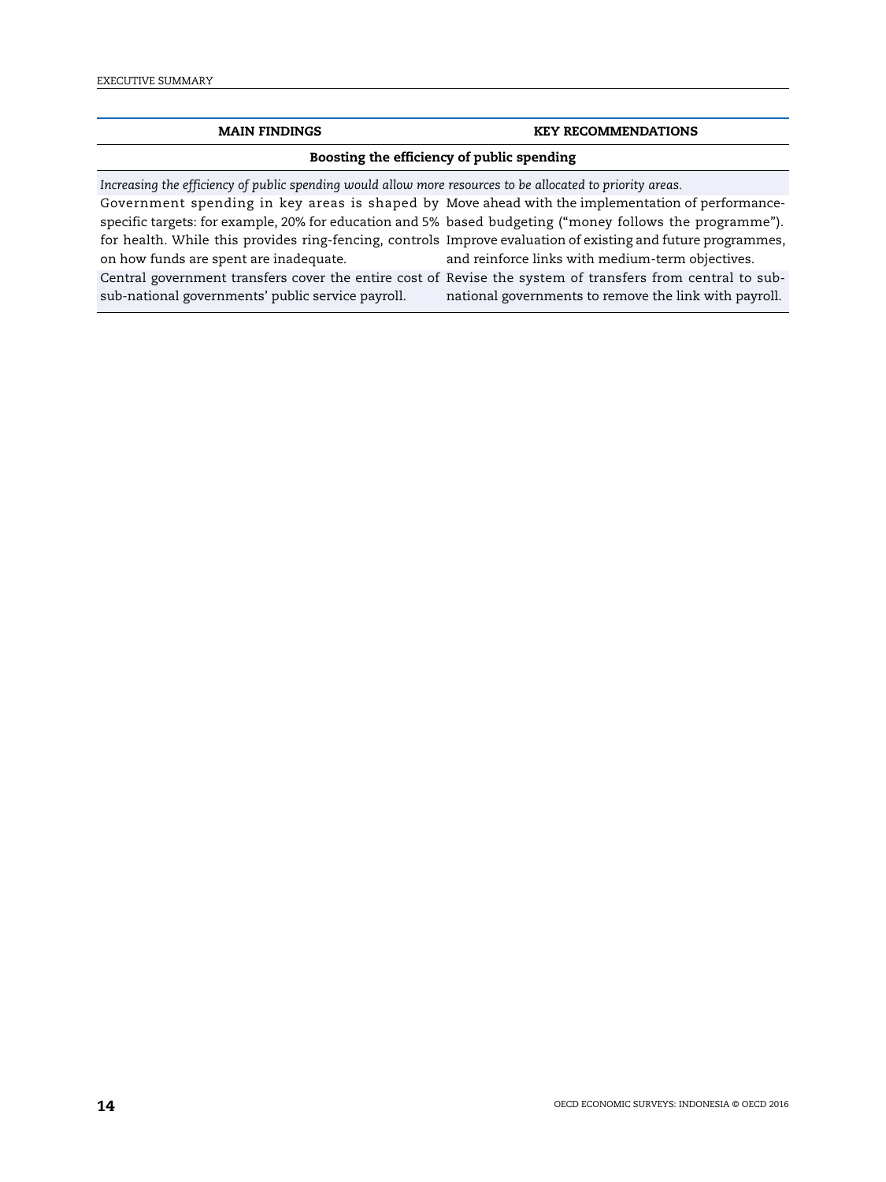| MAIN FINDINGS | KEY RECOMMENDATIONS |
|---|---|
| **Boosting the efficiency of public spending** | |
| *Increasing the efficiency of public spending would allow more resources to be allocated to priority areas.* | |
| Government spending in key areas is shaped by specific targets: for example, 20% for education and 5% for health. While this provides ring-fencing, controls on how funds are spent are inadequate. | Move ahead with the implementation of performance-based budgeting ("money follows the programme"). Improve evaluation of existing and future programmes, and reinforce links with medium-term objectives. |
| Central government transfers cover the entire cost of sub-national governments' public service payroll. | Revise the system of transfers from central to sub-national governments to remove the link with payroll. |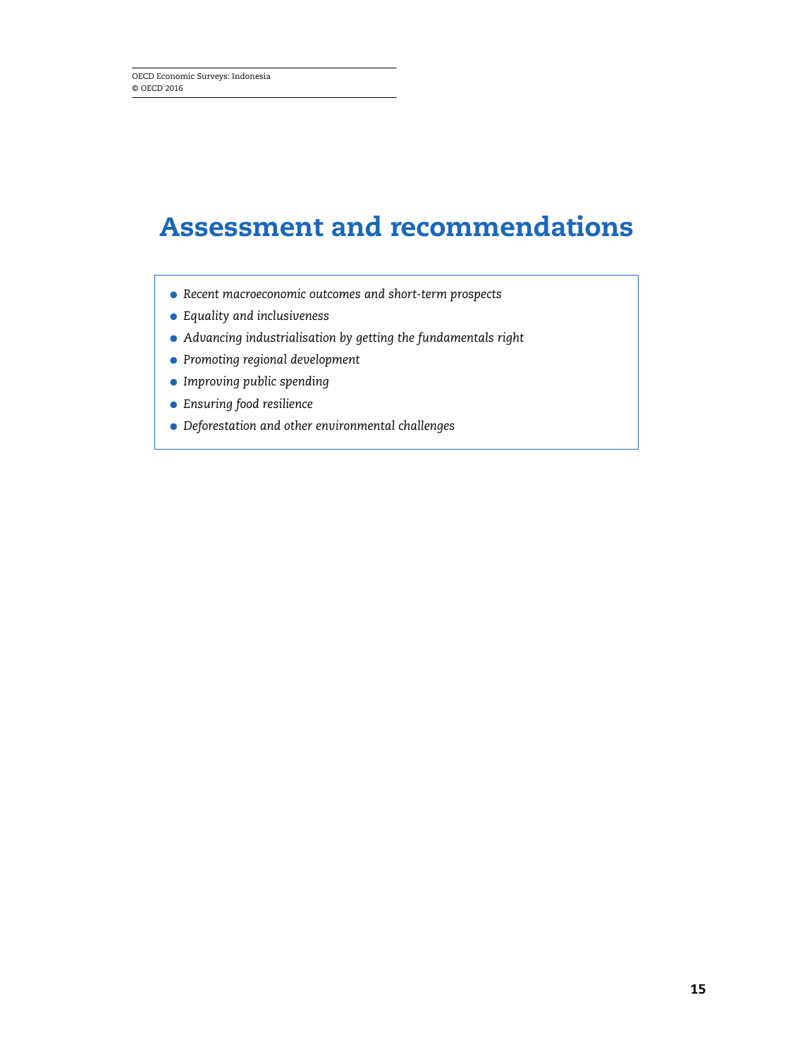# Assessment and recommendations

- *Recent macroeconomic outcomes and short-term prospects*
- *Equality and inclusiveness*
- *Advancing industrialisation by getting the fundamentals right*
- *Promoting regional development*
- *Improving public spending*
- *Ensuring food resilience*
- *Deforestation and other environmental challenges*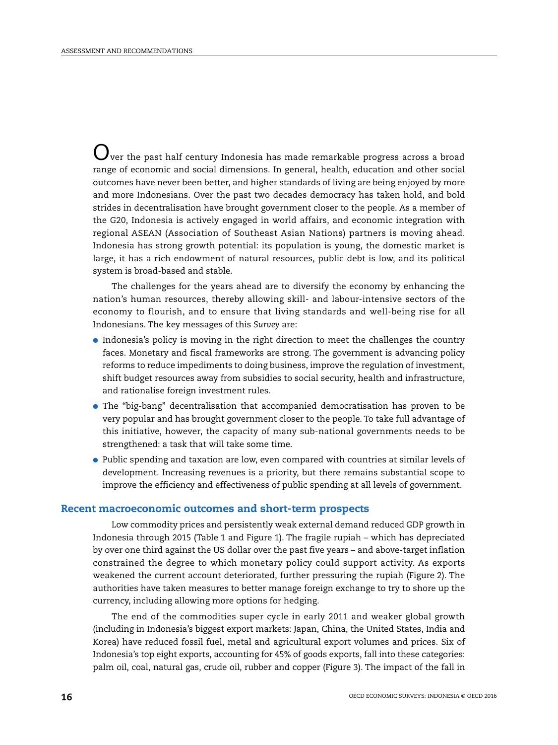Over the past half century Indonesia has made remarkable progress across a broad range of economic and social dimensions. In general, health, education and other social outcomes have never been better, and higher standards of living are being enjoyed by more and more Indonesians. Over the past two decades democracy has taken hold, and bold strides in decentralisation have brought government closer to the people. As a member of the G20, Indonesia is actively engaged in world affairs, and economic integration with regional ASEAN (Association of Southeast Asian Nations) partners is moving ahead. Indonesia has strong growth potential: its population is young, the domestic market is large, it has a rich endowment of natural resources, public debt is low, and its political system is broad-based and stable.

The challenges for the years ahead are to diversify the economy by enhancing the nation's human resources, thereby allowing skill- and labour-intensive sectors of the economy to flourish, and to ensure that living standards and well-being rise for all Indonesians. The key messages of this *Survey* are:

- Indonesia's policy is moving in the right direction to meet the challenges the country faces. Monetary and fiscal frameworks are strong. The government is advancing policy reforms to reduce impediments to doing business, improve the regulation of investment, shift budget resources away from subsidies to social security, health and infrastructure, and rationalise foreign investment rules.
- The "big-bang" decentralisation that accompanied democratisation has proven to be very popular and has brought government closer to the people. To take full advantage of this initiative, however, the capacity of many sub-national governments needs to be strengthened: a task that will take some time.
- Public spending and taxation are low, even compared with countries at similar levels of development. Increasing revenues is a priority, but there remains substantial scope to improve the efficiency and effectiveness of public spending at all levels of government.

## Recent macroeconomic outcomes and short-term prospects

Low commodity prices and persistently weak external demand reduced GDP growth in Indonesia through 2015 (Table 1 and Figure 1). The fragile rupiah – which has depreciated by over one third against the US dollar over the past five years – and above-target inflation constrained the degree to which monetary policy could support activity. As exports weakened the current account deteriorated, further pressuring the rupiah (Figure 2). The authorities have taken measures to better manage foreign exchange to try to shore up the currency, including allowing more options for hedging.

The end of the commodities super cycle in early 2011 and weaker global growth (including in Indonesia's biggest export markets: Japan, China, the United States, India and Korea) have reduced fossil fuel, metal and agricultural export volumes and prices. Six of Indonesia's top eight exports, accounting for 45% of goods exports, fall into these categories: palm oil, coal, natural gas, crude oil, rubber and copper (Figure 3). The impact of the fall in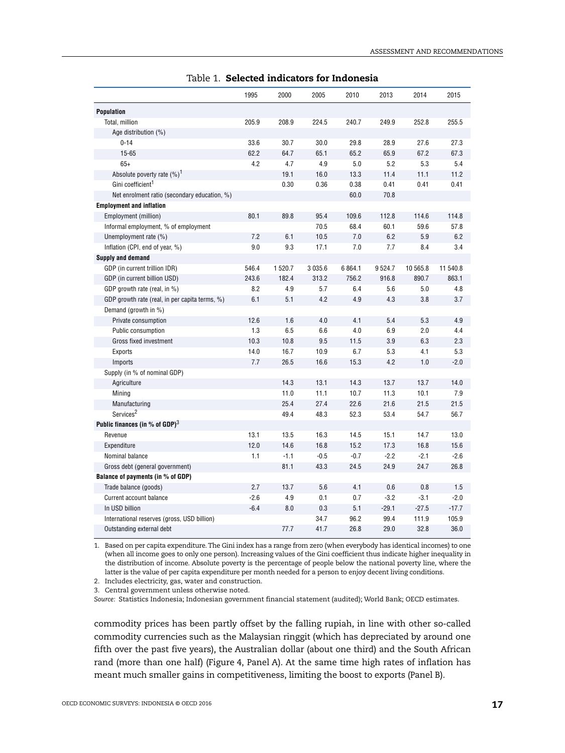Table 1. **Selected indicators for Indonesia**

| | 1995 | 2000 | 2005 | 2010 | 2013 | 2014 | 2015 |
|---|---|---|---|---|---|---|---|
| **Population** | | | | | | | |
| Total, million | 205.9 | 208.9 | 224.5 | 240.7 | 249.9 | 252.8 | 255.5 |
| Age distribution (%) | | | | | | | |
| 0-14 | 33.6 | 30.7 | 30.0 | 29.8 | 28.9 | 27.6 | 27.3 |
| 15-65 | 62.2 | 64.7 | 65.1 | 65.2 | 65.9 | 67.2 | 67.3 |
| 65+ | 4.2 | 4.7 | 4.9 | 5.0 | 5.2 | 5.3 | 5.4 |
| Absolute poverty rate (%)[1] | | 19.1 | 16.0 | 13.3 | 11.4 | 11.1 | 11.2 |
| Gini coefficient[1] | | 0.30 | 0.36 | 0.38 | 0.41 | 0.41 | 0.41 |
| Net enrolment ratio (secondary education, %) | | | | 60.0 | 70.8 | | |
| **Employment and inflation** | | | | | | | |
| Employment (million) | 80.1 | 89.8 | 95.4 | 109.6 | 112.8 | 114.6 | 114.8 |
| Informal employment, % of employment | | | 70.5 | 68.4 | 60.1 | 59.6 | 57.8 |
| Unemployment rate (%) | 7.2 | 6.1 | 10.5 | 7.0 | 6.2 | 5.9 | 6.2 |
| Inflation (CPI, end of year, %) | 9.0 | 9.3 | 17.1 | 7.0 | 7.7 | 8.4 | 3.4 |
| **Supply and demand** | | | | | | | |
| GDP (in current trillion IDR) | 546.4 | 1 520.7 | 3 035.6 | 6 864.1 | 9 524.7 | 10 565.8 | 11 540.8 |
| GDP (in current billion USD) | 243.6 | 182.4 | 313.2 | 756.2 | 916.8 | 890.7 | 863.1 |
| GDP growth rate (real, in %) | 8.2 | 4.9 | 5.7 | 6.4 | 5.6 | 5.0 | 4.8 |
| GDP growth rate (real, in per capita terms, %) | 6.1 | 5.1 | 4.2 | 4.9 | 4.3 | 3.8 | 3.7 |
| Demand (growth in %) | | | | | | | |
| Private consumption | 12.6 | 1.6 | 4.0 | 4.1 | 5.4 | 5.3 | 4.9 |
| Public consumption | 1.3 | 6.5 | 6.6 | 4.0 | 6.9 | 2.0 | 4.4 |
| Gross fixed investment | 10.3 | 10.8 | 9.5 | 11.5 | 3.9 | 6.3 | 2.3 |
| Exports | 14.0 | 16.7 | 10.9 | 6.7 | 5.3 | 4.1 | 5.3 |
| Imports | 7.7 | 26.5 | 16.6 | 15.3 | 4.2 | 1.0 | -2.0 |
| Supply (in % of nominal GDP) | | | | | | | |
| Agriculture | | 14.3 | 13.1 | 14.3 | 13.7 | 13.7 | 14.0 |
| Mining | | 11.0 | 11.1 | 10.7 | 11.3 | 10.1 | 7.9 |
| Manufacturing | | 25.4 | 27.4 | 22.6 | 21.6 | 21.5 | 21.5 |
| Services[2] | | 49.4 | 48.3 | 52.3 | 53.4 | 54.7 | 56.7 |
| **Public finances (in % of GDP)[3]** | | | | | | | |
| Revenue | 13.1 | 13.5 | 16.3 | 14.5 | 15.1 | 14.7 | 13.0 |
| Expenditure | 12.0 | 14.6 | 16.8 | 15.2 | 17.3 | 16.8 | 15.6 |
| Nominal balance | 1.1 | -1.1 | -0.5 | -0.7 | -2.2 | -2.1 | -2.6 |
| Gross debt (general government) | | 81.1 | 43.3 | 24.5 | 24.9 | 24.7 | 26.8 |
| **Balance of payments (in % of GDP)** | | | | | | | |
| Trade balance (goods) | 2.7 | 13.7 | 5.6 | 4.1 | 0.6 | 0.8 | 1.5 |
| Current account balance | -2.6 | 4.9 | 0.1 | 0.7 | -3.2 | -3.1 | -2.0 |
| In USD billion | -6.4 | 8.0 | 0.3 | 5.1 | -29.1 | -27.5 | -17.7 |
| International reserves (gross, USD billion) | | | 34.7 | 96.2 | 99.4 | 111.9 | 105.9 |
| Outstanding external debt | | 77.7 | 41.7 | 26.8 | 29.0 | 32.8 | 36.0 |

1. Based on per capita expenditure. The Gini index has a range from zero (when everybody has identical incomes) to one (when all income goes to only one person). Increasing values of the Gini coefficient thus indicate higher inequality in the distribution of income. Absolute poverty is the percentage of people below the national poverty line, where the latter is the value of per capita expenditure per month needed for a person to enjoy decent living conditions.
2. Includes electricity, gas, water and construction.
3. Central government unless otherwise noted.

*Source:* Statistics Indonesia; Indonesian government financial statement (audited); World Bank; OECD estimates.

commodity prices has been partly offset by the falling rupiah, in line with other so-called commodity currencies such as the Malaysian ringgit (which has depreciated by around one fifth over the past five years), the Australian dollar (about one third) and the South African rand (more than one half) (Figure 4, Panel A). At the same time high rates of inflation has meant much smaller gains in competitiveness, limiting the boost to exports (Panel B).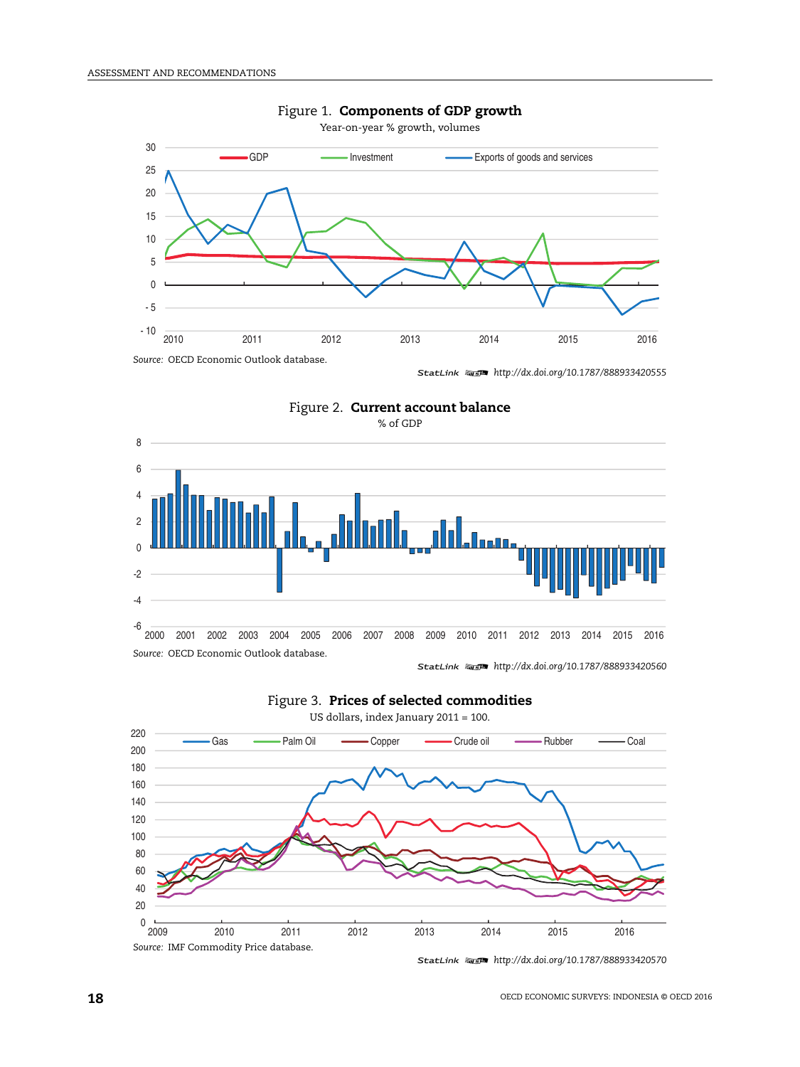Figure 1. **Components of GDP growth**

Year-on-year % growth, volumes

*Source:* OECD Economic Outlook database.

StatLink http://dx.doi.org/10.1787/888933420555

Figure 2. **Current account balance**

% of GDP

*Source:* OECD Economic Outlook database.

StatLink http://dx.doi.org/10.1787/888933420560

Figure 3. **Prices of selected commodities**

US dollars, index January 2011 = 100.

*Source:* IMF Commodity Price database.

StatLink http://dx.doi.org/10.1787/888933420570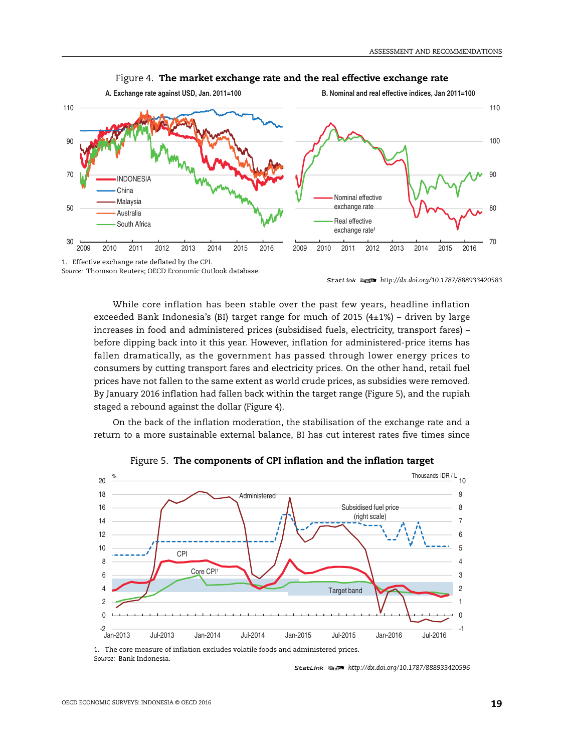Figure 4. **The market exchange rate and the real effective exchange rate**

1. Effective exchange rate deflated by the CPI.

*Source:* Thomson Reuters; OECD Economic Outlook database.

StatLink http://dx.doi.org/10.1787/888933420583

While core inflation has been stable over the past few years, headline inflation exceeded Bank Indonesia's (BI) target range for much of 2015 (4±1%) – driven by large increases in food and administered prices (subsidised fuels, electricity, transport fares) – before dipping back into it this year. However, inflation for administered-price items has fallen dramatically, as the government has passed through lower energy prices to consumers by cutting transport fares and electricity prices. On the other hand, retail fuel prices have not fallen to the same extent as world crude prices, as subsidies were removed. By January 2016 inflation had fallen back within the target range (Figure 5), and the rupiah staged a rebound against the dollar (Figure 4).

On the back of the inflation moderation, the stabilisation of the exchange rate and a return to a more sustainable external balance, BI has cut interest rates five times since

Figure 5. **The components of CPI inflation and the inflation target**

1. The core measure of inflation excludes volatile foods and administered prices.

*Source:* Bank Indonesia.

StatLink http://dx.doi.org/10.1787/888933420596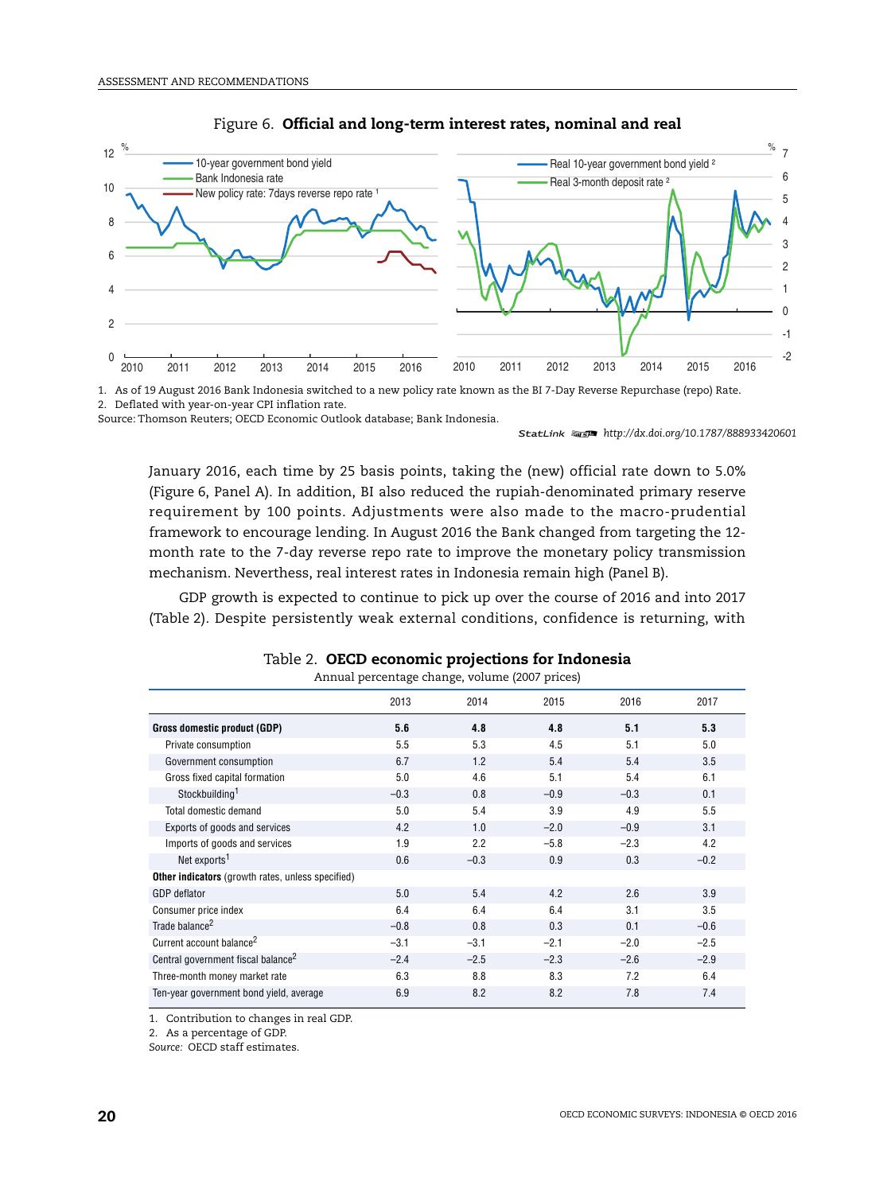Figure 6. **Official and long-term interest rates, nominal and real**

1. As of 19 August 2016 Bank Indonesia switched to a new policy rate known as the BI 7-Day Reverse Repurchase (repo) Rate.
2. Deflated with year-on-year CPI inflation rate.
Source: Thomson Reuters; OECD Economic Outlook database; Bank Indonesia.

StatLink http://dx.doi.org/10.1787/888933420601

January 2016, each time by 25 basis points, taking the (new) official rate down to 5.0% (Figure 6, Panel A). In addition, BI also reduced the rupiah-denominated primary reserve requirement by 100 points. Adjustments were also made to the macro-prudential framework to encourage lending. In August 2016 the Bank changed from targeting the 12-month rate to the 7-day reverse repo rate to improve the monetary policy transmission mechanism. Neverthess, real interest rates in Indonesia remain high (Panel B).

GDP growth is expected to continue to pick up over the course of 2016 and into 2017 (Table 2). Despite persistently weak external conditions, confidence is returning, with

Table 2. **OECD economic projections for Indonesia**
Annual percentage change, volume (2007 prices)

| | 2013 | 2014 | 2015 | 2016 | 2017 |
|---|---|---|---|---|---|
| **Gross domestic product (GDP)** | **5.6** | **4.8** | **4.8** | **5.1** | **5.3** |
| Private consumption | 5.5 | 5.3 | 4.5 | 5.1 | 5.0 |
| Government consumption | 6.7 | 1.2 | 5.4 | 5.4 | 3.5 |
| Gross fixed capital formation | 5.0 | 4.6 | 5.1 | 5.4 | 6.1 |
| Stockbuilding[1] | −0.3 | 0.8 | −0.9 | −0.3 | 0.1 |
| Total domestic demand | 5.0 | 5.4 | 3.9 | 4.9 | 5.5 |
| Exports of goods and services | 4.2 | 1.0 | −2.0 | −0.9 | 3.1 |
| Imports of goods and services | 1.9 | 2.2 | −5.8 | −2.3 | 4.2 |
| Net exports[1] | 0.6 | −0.3 | 0.9 | 0.3 | −0.2 |
| **Other indicators** (growth rates, unless specified) | | | | | |
| GDP deflator | 5.0 | 5.4 | 4.2 | 2.6 | 3.9 |
| Consumer price index | 6.4 | 6.4 | 6.4 | 3.1 | 3.5 |
| Trade balance[2] | −0.8 | 0.8 | 0.3 | 0.1 | −0.6 |
| Current account balance[2] | −3.1 | −3.1 | −2.1 | −2.0 | −2.5 |
| Central government fiscal balance[2] | −2.4 | −2.5 | −2.3 | −2.6 | −2.9 |
| Three-month money market rate | 6.3 | 8.8 | 8.3 | 7.2 | 6.4 |
| Ten-year government bond yield, average | 6.9 | 8.2 | 8.2 | 7.8 | 7.4 |

1. Contribution to changes in real GDP.
2. As a percentage of GDP.
*Source:* OECD staff estimates.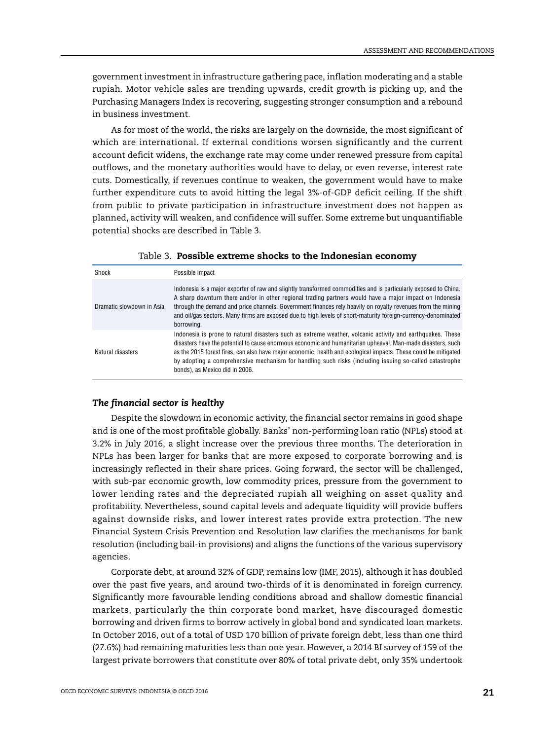government investment in infrastructure gathering pace, inflation moderating and a stable rupiah. Motor vehicle sales are trending upwards, credit growth is picking up, and the Purchasing Managers Index is recovering, suggesting stronger consumption and a rebound in business investment.

As for most of the world, the risks are largely on the downside, the most significant of which are international. If external conditions worsen significantly and the current account deficit widens, the exchange rate may come under renewed pressure from capital outflows, and the monetary authorities would have to delay, or even reverse, interest rate cuts. Domestically, if revenues continue to weaken, the government would have to make further expenditure cuts to avoid hitting the legal 3%-of-GDP deficit ceiling. If the shift from public to private participation in infrastructure investment does not happen as planned, activity will weaken, and confidence will suffer. Some extreme but unquantifiable potential shocks are described in Table 3.

Table 3. **Possible extreme shocks to the Indonesian economy**

| Shock | Possible impact |
| --- | --- |
| Dramatic slowdown in Asia | Indonesia is a major exporter of raw and slightly transformed commodities and is particularly exposed to China. A sharp downturn there and/or in other regional trading partners would have a major impact on Indonesia through the demand and price channels. Government finances rely heavily on royalty revenues from the mining and oil/gas sectors. Many firms are exposed due to high levels of short-maturity foreign-currency-denominated borrowing. |
| Natural disasters | Indonesia is prone to natural disasters such as extreme weather, volcanic activity and earthquakes. These disasters have the potential to cause enormous economic and humanitarian upheaval. Man-made disasters, such as the 2015 forest fires, can also have major economic, health and ecological impacts. These could be mitigated by adopting a comprehensive mechanism for handling such risks (including issuing so-called catastrophe bonds), as Mexico did in 2006. |

### *The financial sector is healthy*

Despite the slowdown in economic activity, the financial sector remains in good shape and is one of the most profitable globally. Banks' non-performing loan ratio (NPLs) stood at 3.2% in July 2016, a slight increase over the previous three months. The deterioration in NPLs has been larger for banks that are more exposed to corporate borrowing and is increasingly reflected in their share prices. Going forward, the sector will be challenged, with sub-par economic growth, low commodity prices, pressure from the government to lower lending rates and the depreciated rupiah all weighing on asset quality and profitability. Nevertheless, sound capital levels and adequate liquidity will provide buffers against downside risks, and lower interest rates provide extra protection. The new Financial System Crisis Prevention and Resolution law clarifies the mechanisms for bank resolution (including bail-in provisions) and aligns the functions of the various supervisory agencies.

Corporate debt, at around 32% of GDP, remains low (IMF, 2015), although it has doubled over the past five years, and around two-thirds of it is denominated in foreign currency. Significantly more favourable lending conditions abroad and shallow domestic financial markets, particularly the thin corporate bond market, have discouraged domestic borrowing and driven firms to borrow actively in global bond and syndicated loan markets. In October 2016, out of a total of USD 170 billion of private foreign debt, less than one third (27.6%) had remaining maturities less than one year. However, a 2014 BI survey of 159 of the largest private borrowers that constitute over 80% of total private debt, only 35% undertook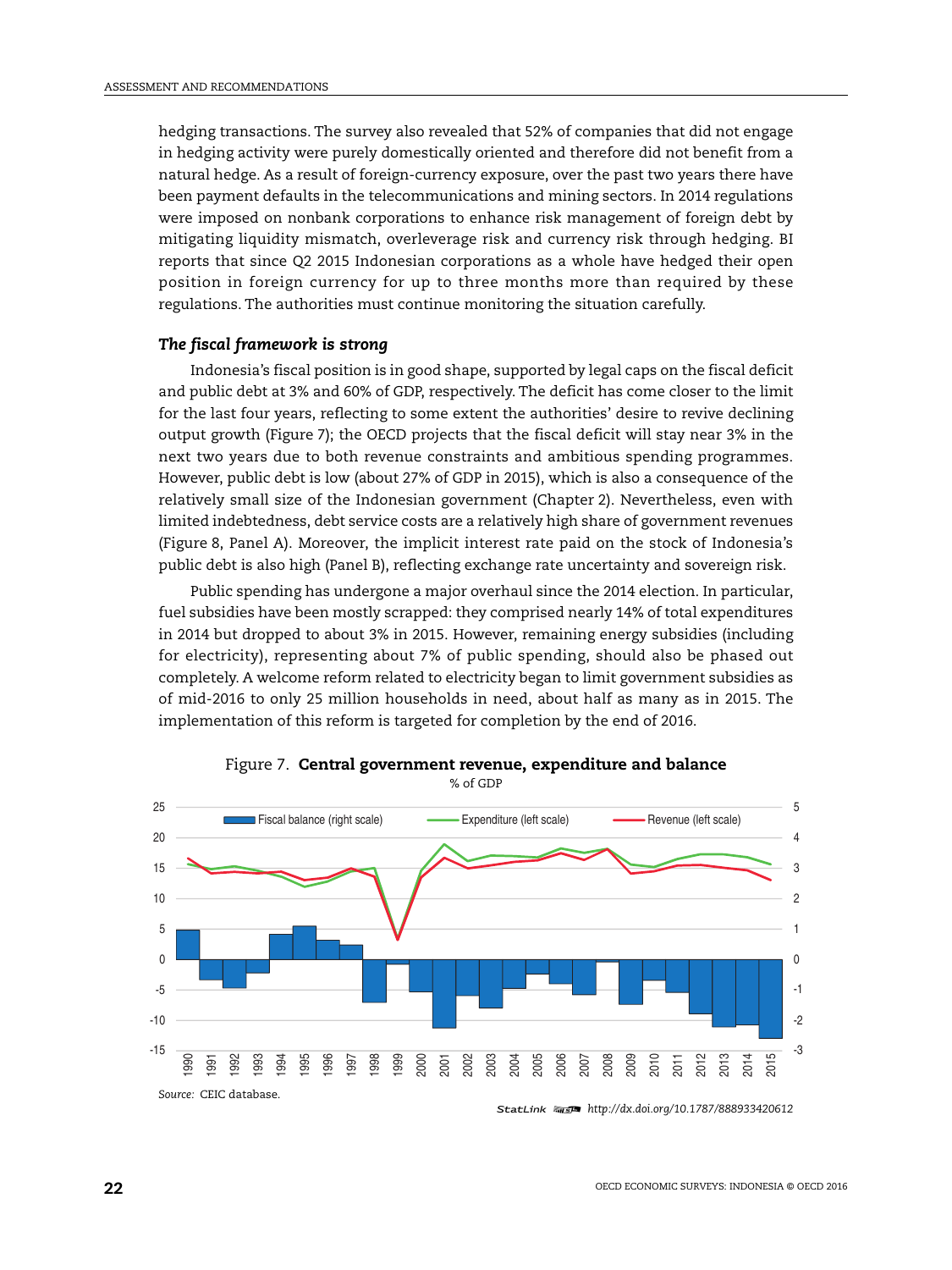hedging transactions. The survey also revealed that 52% of companies that did not engage in hedging activity were purely domestically oriented and therefore did not benefit from a natural hedge. As a result of foreign-currency exposure, over the past two years there have been payment defaults in the telecommunications and mining sectors. In 2014 regulations were imposed on nonbank corporations to enhance risk management of foreign debt by mitigating liquidity mismatch, overleverage risk and currency risk through hedging. BI reports that since Q2 2015 Indonesian corporations as a whole have hedged their open position in foreign currency for up to three months more than required by these regulations. The authorities must continue monitoring the situation carefully.

### *The fiscal framework is strong*

Indonesia's fiscal position is in good shape, supported by legal caps on the fiscal deficit and public debt at 3% and 60% of GDP, respectively. The deficit has come closer to the limit for the last four years, reflecting to some extent the authorities' desire to revive declining output growth (Figure 7); the OECD projects that the fiscal deficit will stay near 3% in the next two years due to both revenue constraints and ambitious spending programmes. However, public debt is low (about 27% of GDP in 2015), which is also a consequence of the relatively small size of the Indonesian government (Chapter 2). Nevertheless, even with limited indebtedness, debt service costs are a relatively high share of government revenues (Figure 8, Panel A). Moreover, the implicit interest rate paid on the stock of Indonesia's public debt is also high (Panel B), reflecting exchange rate uncertainty and sovereign risk.

Public spending has undergone a major overhaul since the 2014 election. In particular, fuel subsidies have been mostly scrapped: they comprised nearly 14% of total expenditures in 2014 but dropped to about 3% in 2015. However, remaining energy subsidies (including for electricity), representing about 7% of public spending, should also be phased out completely. A welcome reform related to electricity began to limit government subsidies as of mid-2016 to only 25 million households in need, about half as many as in 2015. The implementation of this reform is targeted for completion by the end of 2016.

Figure 7. **Central government revenue, expenditure and balance**

% of GDP

*Source:* CEIC database.

StatLink http://dx.doi.org/10.1787/888933420612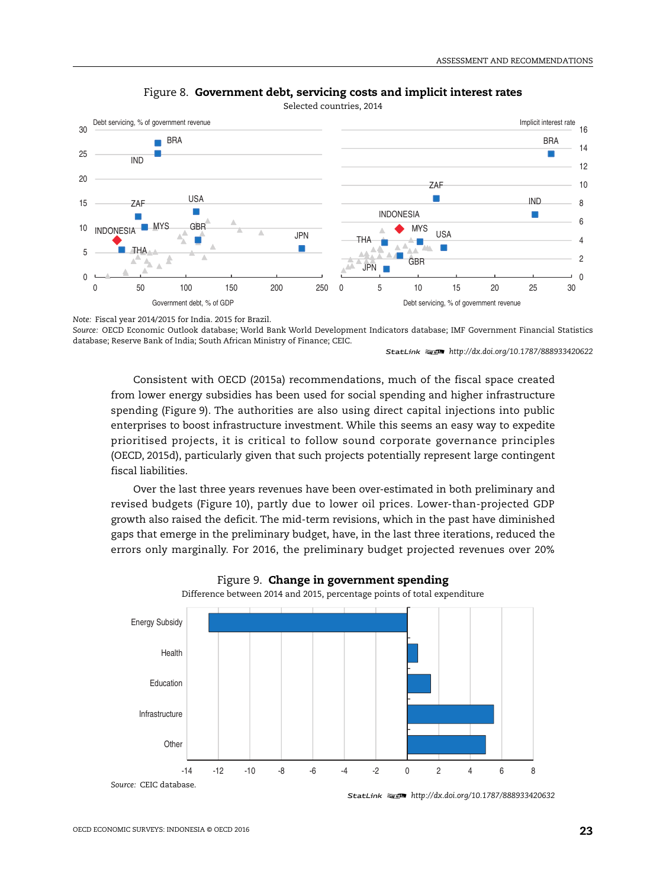**Figure 8. Government debt, servicing costs and implicit interest rates**

Selected countries, 2014

*Note:* Fiscal year 2014/2015 for India. 2015 for Brazil.

*Source:* OECD Economic Outlook database; World Bank World Development Indicators database; IMF Government Financial Statistics database; Reserve Bank of India; South African Ministry of Finance; CEIC.

StatLink http://dx.doi.org/10.1787/888933420622

Consistent with OECD (2015a) recommendations, much of the fiscal space created from lower energy subsidies has been used for social spending and higher infrastructure spending (Figure 9). The authorities are also using direct capital injections into public enterprises to boost infrastructure investment. While this seems an easy way to expedite prioritised projects, it is critical to follow sound corporate governance principles (OECD, 2015d), particularly given that such projects potentially represent large contingent fiscal liabilities.

Over the last three years revenues have been over-estimated in both preliminary and revised budgets (Figure 10), partly due to lower oil prices. Lower-than-projected GDP growth also raised the deficit. The mid-term revisions, which in the past have diminished gaps that emerge in the preliminary budget, have, in the last three iterations, reduced the errors only marginally. For 2016, the preliminary budget projected revenues over 20%

**Figure 9. Change in government spending**

Difference between 2014 and 2015, percentage points of total expenditure

*Source:* CEIC database.

StatLink http://dx.doi.org/10.1787/888933420632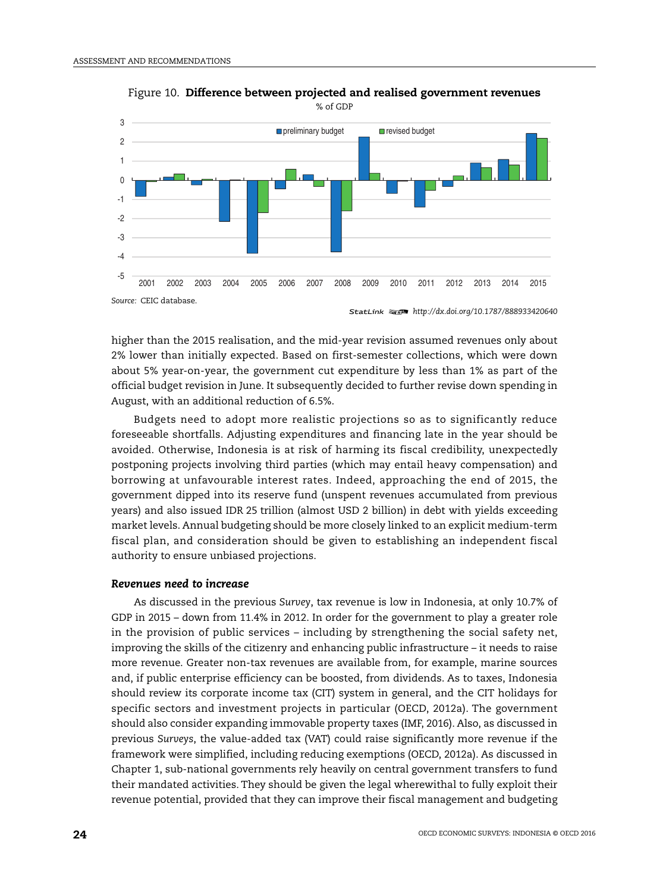Figure 10. **Difference between projected and realised government revenues**

% of GDP

Source: CEIC database.

StatLink http://dx.doi.org/10.1787/888933420640

higher than the 2015 realisation, and the mid-year revision assumed revenues only about 2% lower than initially expected. Based on first-semester collections, which were down about 5% year-on-year, the government cut expenditure by less than 1% as part of the official budget revision in June. It subsequently decided to further revise down spending in August, with an additional reduction of 6.5%.

Budgets need to adopt more realistic projections so as to significantly reduce foreseeable shortfalls. Adjusting expenditures and financing late in the year should be avoided. Otherwise, Indonesia is at risk of harming its fiscal credibility, unexpectedly postponing projects involving third parties (which may entail heavy compensation) and borrowing at unfavourable interest rates. Indeed, approaching the end of 2015, the government dipped into its reserve fund (unspent revenues accumulated from previous years) and also issued IDR 25 trillion (almost USD 2 billion) in debt with yields exceeding market levels. Annual budgeting should be more closely linked to an explicit medium-term fiscal plan, and consideration should be given to establishing an independent fiscal authority to ensure unbiased projections.

### *Revenues need to increase*

As discussed in the previous *Survey*, tax revenue is low in Indonesia, at only 10.7% of GDP in 2015 – down from 11.4% in 2012. In order for the government to play a greater role in the provision of public services – including by strengthening the social safety net, improving the skills of the citizenry and enhancing public infrastructure – it needs to raise more revenue. Greater non-tax revenues are available from, for example, marine sources and, if public enterprise efficiency can be boosted, from dividends. As to taxes, Indonesia should review its corporate income tax (CIT) system in general, and the CIT holidays for specific sectors and investment projects in particular (OECD, 2012a). The government should also consider expanding immovable property taxes (IMF, 2016). Also, as discussed in previous *Surveys*, the value-added tax (VAT) could raise significantly more revenue if the framework were simplified, including reducing exemptions (OECD, 2012a). As discussed in Chapter 1, sub-national governments rely heavily on central government transfers to fund their mandated activities. They should be given the legal wherewithal to fully exploit their revenue potential, provided that they can improve their fiscal management and budgeting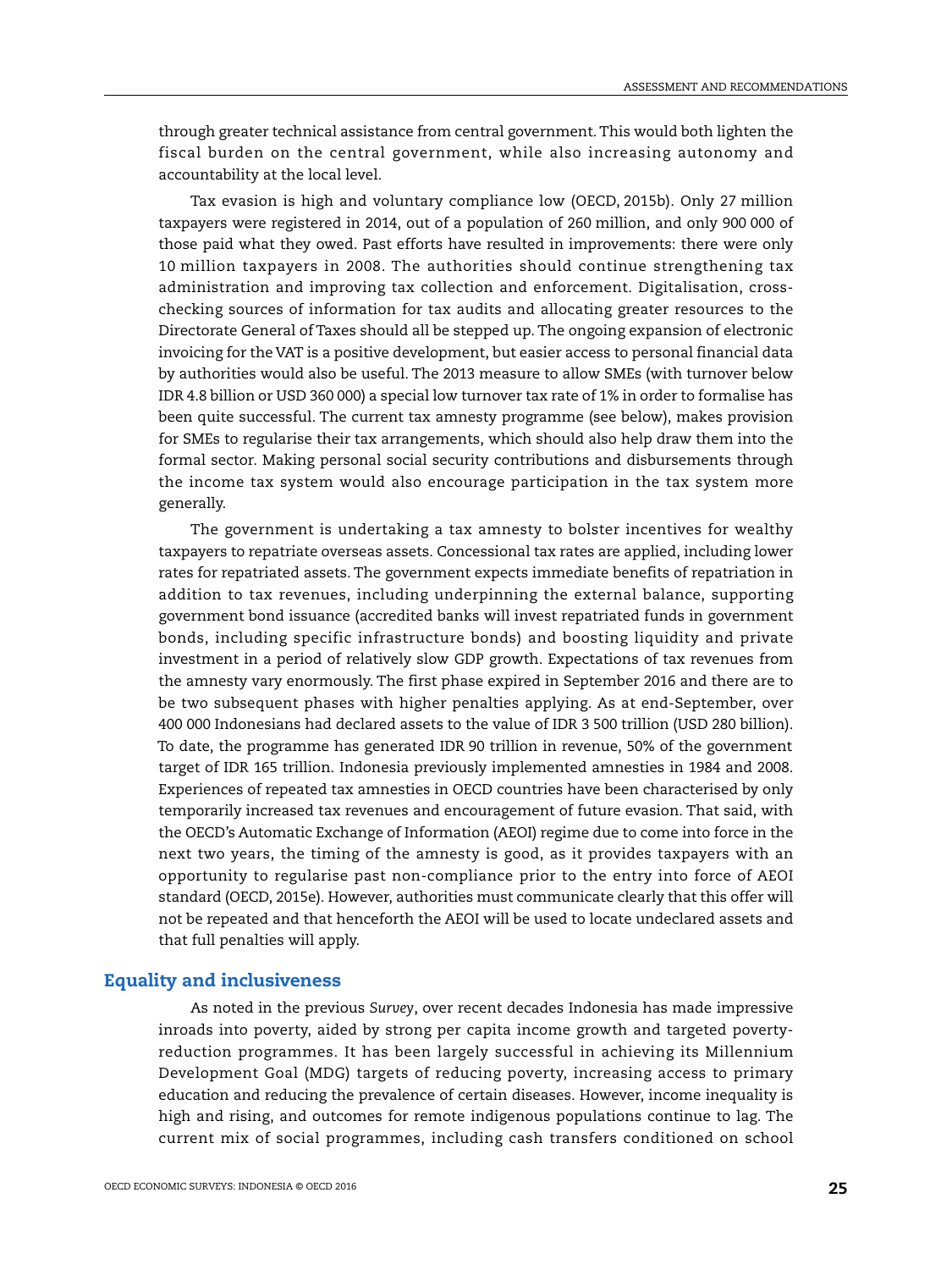through greater technical assistance from central government. This would both lighten the fiscal burden on the central government, while also increasing autonomy and accountability at the local level.

Tax evasion is high and voluntary compliance low (OECD, 2015b). Only 27 million taxpayers were registered in 2014, out of a population of 260 million, and only 900 000 of those paid what they owed. Past efforts have resulted in improvements: there were only 10 million taxpayers in 2008. The authorities should continue strengthening tax administration and improving tax collection and enforcement. Digitalisation, cross-checking sources of information for tax audits and allocating greater resources to the Directorate General of Taxes should all be stepped up. The ongoing expansion of electronic invoicing for the VAT is a positive development, but easier access to personal financial data by authorities would also be useful. The 2013 measure to allow SMEs (with turnover below IDR 4.8 billion or USD 360 000) a special low turnover tax rate of 1% in order to formalise has been quite successful. The current tax amnesty programme (see below), makes provision for SMEs to regularise their tax arrangements, which should also help draw them into the formal sector. Making personal social security contributions and disbursements through the income tax system would also encourage participation in the tax system more generally.

The government is undertaking a tax amnesty to bolster incentives for wealthy taxpayers to repatriate overseas assets. Concessional tax rates are applied, including lower rates for repatriated assets. The government expects immediate benefits of repatriation in addition to tax revenues, including underpinning the external balance, supporting government bond issuance (accredited banks will invest repatriated funds in government bonds, including specific infrastructure bonds) and boosting liquidity and private investment in a period of relatively slow GDP growth. Expectations of tax revenues from the amnesty vary enormously. The first phase expired in September 2016 and there are to be two subsequent phases with higher penalties applying. As at end-September, over 400 000 Indonesians had declared assets to the value of IDR 3 500 trillion (USD 280 billion). To date, the programme has generated IDR 90 trillion in revenue, 50% of the government target of IDR 165 trillion. Indonesia previously implemented amnesties in 1984 and 2008. Experiences of repeated tax amnesties in OECD countries have been characterised by only temporarily increased tax revenues and encouragement of future evasion. That said, with the OECD's Automatic Exchange of Information (AEOI) regime due to come into force in the next two years, the timing of the amnesty is good, as it provides taxpayers with an opportunity to regularise past non-compliance prior to the entry into force of AEOI standard (OECD, 2015e). However, authorities must communicate clearly that this offer will not be repeated and that henceforth the AEOI will be used to locate undeclared assets and that full penalties will apply.

## Equality and inclusiveness

As noted in the previous *Survey*, over recent decades Indonesia has made impressive inroads into poverty, aided by strong per capita income growth and targeted poverty-reduction programmes. It has been largely successful in achieving its Millennium Development Goal (MDG) targets of reducing poverty, increasing access to primary education and reducing the prevalence of certain diseases. However, income inequality is high and rising, and outcomes for remote indigenous populations continue to lag. The current mix of social programmes, including cash transfers conditioned on school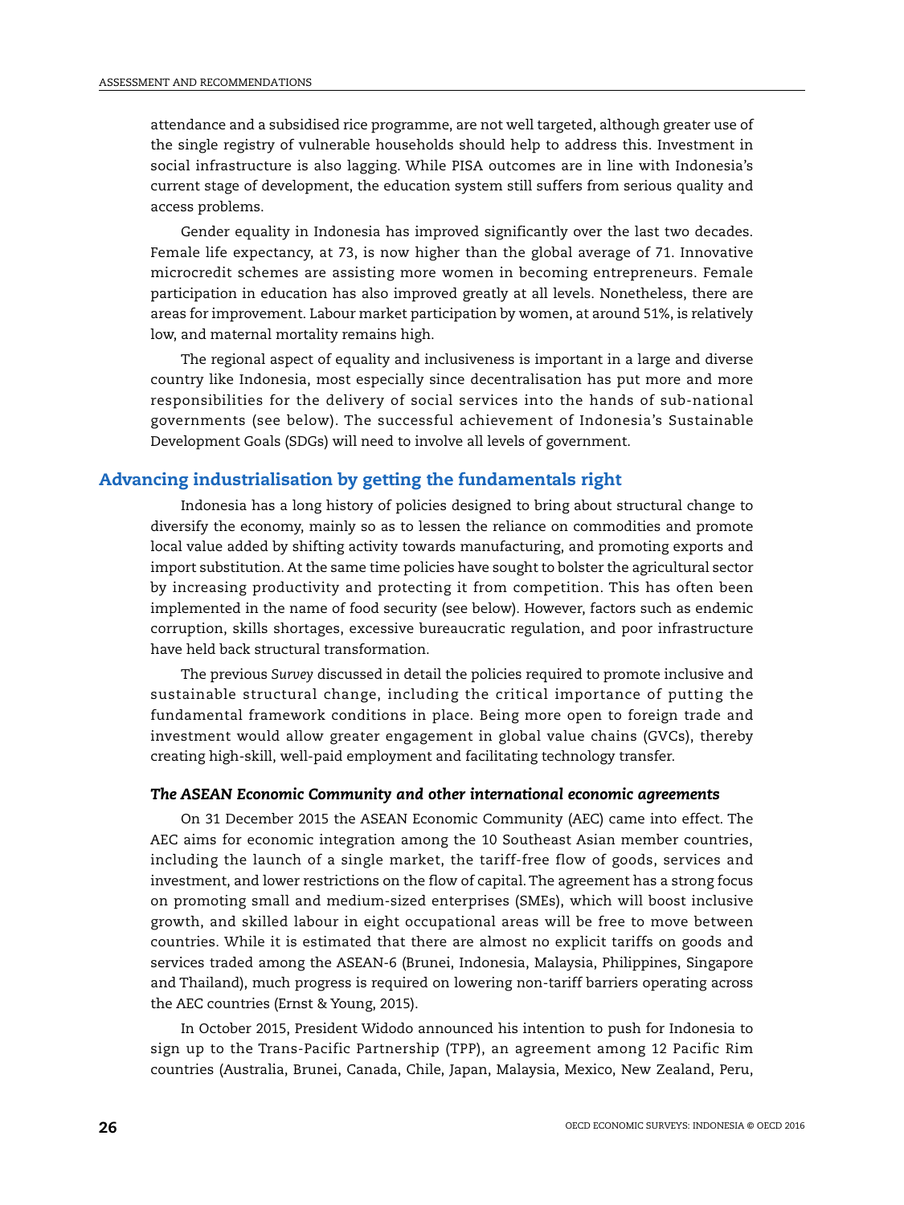attendance and a subsidised rice programme, are not well targeted, although greater use of the single registry of vulnerable households should help to address this. Investment in social infrastructure is also lagging. While PISA outcomes are in line with Indonesia's current stage of development, the education system still suffers from serious quality and access problems.

Gender equality in Indonesia has improved significantly over the last two decades. Female life expectancy, at 73, is now higher than the global average of 71. Innovative microcredit schemes are assisting more women in becoming entrepreneurs. Female participation in education has also improved greatly at all levels. Nonetheless, there are areas for improvement. Labour market participation by women, at around 51%, is relatively low, and maternal mortality remains high.

The regional aspect of equality and inclusiveness is important in a large and diverse country like Indonesia, most especially since decentralisation has put more and more responsibilities for the delivery of social services into the hands of sub-national governments (see below). The successful achievement of Indonesia's Sustainable Development Goals (SDGs) will need to involve all levels of government.

## Advancing industrialisation by getting the fundamentals right

Indonesia has a long history of policies designed to bring about structural change to diversify the economy, mainly so as to lessen the reliance on commodities and promote local value added by shifting activity towards manufacturing, and promoting exports and import substitution. At the same time policies have sought to bolster the agricultural sector by increasing productivity and protecting it from competition. This has often been implemented in the name of food security (see below). However, factors such as endemic corruption, skills shortages, excessive bureaucratic regulation, and poor infrastructure have held back structural transformation.

The previous *Survey* discussed in detail the policies required to promote inclusive and sustainable structural change, including the critical importance of putting the fundamental framework conditions in place. Being more open to foreign trade and investment would allow greater engagement in global value chains (GVCs), thereby creating high-skill, well-paid employment and facilitating technology transfer.

### *The ASEAN Economic Community and other international economic agreements*

On 31 December 2015 the ASEAN Economic Community (AEC) came into effect. The AEC aims for economic integration among the 10 Southeast Asian member countries, including the launch of a single market, the tariff-free flow of goods, services and investment, and lower restrictions on the flow of capital. The agreement has a strong focus on promoting small and medium-sized enterprises (SMEs), which will boost inclusive growth, and skilled labour in eight occupational areas will be free to move between countries. While it is estimated that there are almost no explicit tariffs on goods and services traded among the ASEAN-6 (Brunei, Indonesia, Malaysia, Philippines, Singapore and Thailand), much progress is required on lowering non-tariff barriers operating across the AEC countries (Ernst & Young, 2015).

In October 2015, President Widodo announced his intention to push for Indonesia to sign up to the Trans-Pacific Partnership (TPP), an agreement among 12 Pacific Rim countries (Australia, Brunei, Canada, Chile, Japan, Malaysia, Mexico, New Zealand, Peru,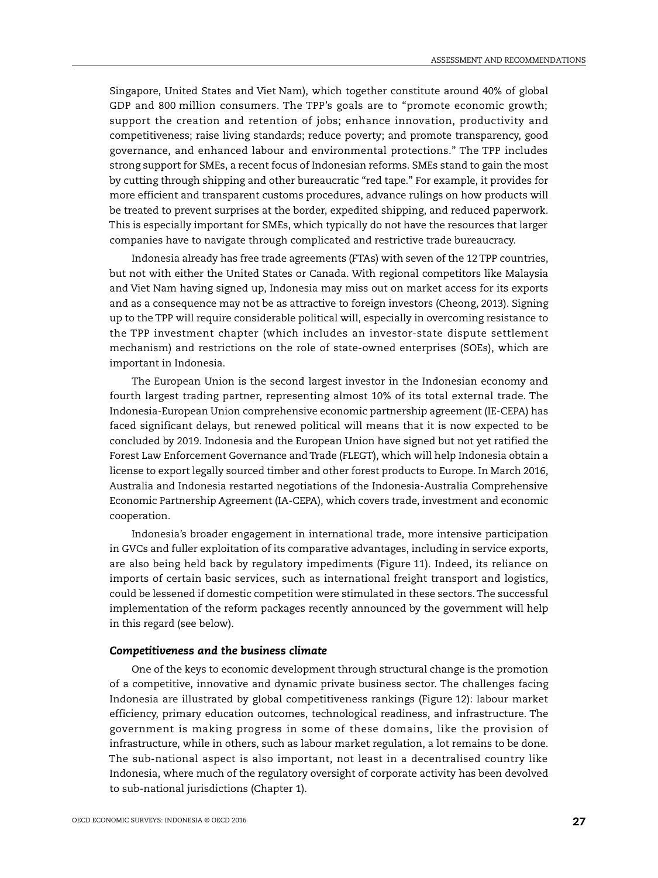Singapore, United States and Viet Nam), which together constitute around 40% of global GDP and 800 million consumers. The TPP's goals are to "promote economic growth; support the creation and retention of jobs; enhance innovation, productivity and competitiveness; raise living standards; reduce poverty; and promote transparency, good governance, and enhanced labour and environmental protections." The TPP includes strong support for SMEs, a recent focus of Indonesian reforms. SMEs stand to gain the most by cutting through shipping and other bureaucratic "red tape." For example, it provides for more efficient and transparent customs procedures, advance rulings on how products will be treated to prevent surprises at the border, expedited shipping, and reduced paperwork. This is especially important for SMEs, which typically do not have the resources that larger companies have to navigate through complicated and restrictive trade bureaucracy.

Indonesia already has free trade agreements (FTAs) with seven of the 12 TPP countries, but not with either the United States or Canada. With regional competitors like Malaysia and Viet Nam having signed up, Indonesia may miss out on market access for its exports and as a consequence may not be as attractive to foreign investors (Cheong, 2013). Signing up to the TPP will require considerable political will, especially in overcoming resistance to the TPP investment chapter (which includes an investor-state dispute settlement mechanism) and restrictions on the role of state-owned enterprises (SOEs), which are important in Indonesia.

The European Union is the second largest investor in the Indonesian economy and fourth largest trading partner, representing almost 10% of its total external trade. The Indonesia-European Union comprehensive economic partnership agreement (IE-CEPA) has faced significant delays, but renewed political will means that it is now expected to be concluded by 2019. Indonesia and the European Union have signed but not yet ratified the Forest Law Enforcement Governance and Trade (FLEGT), which will help Indonesia obtain a license to export legally sourced timber and other forest products to Europe. In March 2016, Australia and Indonesia restarted negotiations of the Indonesia-Australia Comprehensive Economic Partnership Agreement (IA-CEPA), which covers trade, investment and economic cooperation.

Indonesia's broader engagement in international trade, more intensive participation in GVCs and fuller exploitation of its comparative advantages, including in service exports, are also being held back by regulatory impediments (Figure 11). Indeed, its reliance on imports of certain basic services, such as international freight transport and logistics, could be lessened if domestic competition were stimulated in these sectors. The successful implementation of the reform packages recently announced by the government will help in this regard (see below).

### *Competitiveness and the business climate*

One of the keys to economic development through structural change is the promotion of a competitive, innovative and dynamic private business sector. The challenges facing Indonesia are illustrated by global competitiveness rankings (Figure 12): labour market efficiency, primary education outcomes, technological readiness, and infrastructure. The government is making progress in some of these domains, like the provision of infrastructure, while in others, such as labour market regulation, a lot remains to be done. The sub-national aspect is also important, not least in a decentralised country like Indonesia, where much of the regulatory oversight of corporate activity has been devolved to sub-national jurisdictions (Chapter 1).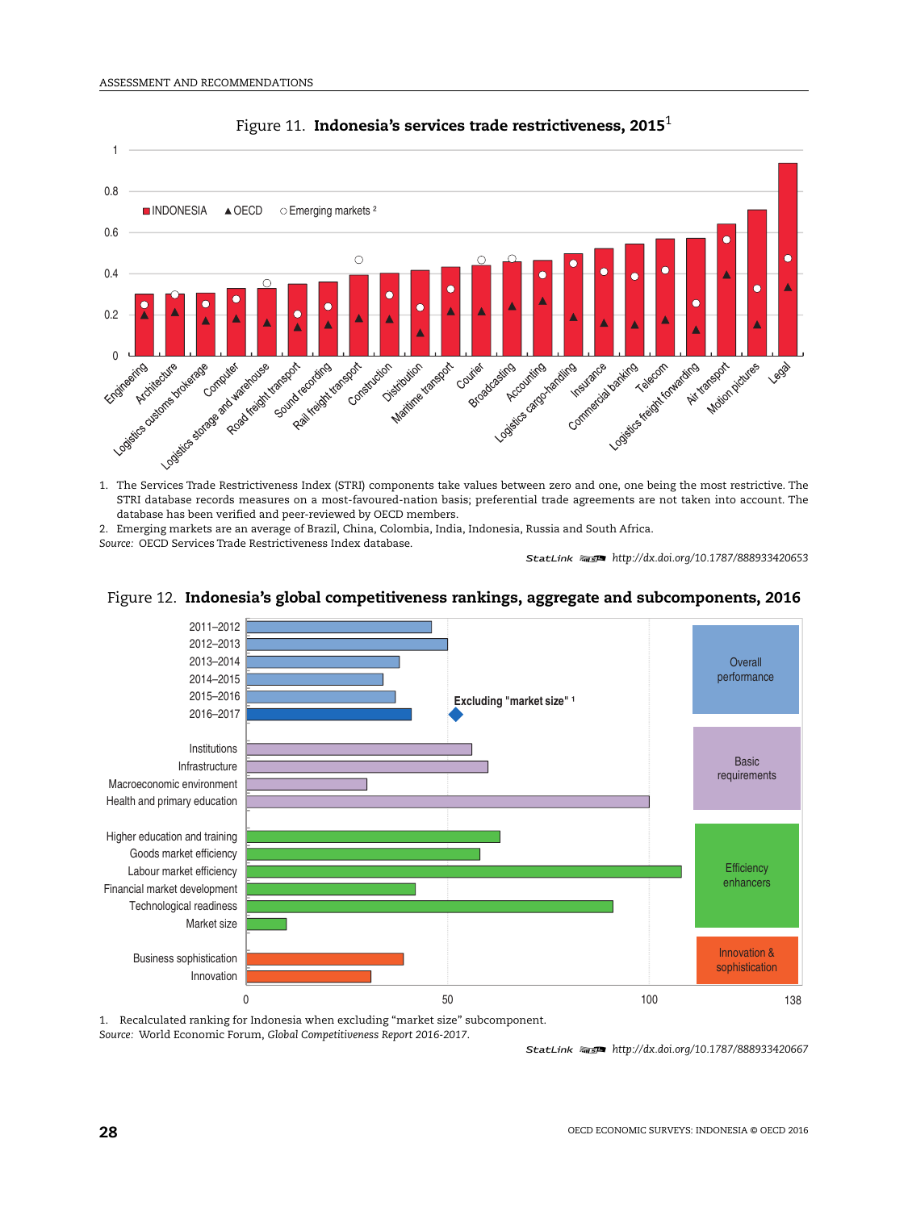Figure 11. **Indonesia's services trade restrictiveness, 2015**[1]

1. The Services Trade Restrictiveness Index (STRI) components take values between zero and one, one being the most restrictive. The STRI database records measures on a most-favoured-nation basis; preferential trade agreements are not taken into account. The database has been verified and peer-reviewed by OECD members.
2. Emerging markets are an average of Brazil, China, Colombia, India, Indonesia, Russia and South Africa.

*Source:* OECD Services Trade Restrictiveness Index database.

StatLink http://dx.doi.org/10.1787/888933420653

Figure 12. **Indonesia's global competitiveness rankings, aggregate and subcomponents, 2016**

1. Recalculated ranking for Indonesia when excluding "market size" subcomponent.

*Source:* World Economic Forum, *Global Competitiveness Report* 2016-2017.

StatLink http://dx.doi.org/10.1787/888933420667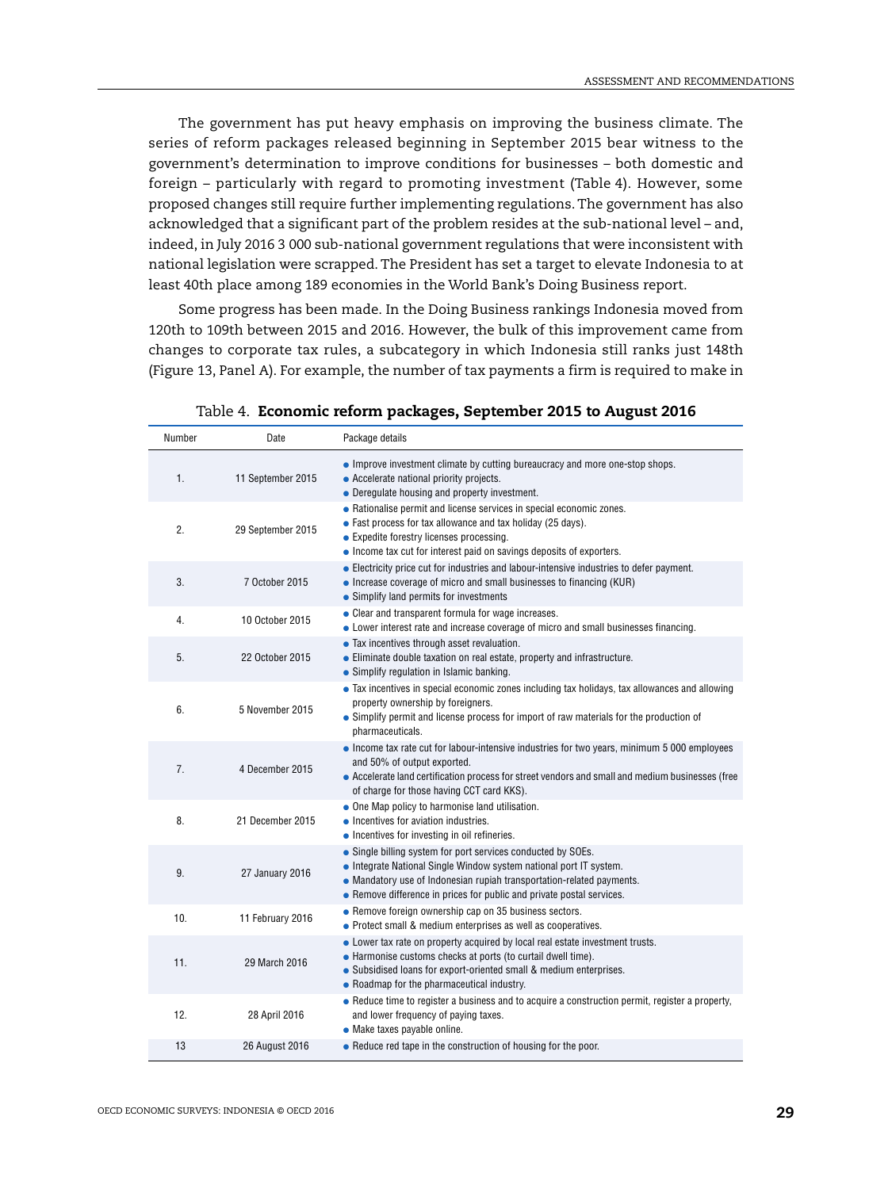The government has put heavy emphasis on improving the business climate. The series of reform packages released beginning in September 2015 bear witness to the government's determination to improve conditions for businesses – both domestic and foreign – particularly with regard to promoting investment (Table 4). However, some proposed changes still require further implementing regulations. The government has also acknowledged that a significant part of the problem resides at the sub-national level – and, indeed, in July 2016 3 000 sub-national government regulations that were inconsistent with national legislation were scrapped. The President has set a target to elevate Indonesia to at least 40th place among 189 economies in the World Bank's Doing Business report.

Some progress has been made. In the Doing Business rankings Indonesia moved from 120th to 109th between 2015 and 2016. However, the bulk of this improvement came from changes to corporate tax rules, a subcategory in which Indonesia still ranks just 148th (Figure 13, Panel A). For example, the number of tax payments a firm is required to make in

Table 4. **Economic reform packages, September 2015 to August 2016**

| Number | Date | Package details |
|---|---|---|
| 1. | 11 September 2015 | • Improve investment climate by cutting bureaucracy and more one-stop shops.<br>• Accelerate national priority projects.<br>• Deregulate housing and property investment. |
| 2. | 29 September 2015 | • Rationalise permit and license services in special economic zones.<br>• Fast process for tax allowance and tax holiday (25 days).<br>• Expedite forestry licenses processing.<br>• Income tax cut for interest paid on savings deposits of exporters. |
| 3. | 7 October 2015 | • Electricity price cut for industries and labour-intensive industries to defer payment.<br>• Increase coverage of micro and small businesses to financing (KUR)<br>• Simplify land permits for investments |
| 4. | 10 October 2015 | • Clear and transparent formula for wage increases.<br>• Lower interest rate and increase coverage of micro and small businesses financing. |
| 5. | 22 October 2015 | • Tax incentives through asset revaluation.<br>• Eliminate double taxation on real estate, property and infrastructure.<br>• Simplify regulation in Islamic banking. |
| 6. | 5 November 2015 | • Tax incentives in special economic zones including tax holidays, tax allowances and allowing property ownership by foreigners.<br>• Simplify permit and license process for import of raw materials for the production of pharmaceuticals. |
| 7. | 4 December 2015 | • Income tax rate cut for labour-intensive industries for two years, minimum 5 000 employees and 50% of output exported.<br>• Accelerate land certification process for street vendors and small and medium businesses (free of charge for those having CCT card KKS). |
| 8. | 21 December 2015 | • One Map policy to harmonise land utilisation.<br>• Incentives for aviation industries.<br>• Incentives for investing in oil refineries. |
| 9. | 27 January 2016 | • Single billing system for port services conducted by SOEs.<br>• Integrate National Single Window system national port IT system.<br>• Mandatory use of Indonesian rupiah transportation-related payments.<br>• Remove difference in prices for public and private postal services. |
| 10. | 11 February 2016 | • Remove foreign ownership cap on 35 business sectors.<br>• Protect small & medium enterprises as well as cooperatives. |
| 11. | 29 March 2016 | • Lower tax rate on property acquired by local real estate investment trusts.<br>• Harmonise customs checks at ports (to curtail dwell time).<br>• Subsidised loans for export-oriented small & medium enterprises.<br>• Roadmap for the pharmaceutical industry. |
| 12. | 28 April 2016 | • Reduce time to register a business and to acquire a construction permit, register a property, and lower frequency of paying taxes.<br>• Make taxes payable online. |
| 13 | 26 August 2016 | • Reduce red tape in the construction of housing for the poor. |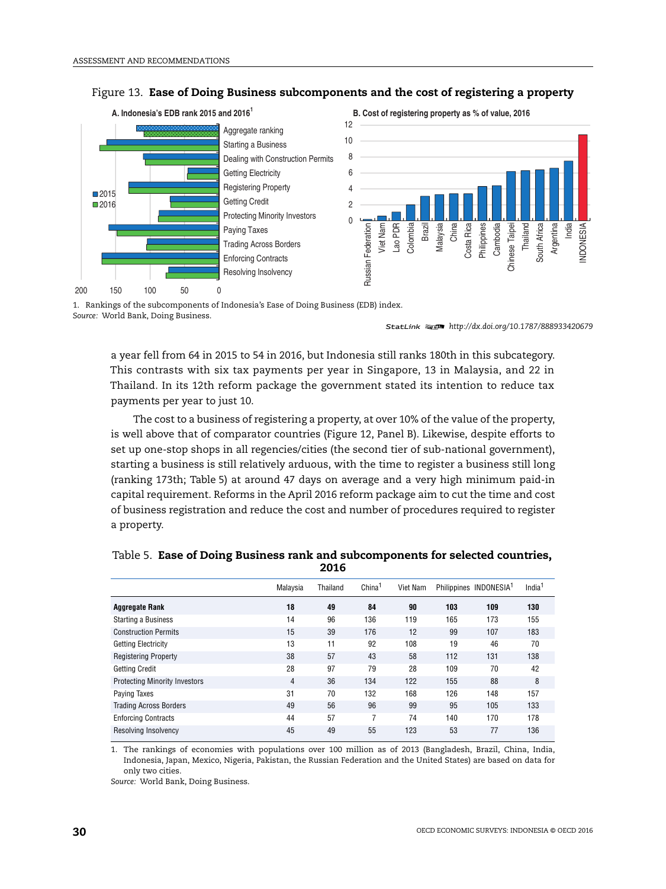Figure 13. **Ease of Doing Business subcomponents and the cost of registering a property**

A. Indonesia's EDB rank 2015 and 2016[1]

B. Cost of registering property as % of value, 2016

1. Rankings of the subcomponents of Indonesia's Ease of Doing Business (EDB) index.

*Source:* World Bank, Doing Business.

StatLink http://dx.doi.org/10.1787/888933420679

a year fell from 64 in 2015 to 54 in 2016, but Indonesia still ranks 180th in this subcategory. This contrasts with six tax payments per year in Singapore, 13 in Malaysia, and 22 in Thailand. In its 12th reform package the government stated its intention to reduce tax payments per year to just 10.

The cost to a business of registering a property, at over 10% of the value of the property, is well above that of comparator countries (Figure 12, Panel B). Likewise, despite efforts to set up one-stop shops in all regencies/cities (the second tier of sub-national government), starting a business is still relatively arduous, with the time to register a business still long (ranking 173th; Table 5) at around 47 days on average and a very high minimum paid-in capital requirement. Reforms in the April 2016 reform package aim to cut the time and cost of business registration and reduce the cost and number of procedures required to register a property.

Table 5. **Ease of Doing Business rank and subcomponents for selected countries, 2016**

| | Malaysia | Thailand | China[1] | Viet Nam | Philippines | INDONESIA[1] | India[1] |
|---|---|---|---|---|---|---|---|
| **Aggregate Rank** | **18** | **49** | **84** | **90** | **103** | **109** | **130** |
| Starting a Business | 14 | 96 | 136 | 119 | 165 | 173 | 155 |
| Construction Permits | 15 | 39 | 176 | 12 | 99 | 107 | 183 |
| Getting Electricity | 13 | 11 | 92 | 108 | 19 | 46 | 70 |
| Registering Property | 38 | 57 | 43 | 58 | 112 | 131 | 138 |
| Getting Credit | 28 | 97 | 79 | 28 | 109 | 70 | 42 |
| Protecting Minority Investors | 4 | 36 | 134 | 122 | 155 | 88 | 8 |
| Paying Taxes | 31 | 70 | 132 | 168 | 126 | 148 | 157 |
| Trading Across Borders | 49 | 56 | 96 | 99 | 95 | 105 | 133 |
| Enforcing Contracts | 44 | 57 | 7 | 74 | 140 | 170 | 178 |
| Resolving Insolvency | 45 | 49 | 55 | 123 | 53 | 77 | 136 |

1. The rankings of economies with populations over 100 million as of 2013 (Bangladesh, Brazil, China, India, Indonesia, Japan, Mexico, Nigeria, Pakistan, the Russian Federation and the United States) are based on data for only two cities.

*Source:* World Bank, Doing Business.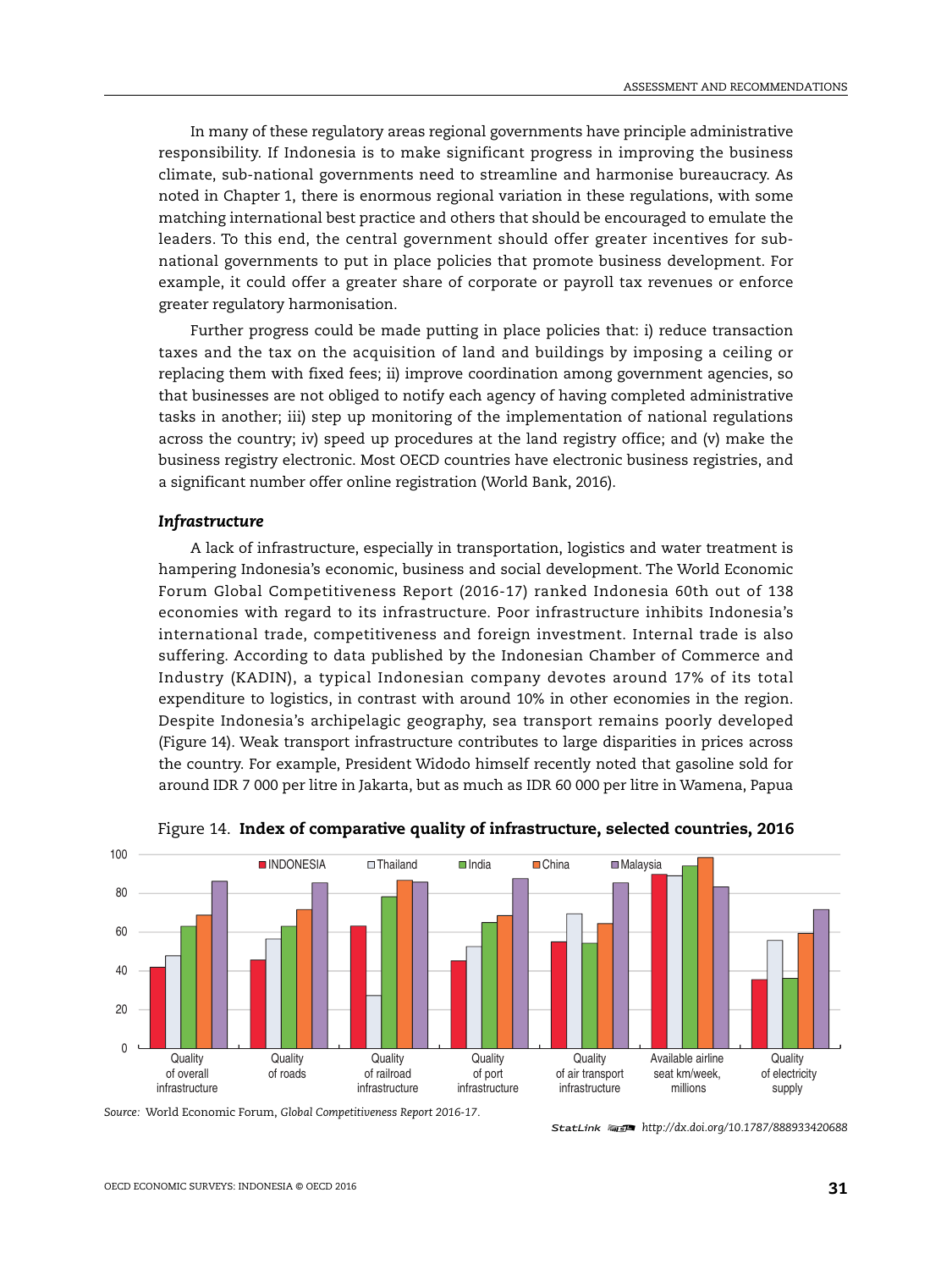In many of these regulatory areas regional governments have principle administrative responsibility. If Indonesia is to make significant progress in improving the business climate, sub-national governments need to streamline and harmonise bureaucracy. As noted in Chapter 1, there is enormous regional variation in these regulations, with some matching international best practice and others that should be encouraged to emulate the leaders. To this end, the central government should offer greater incentives for sub-national governments to put in place policies that promote business development. For example, it could offer a greater share of corporate or payroll tax revenues or enforce greater regulatory harmonisation.

Further progress could be made putting in place policies that: i) reduce transaction taxes and the tax on the acquisition of land and buildings by imposing a ceiling or replacing them with fixed fees; ii) improve coordination among government agencies, so that businesses are not obliged to notify each agency of having completed administrative tasks in another; iii) step up monitoring of the implementation of national regulations across the country; iv) speed up procedures at the land registry office; and (v) make the business registry electronic. Most OECD countries have electronic business registries, and a significant number offer online registration (World Bank, 2016).

### *Infrastructure*

A lack of infrastructure, especially in transportation, logistics and water treatment is hampering Indonesia's economic, business and social development. The World Economic Forum Global Competitiveness Report (2016-17) ranked Indonesia 60th out of 138 economies with regard to its infrastructure. Poor infrastructure inhibits Indonesia's international trade, competitiveness and foreign investment. Internal trade is also suffering. According to data published by the Indonesian Chamber of Commerce and Industry (KADIN), a typical Indonesian company devotes around 17% of its total expenditure to logistics, in contrast with around 10% in other economies in the region. Despite Indonesia's archipelagic geography, sea transport remains poorly developed (Figure 14). Weak transport infrastructure contributes to large disparities in prices across the country. For example, President Widodo himself recently noted that gasoline sold for around IDR 7 000 per litre in Jakarta, but as much as IDR 60 000 per litre in Wamena, Papua

Figure 14. **Index of comparative quality of infrastructure, selected countries, 2016**

| | INDONESIA | Thailand | India | China | Malaysia |
|---|---|---|---|---|---|
| Quality of overall infrastructure | 42 | 48 | 63 | 69 | 86 |
| Quality of roads | 46 | 56 | 63 | 72 | 85 |
| Quality of railroad infrastructure | 63 | 27 | 78 | 87 | 86 |
| Quality of port infrastructure | 45 | 52 | 65 | 69 | 88 |
| Quality of air transport infrastructure | 55 | 69 | 54 | 64 | 85 |
| Available airline seat km/week, millions | 89 | 89 | 94 | 98 | 83 |
| Quality of electricity supply | 35 | 56 | 36 | 59 | 72 |

*Source:* World Economic Forum, *Global Competitiveness Report 2016-17*.

StatLink http://dx.doi.org/10.1787/888933420688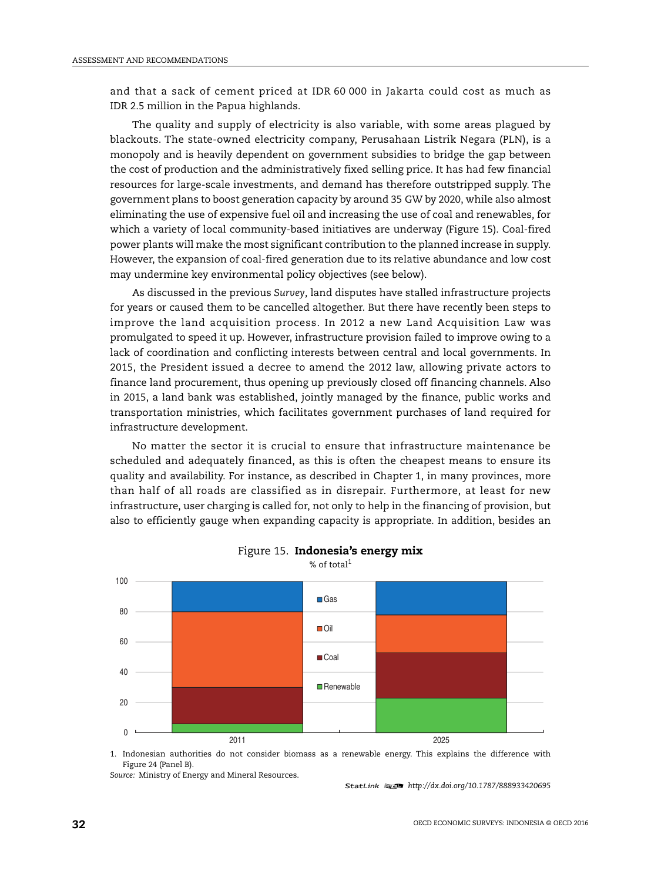and that a sack of cement priced at IDR 60 000 in Jakarta could cost as much as IDR 2.5 million in the Papua highlands.

The quality and supply of electricity is also variable, with some areas plagued by blackouts. The state-owned electricity company, Perusahaan Listrik Negara (PLN), is a monopoly and is heavily dependent on government subsidies to bridge the gap between the cost of production and the administratively fixed selling price. It has had few financial resources for large-scale investments, and demand has therefore outstripped supply. The government plans to boost generation capacity by around 35 GW by 2020, while also almost eliminating the use of expensive fuel oil and increasing the use of coal and renewables, for which a variety of local community-based initiatives are underway (Figure 15). Coal-fired power plants will make the most significant contribution to the planned increase in supply. However, the expansion of coal-fired generation due to its relative abundance and low cost may undermine key environmental policy objectives (see below).

As discussed in the previous *Survey*, land disputes have stalled infrastructure projects for years or caused them to be cancelled altogether. But there have recently been steps to improve the land acquisition process. In 2012 a new Land Acquisition Law was promulgated to speed it up. However, infrastructure provision failed to improve owing to a lack of coordination and conflicting interests between central and local governments. In 2015, the President issued a decree to amend the 2012 law, allowing private actors to finance land procurement, thus opening up previously closed off financing channels. Also in 2015, a land bank was established, jointly managed by the finance, public works and transportation ministries, which facilitates government purchases of land required for infrastructure development.

No matter the sector it is crucial to ensure that infrastructure maintenance be scheduled and adequately financed, as this is often the cheapest means to ensure its quality and availability. For instance, as described in Chapter 1, in many provinces, more than half of all roads are classified as in disrepair. Furthermore, at least for new infrastructure, user charging is called for, not only to help in the financing of provision, but also to efficiently gauge when expanding capacity is appropriate. In addition, besides an

Figure 15. **Indonesia's energy mix**

% of total[1]

1. Indonesian authorities do not consider biomass as a renewable energy. This explains the difference with Figure 24 (Panel B).

*Source:* Ministry of Energy and Mineral Resources.

StatLink http://dx.doi.org/10.1787/888933420695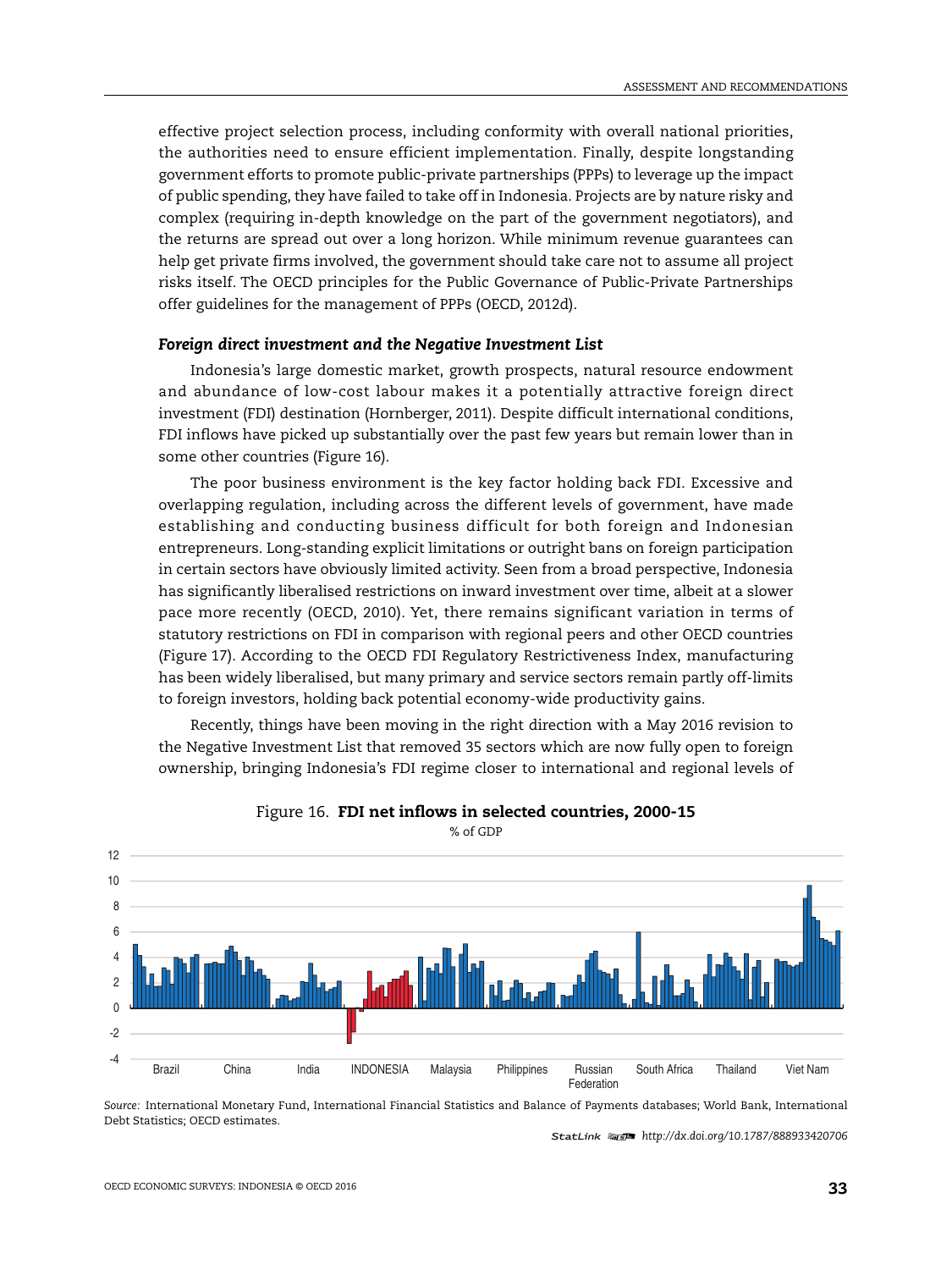effective project selection process, including conformity with overall national priorities, the authorities need to ensure efficient implementation. Finally, despite longstanding government efforts to promote public-private partnerships (PPPs) to leverage up the impact of public spending, they have failed to take off in Indonesia. Projects are by nature risky and complex (requiring in-depth knowledge on the part of the government negotiators), and the returns are spread out over a long horizon. While minimum revenue guarantees can help get private firms involved, the government should take care not to assume all project risks itself. The OECD principles for the Public Governance of Public-Private Partnerships offer guidelines for the management of PPPs (OECD, 2012d).

#### *Foreign direct investment and the Negative Investment List*

Indonesia's large domestic market, growth prospects, natural resource endowment and abundance of low-cost labour makes it a potentially attractive foreign direct investment (FDI) destination (Hornberger, 2011). Despite difficult international conditions, FDI inflows have picked up substantially over the past few years but remain lower than in some other countries (Figure 16).

The poor business environment is the key factor holding back FDI. Excessive and overlapping regulation, including across the different levels of government, have made establishing and conducting business difficult for both foreign and Indonesian entrepreneurs. Long-standing explicit limitations or outright bans on foreign participation in certain sectors have obviously limited activity. Seen from a broad perspective, Indonesia has significantly liberalised restrictions on inward investment over time, albeit at a slower pace more recently (OECD, 2010). Yet, there remains significant variation in terms of statutory restrictions on FDI in comparison with regional peers and other OECD countries (Figure 17). According to the OECD FDI Regulatory Restrictiveness Index, manufacturing has been widely liberalised, but many primary and service sectors remain partly off-limits to foreign investors, holding back potential economy-wide productivity gains.

Recently, things have been moving in the right direction with a May 2016 revision to the Negative Investment List that removed 35 sectors which are now fully open to foreign ownership, bringing Indonesia's FDI regime closer to international and regional levels of

Figure 16. **FDI net inflows in selected countries, 2000-15**

% of GDP

*Source:* International Monetary Fund, International Financial Statistics and Balance of Payments databases; World Bank, International Debt Statistics; OECD estimates.

StatLink http://dx.doi.org/10.1787/888933420706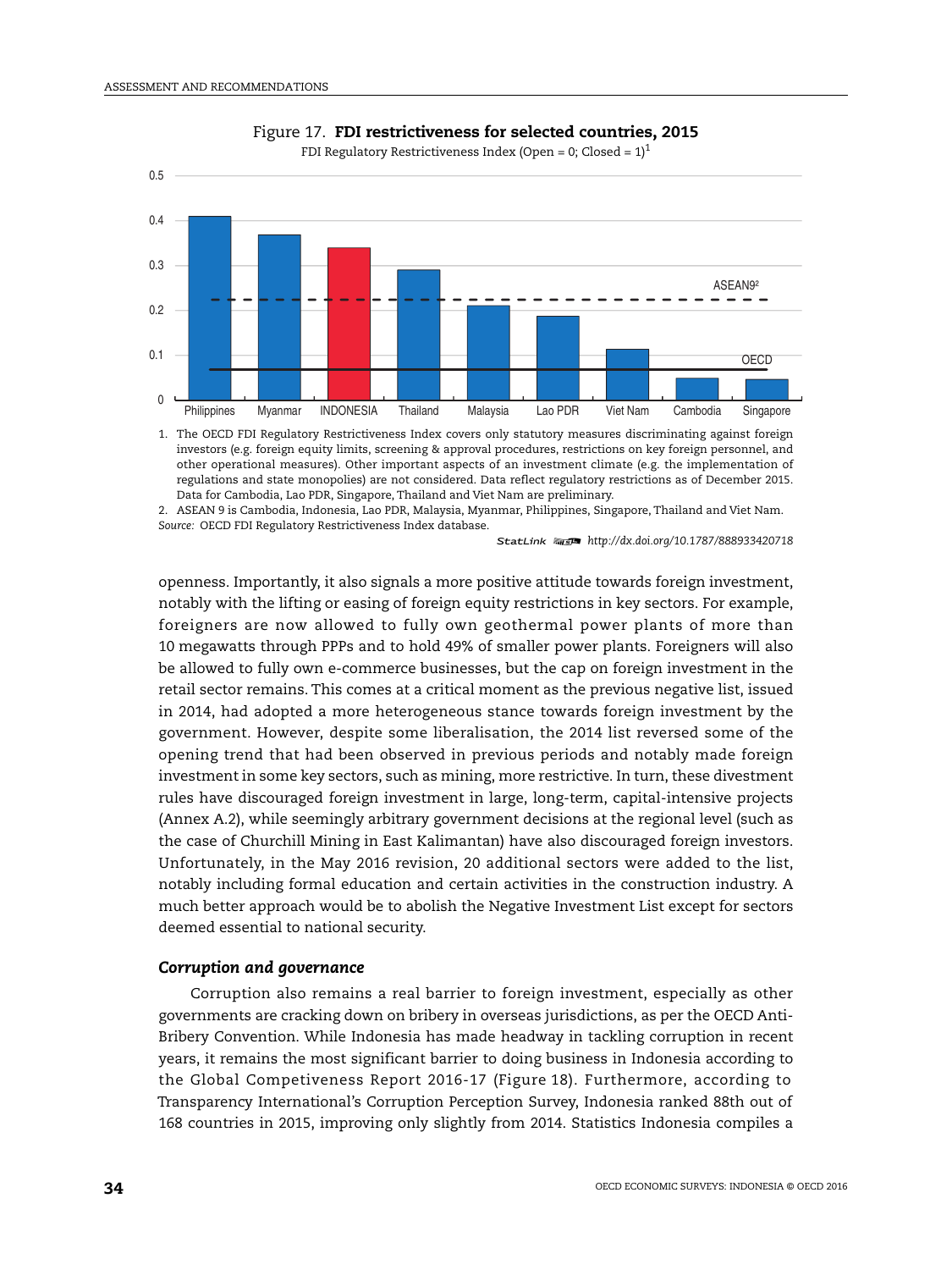Figure 17. **FDI restrictiveness for selected countries, 2015**

FDI Regulatory Restrictiveness Index (Open = 0; Closed = 1)[1]

1. The OECD FDI Regulatory Restrictiveness Index covers only statutory measures discriminating against foreign investors (e.g. foreign equity limits, screening & approval procedures, restrictions on key foreign personnel, and other operational measures). Other important aspects of an investment climate (e.g. the implementation of regulations and state monopolies) are not considered. Data reflect regulatory restrictions as of December 2015. Data for Cambodia, Lao PDR, Singapore, Thailand and Viet Nam are preliminary.
2. ASEAN 9 is Cambodia, Indonesia, Lao PDR, Malaysia, Myanmar, Philippines, Singapore, Thailand and Viet Nam.

*Source:* OECD FDI Regulatory Restrictiveness Index database.

StatLink http://dx.doi.org/10.1787/888933420718

openness. Importantly, it also signals a more positive attitude towards foreign investment, notably with the lifting or easing of foreign equity restrictions in key sectors. For example, foreigners are now allowed to fully own geothermal power plants of more than 10 megawatts through PPPs and to hold 49% of smaller power plants. Foreigners will also be allowed to fully own e-commerce businesses, but the cap on foreign investment in the retail sector remains. This comes at a critical moment as the previous negative list, issued in 2014, had adopted a more heterogeneous stance towards foreign investment by the government. However, despite some liberalisation, the 2014 list reversed some of the opening trend that had been observed in previous periods and notably made foreign investment in some key sectors, such as mining, more restrictive. In turn, these divestment rules have discouraged foreign investment in large, long-term, capital-intensive projects (Annex A.2), while seemingly arbitrary government decisions at the regional level (such as the case of Churchill Mining in East Kalimantan) have also discouraged foreign investors. Unfortunately, in the May 2016 revision, 20 additional sectors were added to the list, notably including formal education and certain activities in the construction industry. A much better approach would be to abolish the Negative Investment List except for sectors deemed essential to national security.

### *Corruption and governance*

Corruption also remains a real barrier to foreign investment, especially as other governments are cracking down on bribery in overseas jurisdictions, as per the OECD Anti-Bribery Convention. While Indonesia has made headway in tackling corruption in recent years, it remains the most significant barrier to doing business in Indonesia according to the Global Competiveness Report 2016-17 (Figure 18). Furthermore, according to Transparency International's Corruption Perception Survey, Indonesia ranked 88th out of 168 countries in 2015, improving only slightly from 2014. Statistics Indonesia compiles a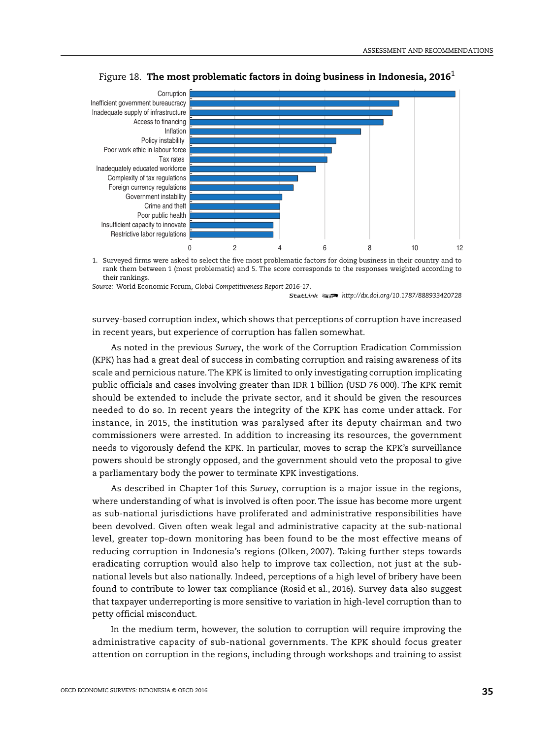Figure 18. **The most problematic factors in doing business in Indonesia, 2016**[1]

| Factor | Score |
|---|---|
| Corruption | ~11.8 |
| Inefficient government bureaucracy | ~9.3 |
| Inadequate supply of infrastructure | ~9.0 |
| Access to financing | ~8.6 |
| Inflation | ~7.6 |
| Policy instability | ~6.5 |
| Poor work ethic in labour force | ~6.3 |
| Tax rates | ~6.1 |
| Inadequately educated workforce | ~5.6 |
| Complexity of tax regulations | ~4.8 |
| Foreign currency regulations | ~4.6 |
| Government instability | ~4.1 |
| Crime and theft | ~4.0 |
| Poor public health | ~4.0 |
| Insufficient capacity to innovate | ~3.7 |
| Restrictive labor regulations | ~3.7 |

1. Surveyed firms were asked to select the five most problematic factors for doing business in their country and to rank them between 1 (most problematic) and 5. The score corresponds to the responses weighted according to their rankings.

*Source:* World Economic Forum, *Global Competitiveness Report 2016-17*.

StatLink http://dx.doi.org/10.1787/888933420728

survey-based corruption index, which shows that perceptions of corruption have increased in recent years, but experience of corruption has fallen somewhat.

As noted in the previous *Survey*, the work of the Corruption Eradication Commission (KPK) has had a great deal of success in combating corruption and raising awareness of its scale and pernicious nature. The KPK is limited to only investigating corruption implicating public officials and cases involving greater than IDR 1 billion (USD 76 000). The KPK remit should be extended to include the private sector, and it should be given the resources needed to do so. In recent years the integrity of the KPK has come under attack. For instance, in 2015, the institution was paralysed after its deputy chairman and two commissioners were arrested. In addition to increasing its resources, the government needs to vigorously defend the KPK. In particular, moves to scrap the KPK's surveillance powers should be strongly opposed, and the government should veto the proposal to give a parliamentary body the power to terminate KPK investigations.

As described in Chapter 1of this *Survey*, corruption is a major issue in the regions, where understanding of what is involved is often poor. The issue has become more urgent as sub-national jurisdictions have proliferated and administrative responsibilities have been devolved. Given often weak legal and administrative capacity at the sub-national level, greater top-down monitoring has been found to be the most effective means of reducing corruption in Indonesia's regions (Olken, 2007). Taking further steps towards eradicating corruption would also help to improve tax collection, not just at the sub-national levels but also nationally. Indeed, perceptions of a high level of bribery have been found to contribute to lower tax compliance (Rosid et al., 2016). Survey data also suggest that taxpayer underreporting is more sensitive to variation in high-level corruption than to petty official misconduct.

In the medium term, however, the solution to corruption will require improving the administrative capacity of sub-national governments. The KPK should focus greater attention on corruption in the regions, including through workshops and training to assist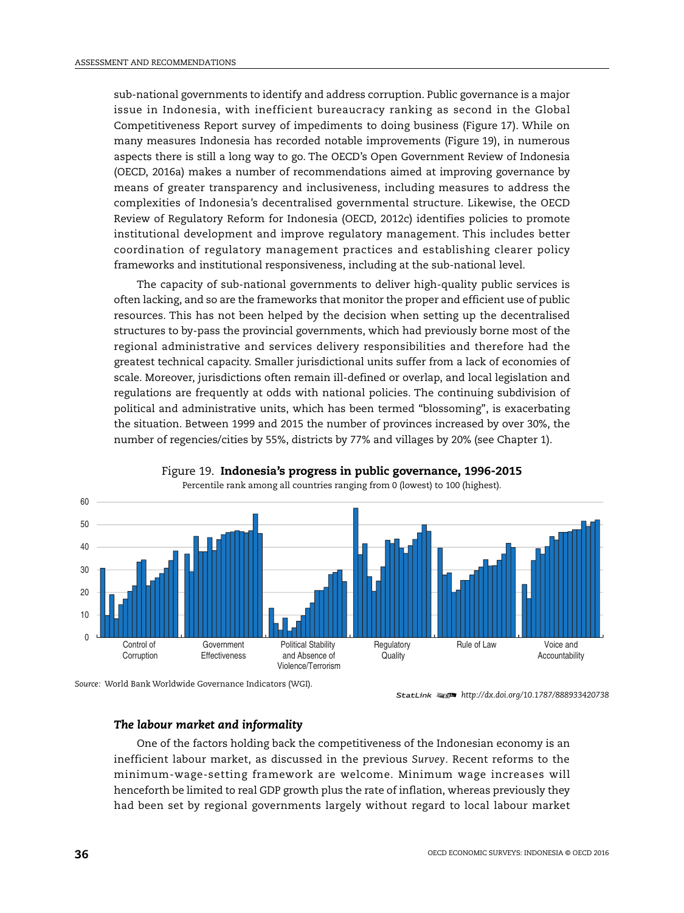sub-national governments to identify and address corruption. Public governance is a major issue in Indonesia, with inefficient bureaucracy ranking as second in the Global Competitiveness Report survey of impediments to doing business (Figure 17). While on many measures Indonesia has recorded notable improvements (Figure 19), in numerous aspects there is still a long way to go. The OECD's Open Government Review of Indonesia (OECD, 2016a) makes a number of recommendations aimed at improving governance by means of greater transparency and inclusiveness, including measures to address the complexities of Indonesia's decentralised governmental structure. Likewise, the OECD Review of Regulatory Reform for Indonesia (OECD, 2012c) identifies policies to promote institutional development and improve regulatory management. This includes better coordination of regulatory management practices and establishing clearer policy frameworks and institutional responsiveness, including at the sub-national level.

The capacity of sub-national governments to deliver high-quality public services is often lacking, and so are the frameworks that monitor the proper and efficient use of public resources. This has not been helped by the decision when setting up the decentralised structures to by-pass the provincial governments, which had previously borne most of the regional administrative and services delivery responsibilities and therefore had the greatest technical capacity. Smaller jurisdictional units suffer from a lack of economies of scale. Moreover, jurisdictions often remain ill-defined or overlap, and local legislation and regulations are frequently at odds with national policies. The continuing subdivision of political and administrative units, which has been termed "blossoming", is exacerbating the situation. Between 1999 and 2015 the number of provinces increased by over 30%, the number of regencies/cities by 55%, districts by 77% and villages by 20% (see Chapter 1).

Figure 19. **Indonesia's progress in public governance, 1996-2015**

Percentile rank among all countries ranging from 0 (lowest) to 100 (highest).

Source: World Bank Worldwide Governance Indicators (WGI).

StatLink http://dx.doi.org/10.1787/888933420738

### *The labour market and informality*

One of the factors holding back the competitiveness of the Indonesian economy is an inefficient labour market, as discussed in the previous *Survey*. Recent reforms to the minimum-wage-setting framework are welcome. Minimum wage increases will henceforth be limited to real GDP growth plus the rate of inflation, whereas previously they had been set by regional governments largely without regard to local labour market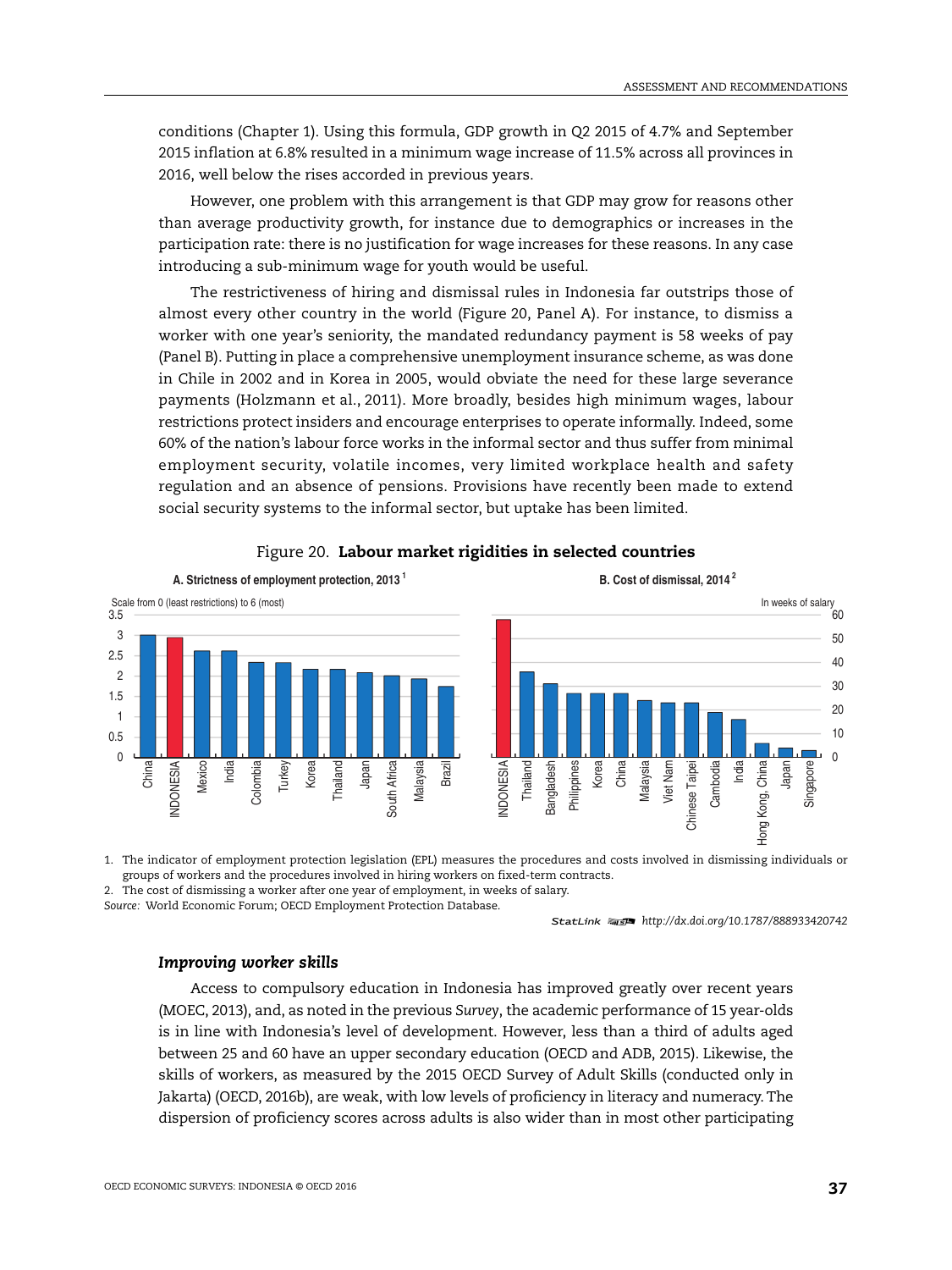conditions (Chapter 1). Using this formula, GDP growth in Q2 2015 of 4.7% and September 2015 inflation at 6.8% resulted in a minimum wage increase of 11.5% across all provinces in 2016, well below the rises accorded in previous years.

However, one problem with this arrangement is that GDP may grow for reasons other than average productivity growth, for instance due to demographics or increases in the participation rate: there is no justification for wage increases for these reasons. In any case introducing a sub-minimum wage for youth would be useful.

The restrictiveness of hiring and dismissal rules in Indonesia far outstrips those of almost every other country in the world (Figure 20, Panel A). For instance, to dismiss a worker with one year's seniority, the mandated redundancy payment is 58 weeks of pay (Panel B). Putting in place a comprehensive unemployment insurance scheme, as was done in Chile in 2002 and in Korea in 2005, would obviate the need for these large severance payments (Holzmann et al., 2011). More broadly, besides high minimum wages, labour restrictions protect insiders and encourage enterprises to operate informally. Indeed, some 60% of the nation's labour force works in the informal sector and thus suffer from minimal employment security, volatile incomes, very limited workplace health and safety regulation and an absence of pensions. Provisions have recently been made to extend social security systems to the informal sector, but uptake has been limited.

Figure 20. **Labour market rigidities in selected countries**

A. Strictness of employment protection, 2013[1]

Scale from 0 (least restrictions) to 6 (most)

B. Cost of dismissal, 2014[2]

In weeks of salary

1. The indicator of employment protection legislation (EPL) measures the procedures and costs involved in dismissing individuals or groups of workers and the procedures involved in hiring workers on fixed-term contracts.
2. The cost of dismissing a worker after one year of employment, in weeks of salary.

*Source:* World Economic Forum; OECD Employment Protection Database.

StatLink http://dx.doi.org/10.1787/888933420742

### *Improving worker skills*

Access to compulsory education in Indonesia has improved greatly over recent years (MOEC, 2013), and, as noted in the previous *Survey*, the academic performance of 15 year-olds is in line with Indonesia's level of development. However, less than a third of adults aged between 25 and 60 have an upper secondary education (OECD and ADB, 2015). Likewise, the skills of workers, as measured by the 2015 OECD Survey of Adult Skills (conducted only in Jakarta) (OECD, 2016b), are weak, with low levels of proficiency in literacy and numeracy. The dispersion of proficiency scores across adults is also wider than in most other participating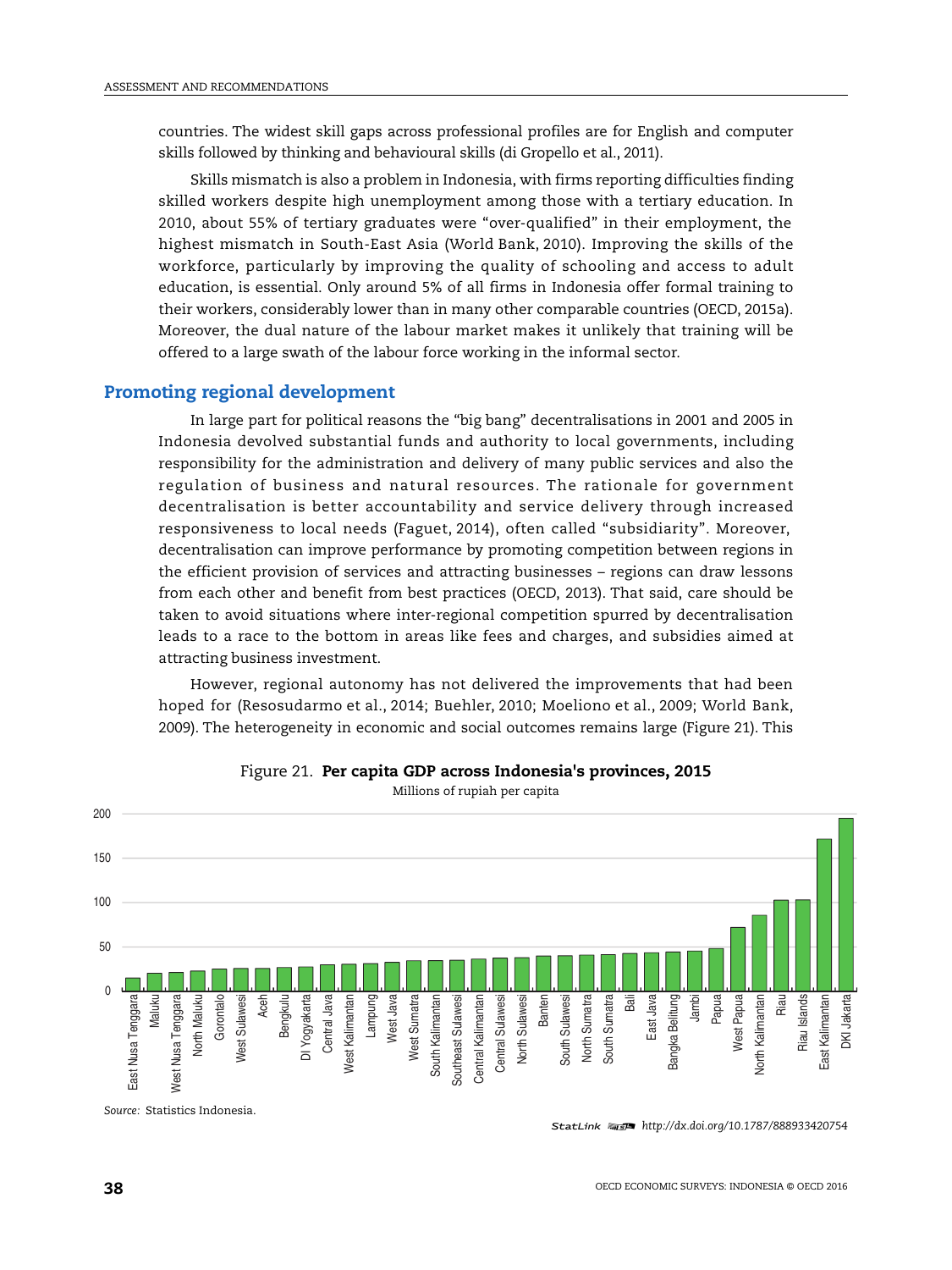countries. The widest skill gaps across professional profiles are for English and computer skills followed by thinking and behavioural skills (di Gropello et al., 2011).

Skills mismatch is also a problem in Indonesia, with firms reporting difficulties finding skilled workers despite high unemployment among those with a tertiary education. In 2010, about 55% of tertiary graduates were "over-qualified" in their employment, the highest mismatch in South-East Asia (World Bank, 2010). Improving the skills of the workforce, particularly by improving the quality of schooling and access to adult education, is essential. Only around 5% of all firms in Indonesia offer formal training to their workers, considerably lower than in many other comparable countries (OECD, 2015a). Moreover, the dual nature of the labour market makes it unlikely that training will be offered to a large swath of the labour force working in the informal sector.

## Promoting regional development

In large part for political reasons the "big bang" decentralisations in 2001 and 2005 in Indonesia devolved substantial funds and authority to local governments, including responsibility for the administration and delivery of many public services and also the regulation of business and natural resources. The rationale for government decentralisation is better accountability and service delivery through increased responsiveness to local needs (Faguet, 2014), often called "subsidiarity". Moreover, decentralisation can improve performance by promoting competition between regions in the efficient provision of services and attracting businesses – regions can draw lessons from each other and benefit from best practices (OECD, 2013). That said, care should be taken to avoid situations where inter-regional competition spurred by decentralisation leads to a race to the bottom in areas like fees and charges, and subsidies aimed at attracting business investment.

However, regional autonomy has not delivered the improvements that had been hoped for (Resosudarmo et al., 2014; Buehler, 2010; Moeliono et al., 2009; World Bank, 2009). The heterogeneity in economic and social outcomes remains large (Figure 21). This

Figure 21. **Per capita GDP across Indonesia's provinces, 2015**

Millions of rupiah per capita

Source: Statistics Indonesia.

StatLink http://dx.doi.org/10.1787/888933420754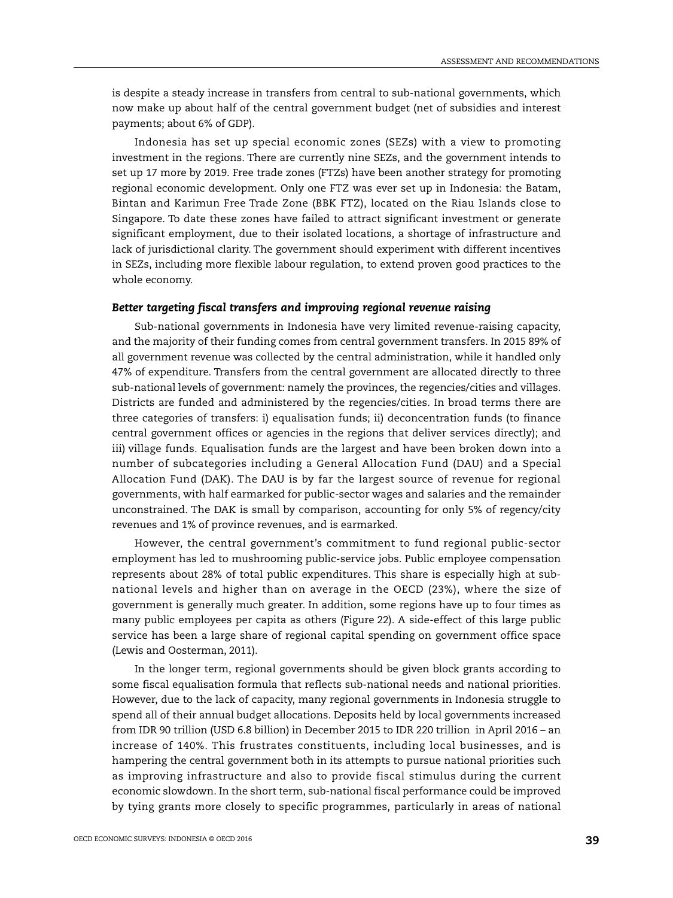is despite a steady increase in transfers from central to sub-national governments, which now make up about half of the central government budget (net of subsidies and interest payments; about 6% of GDP).

Indonesia has set up special economic zones (SEZs) with a view to promoting investment in the regions. There are currently nine SEZs, and the government intends to set up 17 more by 2019. Free trade zones (FTZs) have been another strategy for promoting regional economic development. Only one FTZ was ever set up in Indonesia: the Batam, Bintan and Karimun Free Trade Zone (BBK FTZ), located on the Riau Islands close to Singapore. To date these zones have failed to attract significant investment or generate significant employment, due to their isolated locations, a shortage of infrastructure and lack of jurisdictional clarity. The government should experiment with different incentives in SEZs, including more flexible labour regulation, to extend proven good practices to the whole economy.

### *Better targeting fiscal transfers and improving regional revenue raising*

Sub-national governments in Indonesia have very limited revenue-raising capacity, and the majority of their funding comes from central government transfers. In 2015 89% of all government revenue was collected by the central administration, while it handled only 47% of expenditure. Transfers from the central government are allocated directly to three sub-national levels of government: namely the provinces, the regencies/cities and villages. Districts are funded and administered by the regencies/cities. In broad terms there are three categories of transfers: i) equalisation funds; ii) deconcentration funds (to finance central government offices or agencies in the regions that deliver services directly); and iii) village funds. Equalisation funds are the largest and have been broken down into a number of subcategories including a General Allocation Fund (DAU) and a Special Allocation Fund (DAK). The DAU is by far the largest source of revenue for regional governments, with half earmarked for public-sector wages and salaries and the remainder unconstrained. The DAK is small by comparison, accounting for only 5% of regency/city revenues and 1% of province revenues, and is earmarked.

However, the central government's commitment to fund regional public-sector employment has led to mushrooming public-service jobs. Public employee compensation represents about 28% of total public expenditures. This share is especially high at sub-national levels and higher than on average in the OECD (23%), where the size of government is generally much greater. In addition, some regions have up to four times as many public employees per capita as others (Figure 22). A side-effect of this large public service has been a large share of regional capital spending on government office space (Lewis and Oosterman, 2011).

In the longer term, regional governments should be given block grants according to some fiscal equalisation formula that reflects sub-national needs and national priorities. However, due to the lack of capacity, many regional governments in Indonesia struggle to spend all of their annual budget allocations. Deposits held by local governments increased from IDR 90 trillion (USD 6.8 billion) in December 2015 to IDR 220 trillion in April 2016 – an increase of 140%. This frustrates constituents, including local businesses, and is hampering the central government both in its attempts to pursue national priorities such as improving infrastructure and also to provide fiscal stimulus during the current economic slowdown. In the short term, sub-national fiscal performance could be improved by tying grants more closely to specific programmes, particularly in areas of national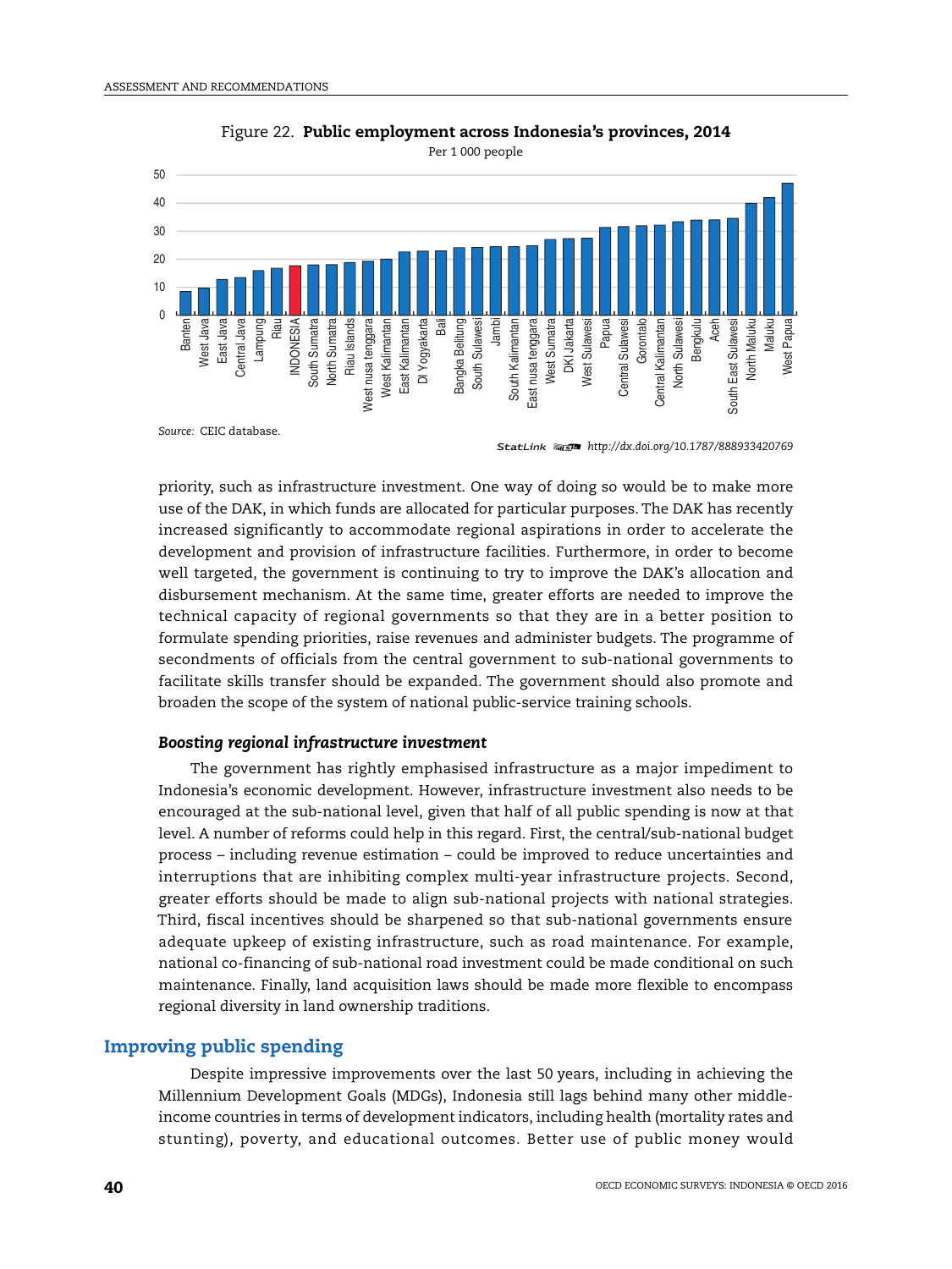Figure 22. **Public employment across Indonesia's provinces, 2014**

Per 1 000 people

Source: CEIC database.

StatLink http://dx.doi.org/10.1787/888933420769

priority, such as infrastructure investment. One way of doing so would be to make more use of the DAK, in which funds are allocated for particular purposes. The DAK has recently increased significantly to accommodate regional aspirations in order to accelerate the development and provision of infrastructure facilities. Furthermore, in order to become well targeted, the government is continuing to try to improve the DAK's allocation and disbursement mechanism. At the same time, greater efforts are needed to improve the technical capacity of regional governments so that they are in a better position to formulate spending priorities, raise revenues and administer budgets. The programme of secondments of officials from the central government to sub-national governments to facilitate skills transfer should be expanded. The government should also promote and broaden the scope of the system of national public-service training schools.

***Boosting regional infrastructure investment***

The government has rightly emphasised infrastructure as a major impediment to Indonesia's economic development. However, infrastructure investment also needs to be encouraged at the sub-national level, given that half of all public spending is now at that level. A number of reforms could help in this regard. First, the central/sub-national budget process – including revenue estimation – could be improved to reduce uncertainties and interruptions that are inhibiting complex multi-year infrastructure projects. Second, greater efforts should be made to align sub-national projects with national strategies. Third, fiscal incentives should be sharpened so that sub-national governments ensure adequate upkeep of existing infrastructure, such as road maintenance. For example, national co-financing of sub-national road investment could be made conditional on such maintenance. Finally, land acquisition laws should be made more flexible to encompass regional diversity in land ownership traditions.

## Improving public spending

Despite impressive improvements over the last 50 years, including in achieving the Millennium Development Goals (MDGs), Indonesia still lags behind many other middle-income countries in terms of development indicators, including health (mortality rates and stunting), poverty, and educational outcomes. Better use of public money would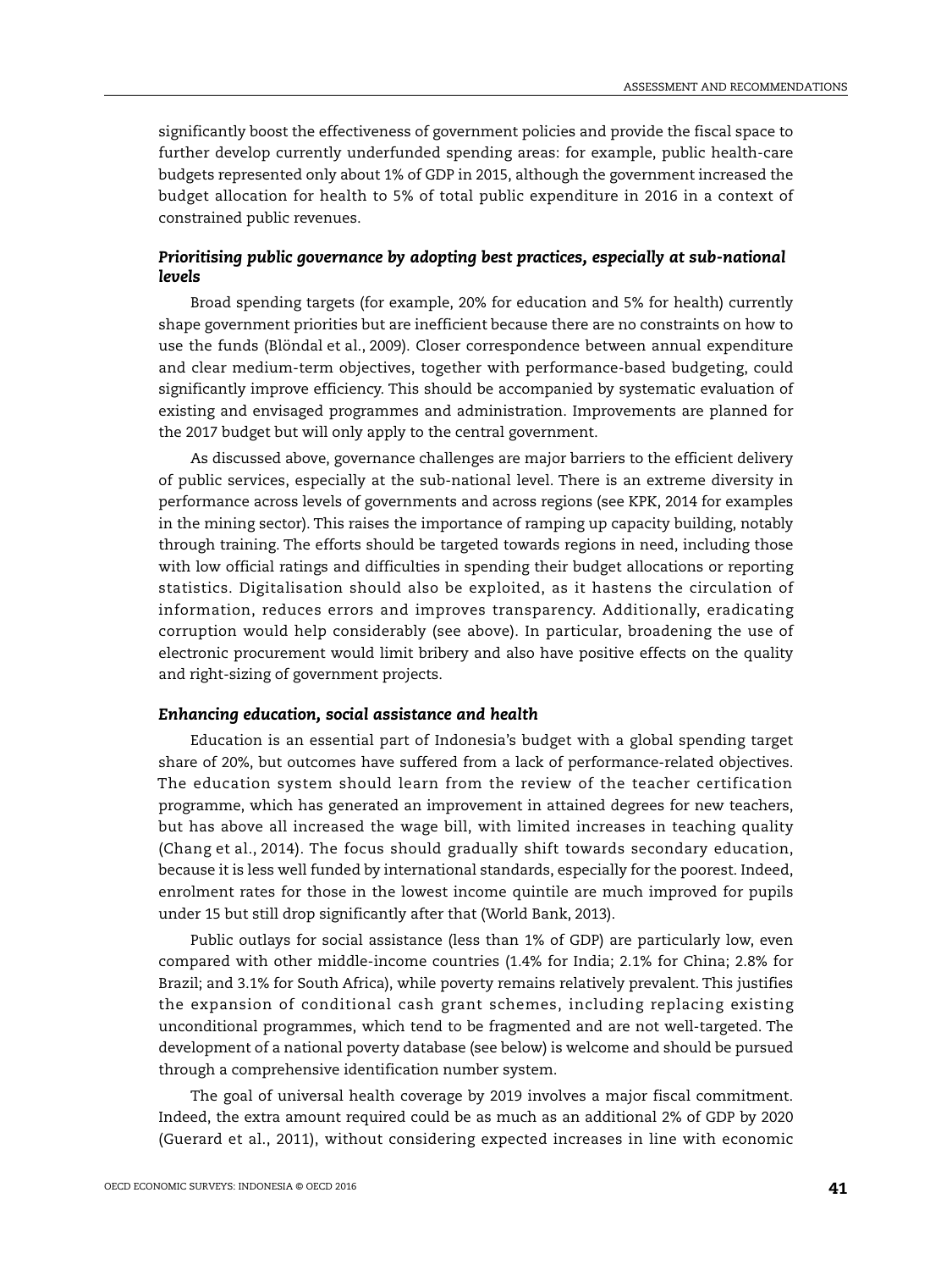significantly boost the effectiveness of government policies and provide the fiscal space to further develop currently underfunded spending areas: for example, public health-care budgets represented only about 1% of GDP in 2015, although the government increased the budget allocation for health to 5% of total public expenditure in 2016 in a context of constrained public revenues.

### *Prioritising public governance by adopting best practices, especially at sub-national levels*

Broad spending targets (for example, 20% for education and 5% for health) currently shape government priorities but are inefficient because there are no constraints on how to use the funds (Blöndal et al., 2009). Closer correspondence between annual expenditure and clear medium-term objectives, together with performance-based budgeting, could significantly improve efficiency. This should be accompanied by systematic evaluation of existing and envisaged programmes and administration. Improvements are planned for the 2017 budget but will only apply to the central government.

As discussed above, governance challenges are major barriers to the efficient delivery of public services, especially at the sub-national level. There is an extreme diversity in performance across levels of governments and across regions (see KPK, 2014 for examples in the mining sector). This raises the importance of ramping up capacity building, notably through training. The efforts should be targeted towards regions in need, including those with low official ratings and difficulties in spending their budget allocations or reporting statistics. Digitalisation should also be exploited, as it hastens the circulation of information, reduces errors and improves transparency. Additionally, eradicating corruption would help considerably (see above). In particular, broadening the use of electronic procurement would limit bribery and also have positive effects on the quality and right-sizing of government projects.

### *Enhancing education, social assistance and health*

Education is an essential part of Indonesia's budget with a global spending target share of 20%, but outcomes have suffered from a lack of performance-related objectives. The education system should learn from the review of the teacher certification programme, which has generated an improvement in attained degrees for new teachers, but has above all increased the wage bill, with limited increases in teaching quality (Chang et al., 2014). The focus should gradually shift towards secondary education, because it is less well funded by international standards, especially for the poorest. Indeed, enrolment rates for those in the lowest income quintile are much improved for pupils under 15 but still drop significantly after that (World Bank, 2013).

Public outlays for social assistance (less than 1% of GDP) are particularly low, even compared with other middle-income countries (1.4% for India; 2.1% for China; 2.8% for Brazil; and 3.1% for South Africa), while poverty remains relatively prevalent. This justifies the expansion of conditional cash grant schemes, including replacing existing unconditional programmes, which tend to be fragmented and are not well-targeted. The development of a national poverty database (see below) is welcome and should be pursued through a comprehensive identification number system.

The goal of universal health coverage by 2019 involves a major fiscal commitment. Indeed, the extra amount required could be as much as an additional 2% of GDP by 2020 (Guerard et al., 2011), without considering expected increases in line with economic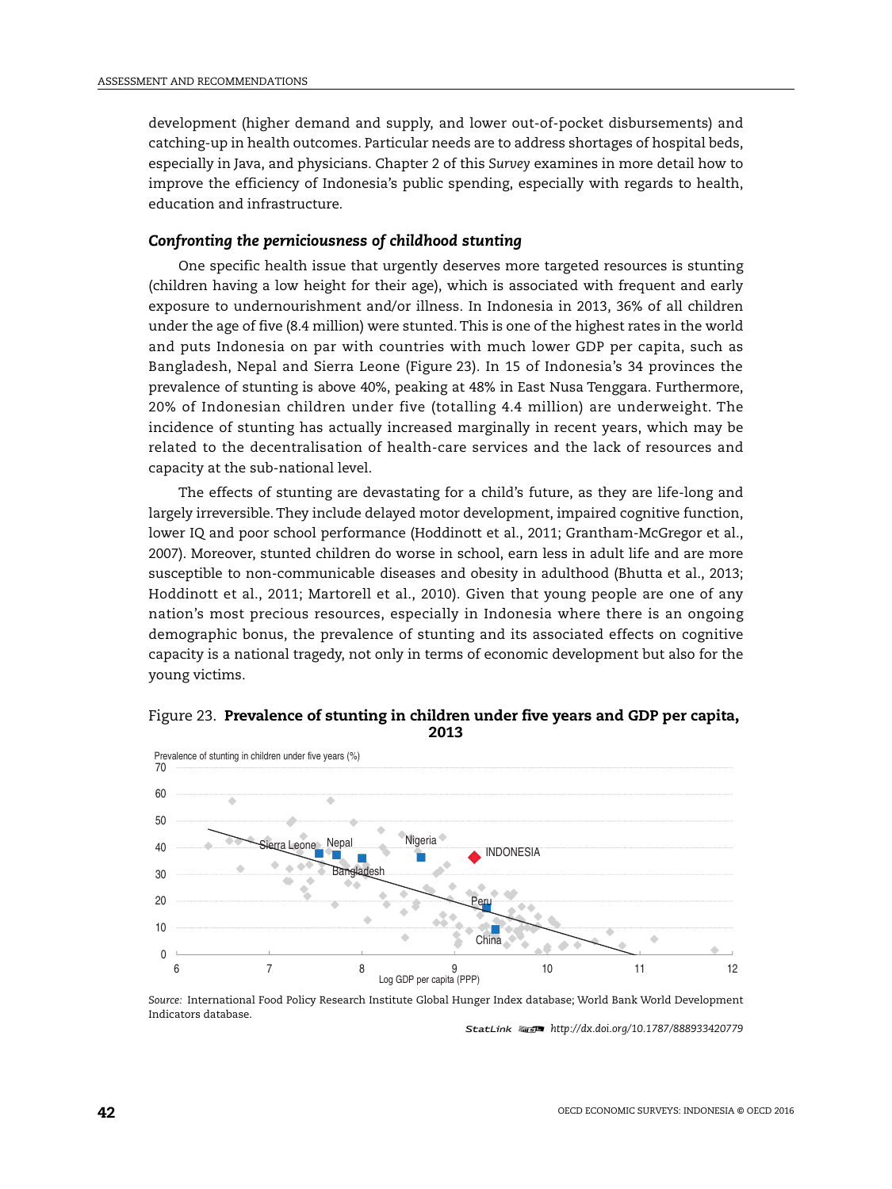development (higher demand and supply, and lower out-of-pocket disbursements) and catching-up in health outcomes. Particular needs are to address shortages of hospital beds, especially in Java, and physicians. Chapter 2 of this *Survey* examines in more detail how to improve the efficiency of Indonesia's public spending, especially with regards to health, education and infrastructure.

### *Confronting the perniciousness of childhood stunting*

One specific health issue that urgently deserves more targeted resources is stunting (children having a low height for their age), which is associated with frequent and early exposure to undernourishment and/or illness. In Indonesia in 2013, 36% of all children under the age of five (8.4 million) were stunted. This is one of the highest rates in the world and puts Indonesia on par with countries with much lower GDP per capita, such as Bangladesh, Nepal and Sierra Leone (Figure 23). In 15 of Indonesia's 34 provinces the prevalence of stunting is above 40%, peaking at 48% in East Nusa Tenggara. Furthermore, 20% of Indonesian children under five (totalling 4.4 million) are underweight. The incidence of stunting has actually increased marginally in recent years, which may be related to the decentralisation of health-care services and the lack of resources and capacity at the sub-national level.

The effects of stunting are devastating for a child's future, as they are life-long and largely irreversible. They include delayed motor development, impaired cognitive function, lower IQ and poor school performance (Hoddinott et al., 2011; Grantham-McGregor et al., 2007). Moreover, stunted children do worse in school, earn less in adult life and are more susceptible to non-communicable diseases and obesity in adulthood (Bhutta et al., 2013; Hoddinott et al., 2011; Martorell et al., 2010). Given that young people are one of any nation's most precious resources, especially in Indonesia where there is an ongoing demographic bonus, the prevalence of stunting and its associated effects on cognitive capacity is a national tragedy, not only in terms of economic development but also for the young victims.

Figure 23. **Prevalence of stunting in children under five years and GDP per capita, 2013**

*Source:* International Food Policy Research Institute Global Hunger Index database; World Bank World Development Indicators database.

StatLink http://dx.doi.org/10.1787/888933420779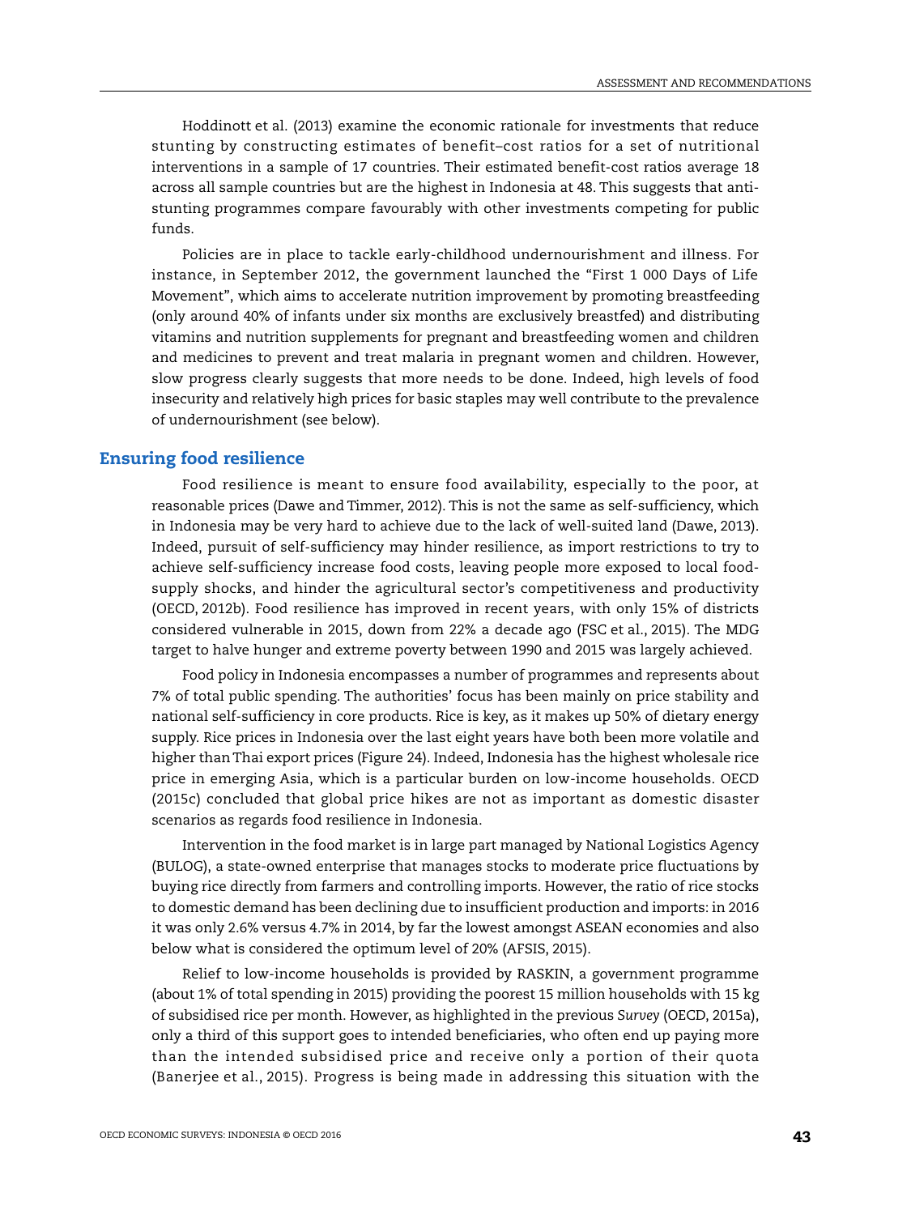Hoddinott et al. (2013) examine the economic rationale for investments that reduce stunting by constructing estimates of benefit–cost ratios for a set of nutritional interventions in a sample of 17 countries. Their estimated benefit-cost ratios average 18 across all sample countries but are the highest in Indonesia at 48. This suggests that anti-stunting programmes compare favourably with other investments competing for public funds.

Policies are in place to tackle early-childhood undernourishment and illness. For instance, in September 2012, the government launched the "First 1 000 Days of Life Movement", which aims to accelerate nutrition improvement by promoting breastfeeding (only around 40% of infants under six months are exclusively breastfed) and distributing vitamins and nutrition supplements for pregnant and breastfeeding women and children and medicines to prevent and treat malaria in pregnant women and children. However, slow progress clearly suggests that more needs to be done. Indeed, high levels of food insecurity and relatively high prices for basic staples may well contribute to the prevalence of undernourishment (see below).

## Ensuring food resilience

Food resilience is meant to ensure food availability, especially to the poor, at reasonable prices (Dawe and Timmer, 2012). This is not the same as self-sufficiency, which in Indonesia may be very hard to achieve due to the lack of well-suited land (Dawe, 2013). Indeed, pursuit of self-sufficiency may hinder resilience, as import restrictions to try to achieve self-sufficiency increase food costs, leaving people more exposed to local food-supply shocks, and hinder the agricultural sector's competitiveness and productivity (OECD, 2012b). Food resilience has improved in recent years, with only 15% of districts considered vulnerable in 2015, down from 22% a decade ago (FSC et al., 2015). The MDG target to halve hunger and extreme poverty between 1990 and 2015 was largely achieved.

Food policy in Indonesia encompasses a number of programmes and represents about 7% of total public spending. The authorities' focus has been mainly on price stability and national self-sufficiency in core products. Rice is key, as it makes up 50% of dietary energy supply. Rice prices in Indonesia over the last eight years have both been more volatile and higher than Thai export prices (Figure 24). Indeed, Indonesia has the highest wholesale rice price in emerging Asia, which is a particular burden on low-income households. OECD (2015c) concluded that global price hikes are not as important as domestic disaster scenarios as regards food resilience in Indonesia.

Intervention in the food market is in large part managed by National Logistics Agency (BULOG), a state-owned enterprise that manages stocks to moderate price fluctuations by buying rice directly from farmers and controlling imports. However, the ratio of rice stocks to domestic demand has been declining due to insufficient production and imports: in 2016 it was only 2.6% versus 4.7% in 2014, by far the lowest amongst ASEAN economies and also below what is considered the optimum level of 20% (AFSIS, 2015).

Relief to low-income households is provided by RASKIN, a government programme (about 1% of total spending in 2015) providing the poorest 15 million households with 15 kg of subsidised rice per month. However, as highlighted in the previous *Survey* (OECD, 2015a), only a third of this support goes to intended beneficiaries, who often end up paying more than the intended subsidised price and receive only a portion of their quota (Banerjee et al., 2015). Progress is being made in addressing this situation with the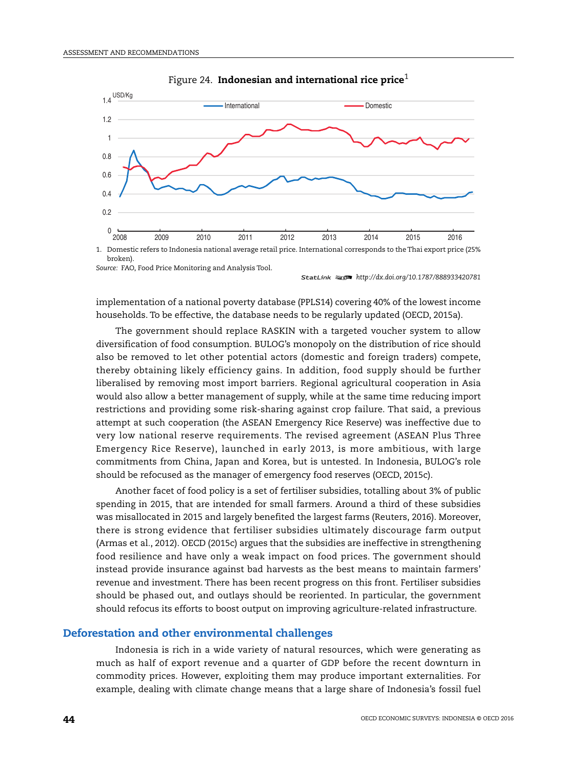Figure 24. **Indonesian and international rice price**[1]

1. Domestic refers to Indonesia national average retail price. International corresponds to the Thai export price (25% broken).

*Source:* FAO, Food Price Monitoring and Analysis Tool.

StatLink http://dx.doi.org/10.1787/888933420781

implementation of a national poverty database (PPLS14) covering 40% of the lowest income households. To be effective, the database needs to be regularly updated (OECD, 2015a).

The government should replace RASKIN with a targeted voucher system to allow diversification of food consumption. BULOG's monopoly on the distribution of rice should also be removed to let other potential actors (domestic and foreign traders) compete, thereby obtaining likely efficiency gains. In addition, food supply should be further liberalised by removing most import barriers. Regional agricultural cooperation in Asia would also allow a better management of supply, while at the same time reducing import restrictions and providing some risk-sharing against crop failure. That said, a previous attempt at such cooperation (the ASEAN Emergency Rice Reserve) was ineffective due to very low national reserve requirements. The revised agreement (ASEAN Plus Three Emergency Rice Reserve), launched in early 2013, is more ambitious, with large commitments from China, Japan and Korea, but is untested. In Indonesia, BULOG's role should be refocused as the manager of emergency food reserves (OECD, 2015c).

Another facet of food policy is a set of fertiliser subsidies, totalling about 3% of public spending in 2015, that are intended for small farmers. Around a third of these subsidies was misallocated in 2015 and largely benefited the largest farms (Reuters, 2016). Moreover, there is strong evidence that fertiliser subsidies ultimately discourage farm output (Armas et al., 2012). OECD (2015c) argues that the subsidies are ineffective in strengthening food resilience and have only a weak impact on food prices. The government should instead provide insurance against bad harvests as the best means to maintain farmers' revenue and investment. There has been recent progress on this front. Fertiliser subsidies should be phased out, and outlays should be reoriented. In particular, the government should refocus its efforts to boost output on improving agriculture-related infrastructure.

## Deforestation and other environmental challenges

Indonesia is rich in a wide variety of natural resources, which were generating as much as half of export revenue and a quarter of GDP before the recent downturn in commodity prices. However, exploiting them may produce important externalities. For example, dealing with climate change means that a large share of Indonesia's fossil fuel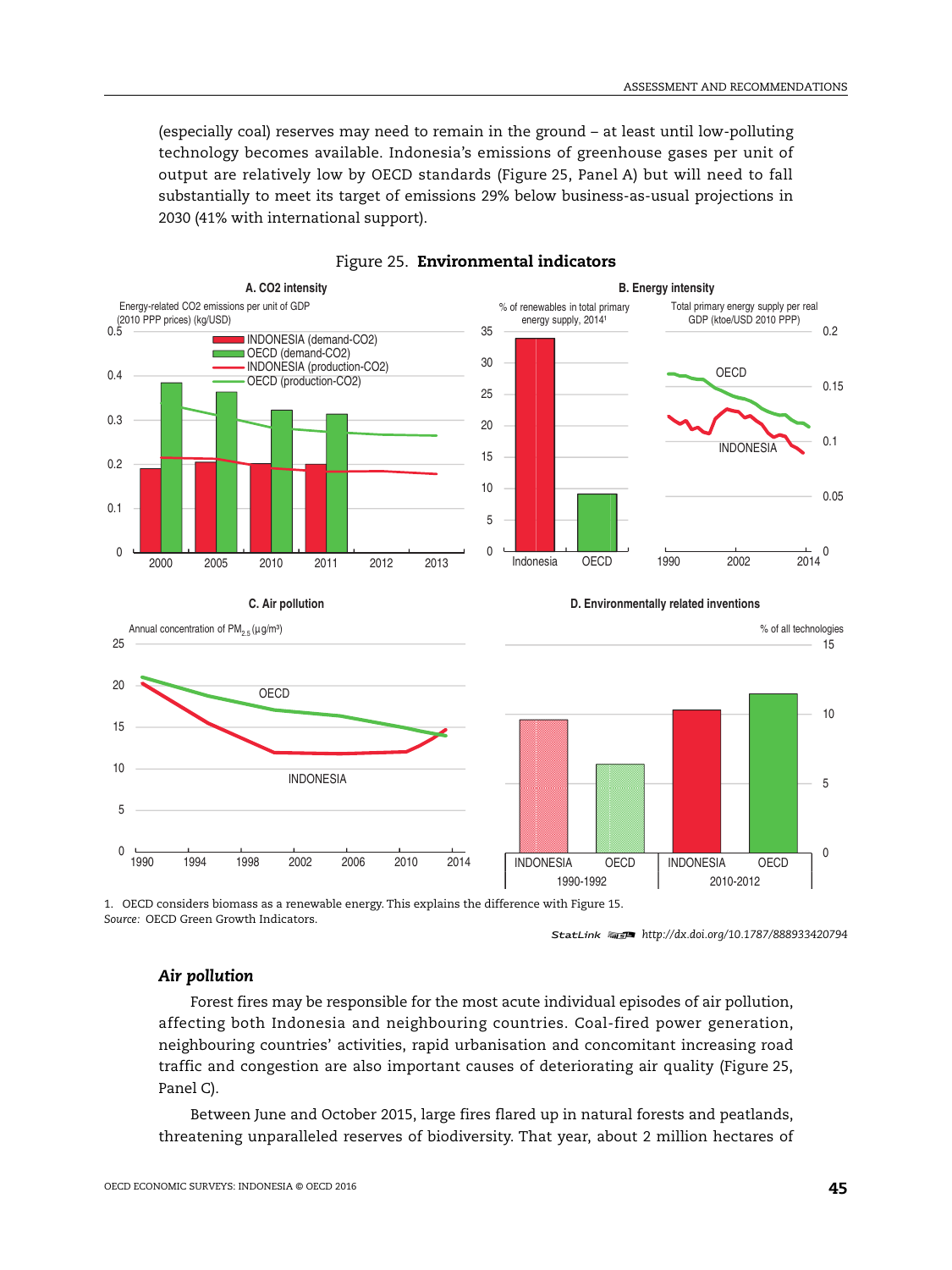(especially coal) reserves may need to remain in the ground – at least until low-polluting technology becomes available. Indonesia's emissions of greenhouse gases per unit of output are relatively low by OECD standards (Figure 25, Panel A) but will need to fall substantially to meet its target of emissions 29% below business-as-usual projections in 2030 (41% with international support).

Figure 25. **Environmental indicators**

1. OECD considers biomass as a renewable energy. This explains the difference with Figure 15.
*Source:* OECD Green Growth Indicators.

StatLink http://dx.doi.org/10.1787/888933420794

### *Air pollution*

Forest fires may be responsible for the most acute individual episodes of air pollution, affecting both Indonesia and neighbouring countries. Coal-fired power generation, neighbouring countries' activities, rapid urbanisation and concomitant increasing road traffic and congestion are also important causes of deteriorating air quality (Figure 25, Panel C).

Between June and October 2015, large fires flared up in natural forests and peatlands, threatening unparalleled reserves of biodiversity. That year, about 2 million hectares of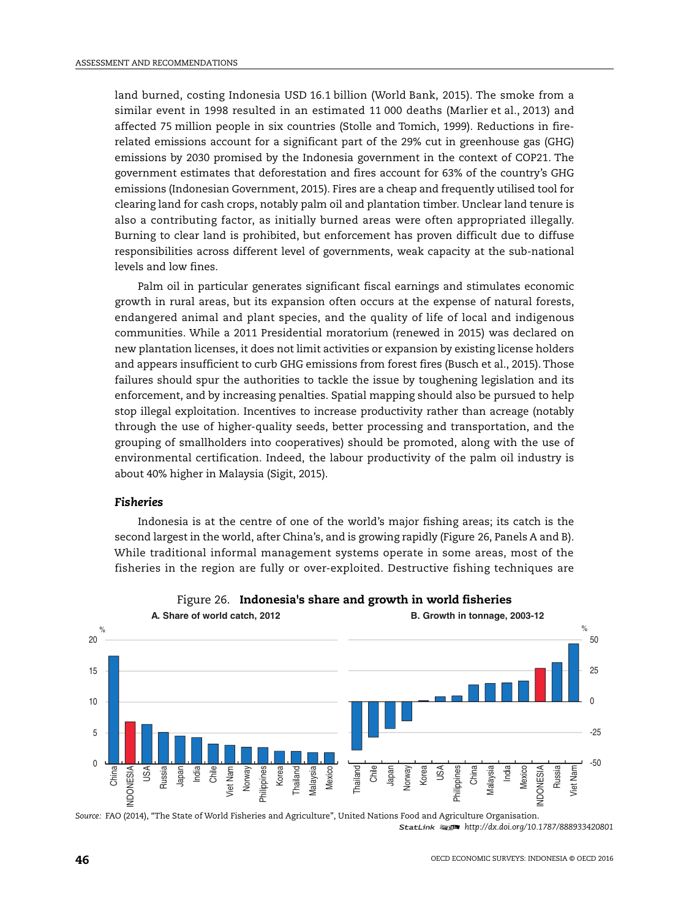land burned, costing Indonesia USD 16.1 billion (World Bank, 2015). The smoke from a similar event in 1998 resulted in an estimated 11 000 deaths (Marlier et al., 2013) and affected 75 million people in six countries (Stolle and Tomich, 1999). Reductions in fire-related emissions account for a significant part of the 29% cut in greenhouse gas (GHG) emissions by 2030 promised by the Indonesia government in the context of COP21. The government estimates that deforestation and fires account for 63% of the country's GHG emissions (Indonesian Government, 2015). Fires are a cheap and frequently utilised tool for clearing land for cash crops, notably palm oil and plantation timber. Unclear land tenure is also a contributing factor, as initially burned areas were often appropriated illegally. Burning to clear land is prohibited, but enforcement has proven difficult due to diffuse responsibilities across different level of governments, weak capacity at the sub-national levels and low fines.

Palm oil in particular generates significant fiscal earnings and stimulates economic growth in rural areas, but its expansion often occurs at the expense of natural forests, endangered animal and plant species, and the quality of life of local and indigenous communities. While a 2011 Presidential moratorium (renewed in 2015) was declared on new plantation licenses, it does not limit activities or expansion by existing license holders and appears insufficient to curb GHG emissions from forest fires (Busch et al., 2015). Those failures should spur the authorities to tackle the issue by toughening legislation and its enforcement, and by increasing penalties. Spatial mapping should also be pursued to help stop illegal exploitation. Incentives to increase productivity rather than acreage (notably through the use of higher-quality seeds, better processing and transportation, and the grouping of smallholders into cooperatives) should be promoted, along with the use of environmental certification. Indeed, the labour productivity of the palm oil industry is about 40% higher in Malaysia (Sigit, 2015).

### *Fisheries*

Indonesia is at the centre of one of the world's major fishing areas; its catch is the second largest in the world, after China's, and is growing rapidly (Figure 26, Panels A and B). While traditional informal management systems operate in some areas, most of the fisheries in the region are fully or over-exploited. Destructive fishing techniques are

Figure 26. **Indonesia's share and growth in world fisheries**

A. Share of world catch, 2012 (%): China, INDONESIA, USA, Russia, Japan, India, Chile, Viet Nam, Norway, Philippines, Korea, Thailand, Malaysia, Mexico

B. Growth in tonnage, 2003-12 (%): Thailand, Chile, Japan, Norway, Korea, USA, Philippines, China, Malaysia, India, Mexico, INDONESIA, Russia, Viet Nam

*Source:* FAO (2014), "The State of World Fisheries and Agriculture", United Nations Food and Agriculture Organisation.

StatLink http://dx.doi.org/10.1787/888933420801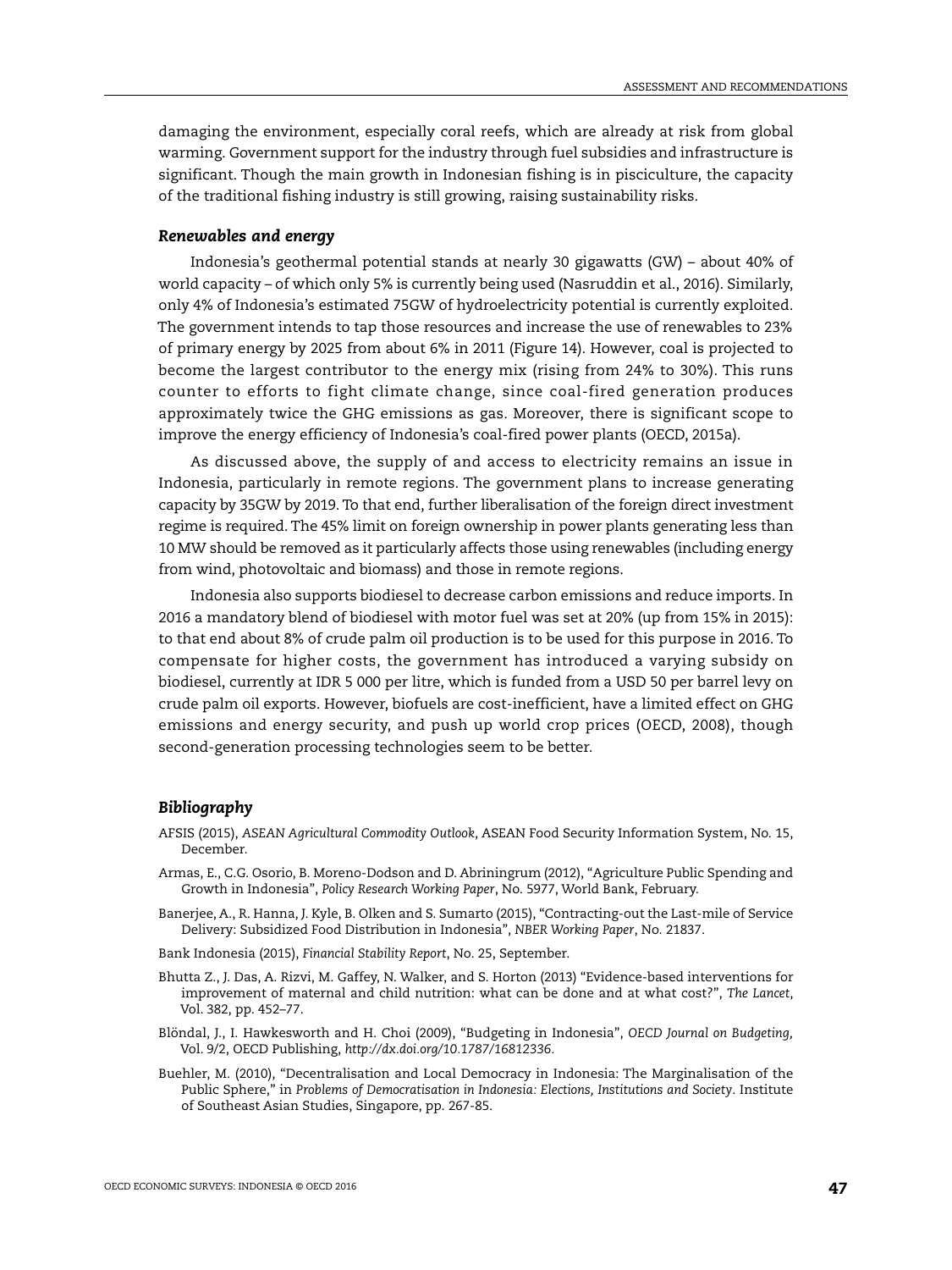damaging the environment, especially coral reefs, which are already at risk from global warming. Government support for the industry through fuel subsidies and infrastructure is significant. Though the main growth in Indonesian fishing is in pisciculture, the capacity of the traditional fishing industry is still growing, raising sustainability risks.

### *Renewables and energy*

Indonesia's geothermal potential stands at nearly 30 gigawatts (GW) – about 40% of world capacity – of which only 5% is currently being used (Nasruddin et al., 2016). Similarly, only 4% of Indonesia's estimated 75GW of hydroelectricity potential is currently exploited. The government intends to tap those resources and increase the use of renewables to 23% of primary energy by 2025 from about 6% in 2011 (Figure 14). However, coal is projected to become the largest contributor to the energy mix (rising from 24% to 30%). This runs counter to efforts to fight climate change, since coal-fired generation produces approximately twice the GHG emissions as gas. Moreover, there is significant scope to improve the energy efficiency of Indonesia's coal-fired power plants (OECD, 2015a).

As discussed above, the supply of and access to electricity remains an issue in Indonesia, particularly in remote regions. The government plans to increase generating capacity by 35GW by 2019. To that end, further liberalisation of the foreign direct investment regime is required. The 45% limit on foreign ownership in power plants generating less than 10 MW should be removed as it particularly affects those using renewables (including energy from wind, photovoltaic and biomass) and those in remote regions.

Indonesia also supports biodiesel to decrease carbon emissions and reduce imports. In 2016 a mandatory blend of biodiesel with motor fuel was set at 20% (up from 15% in 2015): to that end about 8% of crude palm oil production is to be used for this purpose in 2016. To compensate for higher costs, the government has introduced a varying subsidy on biodiesel, currently at IDR 5 000 per litre, which is funded from a USD 50 per barrel levy on crude palm oil exports. However, biofuels are cost-inefficient, have a limited effect on GHG emissions and energy security, and push up world crop prices (OECD, 2008), though second-generation processing technologies seem to be better.

### *Bibliography*

AFSIS (2015), *ASEAN Agricultural Commodity Outlook*, ASEAN Food Security Information System, No. 15, December.

Armas, E., C.G. Osorio, B. Moreno-Dodson and D. Abriningrum (2012), "Agriculture Public Spending and Growth in Indonesia", *Policy Research Working Paper*, No. 5977, World Bank, February.

Banerjee, A., R. Hanna, J. Kyle, B. Olken and S. Sumarto (2015), "Contracting-out the Last-mile of Service Delivery: Subsidized Food Distribution in Indonesia", *NBER Working Paper*, No. 21837.

Bank Indonesia (2015), *Financial Stability Report*, No. 25, September.

Bhutta Z., J. Das, A. Rizvi, M. Gaffey, N. Walker, and S. Horton (2013) "Evidence-based interventions for improvement of maternal and child nutrition: what can be done and at what cost?", *The Lancet*, Vol. 382, pp. 452–77.

Blöndal, J., I. Hawkesworth and H. Choi (2009), "Budgeting in Indonesia", *OECD Journal on Budgeting,* Vol. 9/2, OECD Publishing, *http://dx.doi.org/10.1787/16812336*.

Buehler, M. (2010), "Decentralisation and Local Democracy in Indonesia: The Marginalisation of the Public Sphere," in *Problems of Democratisation in Indonesia: Elections, Institutions and Society*. Institute of Southeast Asian Studies, Singapore, pp. 267-85.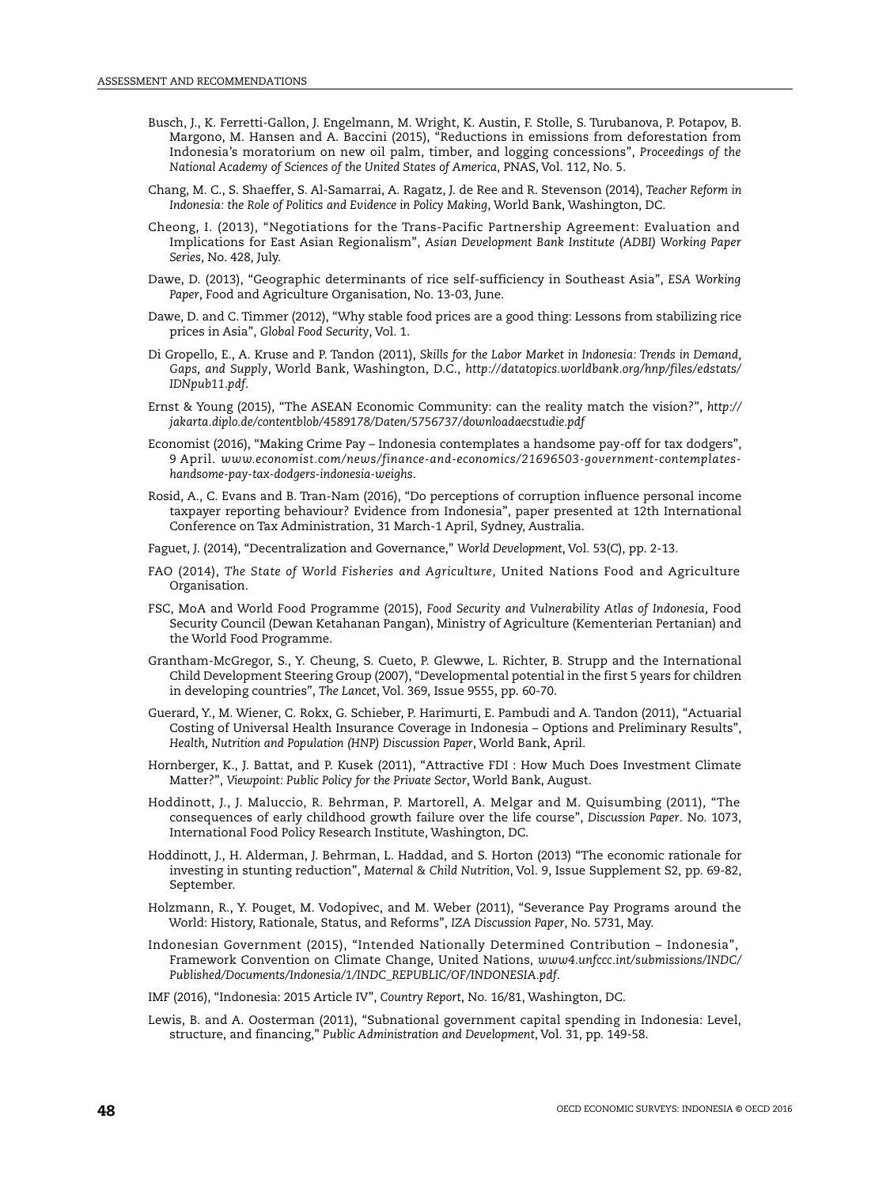Busch, J., K. Ferretti-Gallon, J. Engelmann, M. Wright, K. Austin, F. Stolle, S. Turubanova, P. Potapov, B. Margono, M. Hansen and A. Baccini (2015), "Reductions in emissions from deforestation from Indonesia's moratorium on new oil palm, timber, and logging concessions", *Proceedings of the National Academy of Sciences of the United States of America*, PNAS, Vol. 112, No. 5.

Chang, M. C., S. Shaeffer, S. Al-Samarrai, A. Ragatz, J. de Ree and R. Stevenson (2014), *Teacher Reform in Indonesia: the Role of Politics and Evidence in Policy Making*, World Bank, Washington, DC.

Cheong, I. (2013), "Negotiations for the Trans-Pacific Partnership Agreement: Evaluation and Implications for East Asian Regionalism", *Asian Development Bank Institute (ADBI) Working Paper Series*, No. 428, July.

Dawe, D. (2013), "Geographic determinants of rice self-sufficiency in Southeast Asia", *ESA Working Paper*, Food and Agriculture Organisation, No. 13-03, June.

Dawe, D. and C. Timmer (2012), "Why stable food prices are a good thing: Lessons from stabilizing rice prices in Asia", *Global Food Security*, Vol. 1.

Di Gropello, E., A. Kruse and P. Tandon (2011), *Skills for the Labor Market in Indonesia: Trends in Demand, Gaps, and Supply*, World Bank, Washington, D.C., *http://datatopics.worldbank.org/hnp/files/edstats/IDNpub11.pdf*.

Ernst & Young (2015), "The ASEAN Economic Community: can the reality match the vision?", *http://jakarta.diplo.de/contentblob/4589178/Daten/5756737/downloadaecstudie.pdf*

Economist (2016), "Making Crime Pay – Indonesia contemplates a handsome pay-off for tax dodgers", 9 April. *www.economist.com/news/finance-and-economics/21696503-government-contemplates-handsome-pay-tax-dodgers-indonesia-weighs*.

Rosid, A., C. Evans and B. Tran-Nam (2016), "Do perceptions of corruption influence personal income taxpayer reporting behaviour? Evidence from Indonesia", paper presented at 12th International Conference on Tax Administration, 31 March-1 April, Sydney, Australia.

Faguet, J. (2014), "Decentralization and Governance," *World Development*, Vol. 53(C), pp. 2-13.

FAO (2014), *The State of World Fisheries and Agriculture*, United Nations Food and Agriculture Organisation.

FSC, MoA and World Food Programme (2015), *Food Security and Vulnerability Atlas of Indonesia*, Food Security Council (Dewan Ketahanan Pangan), Ministry of Agriculture (Kementerian Pertanian) and the World Food Programme.

Grantham-McGregor, S., Y. Cheung, S. Cueto, P. Glewwe, L. Richter, B. Strupp and the International Child Development Steering Group (2007), "Developmental potential in the first 5 years for children in developing countries", *The Lancet*, Vol. 369, Issue 9555, pp. 60-70.

Guerard, Y., M. Wiener, C. Rokx, G. Schieber, P. Harimurti, E. Pambudi and A. Tandon (2011), "Actuarial Costing of Universal Health Insurance Coverage in Indonesia – Options and Preliminary Results", *Health, Nutrition and Population (HNP) Discussion Paper*, World Bank, April.

Hornberger, K., J. Battat, and P. Kusek (2011), "Attractive FDI : How Much Does Investment Climate Matter?", *Viewpoint: Public Policy for the Private Sector*, World Bank, August.

Hoddinott, J., J. Maluccio, R. Behrman, P. Martorell, A. Melgar and M. Quisumbing (2011), "The consequences of early childhood growth failure over the life course", *Discussion Paper*. No. 1073, International Food Policy Research Institute, Washington, DC.

Hoddinott, J., H. Alderman, J. Behrman, L. Haddad, and S. Horton (2013) "The economic rationale for investing in stunting reduction", *Maternal & Child Nutrition*, Vol. 9, Issue Supplement S2, pp. 69-82, September.

Holzmann, R., Y. Pouget, M. Vodopivec, and M. Weber (2011), "Severance Pay Programs around the World: History, Rationale, Status, and Reforms", *IZA Discussion Paper*, No. 5731, May.

Indonesian Government (2015), "Intended Nationally Determined Contribution – Indonesia", Framework Convention on Climate Change, United Nations, *www4.unfccc.int/submissions/INDC/Published/Documents/Indonesia/1/INDC_REPUBLIC/OF/INDONESIA.pdf*.

IMF (2016), "Indonesia: 2015 Article IV", *Country Report*, No. 16/81, Washington, DC.

Lewis, B. and A. Oosterman (2011), "Subnational government capital spending in Indonesia: Level, structure, and financing," *Public Administration and Development*, Vol. 31, pp. 149-58.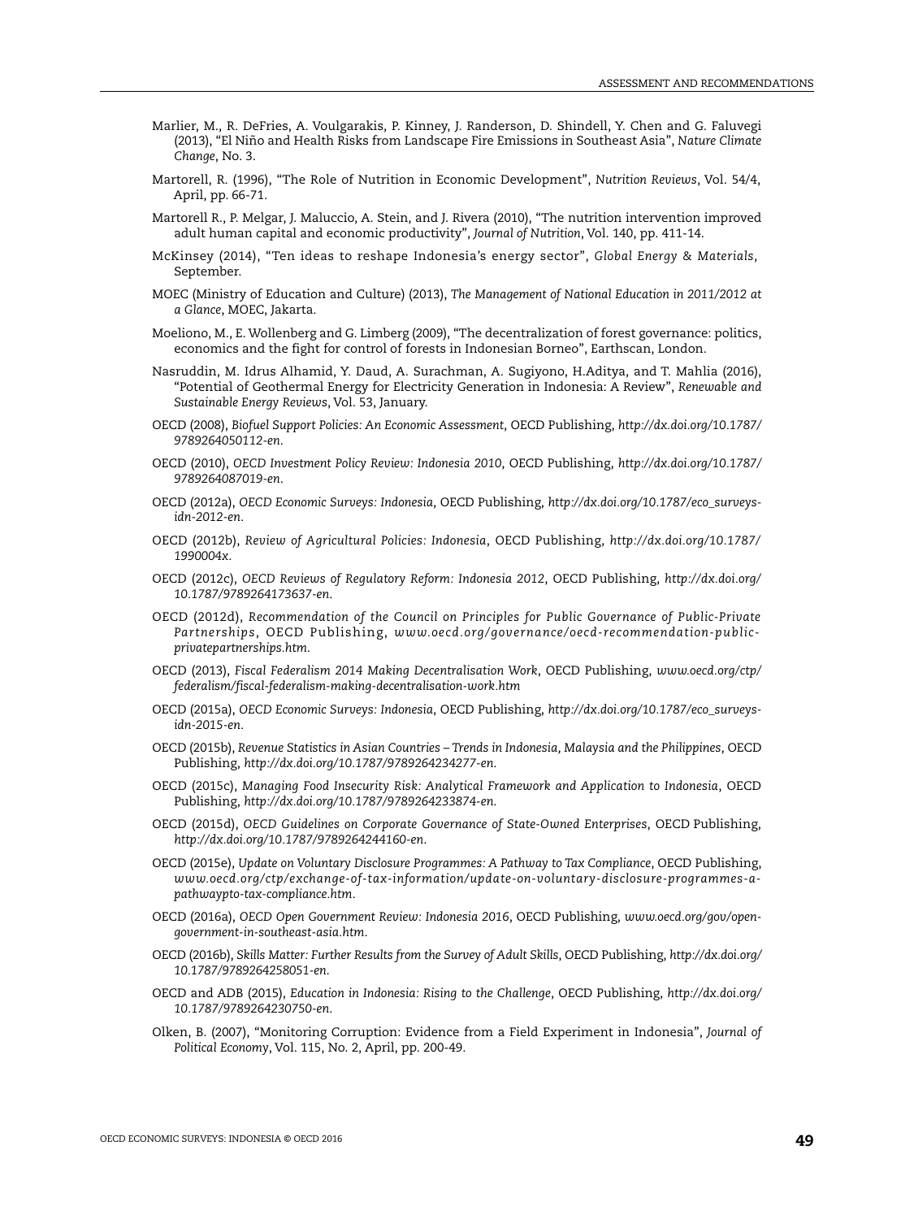Marlier, M., R. DeFries, A. Voulgarakis, P. Kinney, J. Randerson, D. Shindell, Y. Chen and G. Faluvegi (2013), "El Niño and Health Risks from Landscape Fire Emissions in Southeast Asia", *Nature Climate Change*, No. 3.

Martorell, R. (1996), "The Role of Nutrition in Economic Development", *Nutrition Reviews*, Vol. 54/4, April, pp. 66-71.

Martorell R., P. Melgar, J. Maluccio, A. Stein, and J. Rivera (2010), "The nutrition intervention improved adult human capital and economic productivity", *Journal of Nutrition*, Vol. 140, pp. 411-14.

McKinsey (2014), "Ten ideas to reshape Indonesia's energy sector", *Global Energy & Materials*, September.

MOEC (Ministry of Education and Culture) (2013), *The Management of National Education in 2011/2012 at a Glance*, MOEC, Jakarta.

Moeliono, M., E. Wollenberg and G. Limberg (2009), "The decentralization of forest governance: politics, economics and the fight for control of forests in Indonesian Borneo", Earthscan, London.

Nasruddin, M. Idrus Alhamid, Y. Daud, A. Surachman, A. Sugiyono, H.Aditya, and T. Mahlia (2016), "Potential of Geothermal Energy for Electricity Generation in Indonesia: A Review", *Renewable and Sustainable Energy Reviews*, Vol. 53, January.

OECD (2008), *Biofuel Support Policies: An Economic Assessment*, OECD Publishing, *http://dx.doi.org/10.1787/9789264050112-en*.

OECD (2010), *OECD Investment Policy Review: Indonesia 2010*, OECD Publishing, *http://dx.doi.org/10.1787/9789264087019-en*.

OECD (2012a), *OECD Economic Surveys: Indonesia*, OECD Publishing, *http://dx.doi.org/10.1787/eco_surveys-idn-2012-en*.

OECD (2012b), *Review of Agricultural Policies: Indonesia*, OECD Publishing, *http://dx.doi.org/10.1787/1990004x*.

OECD (2012c), *OECD Reviews of Regulatory Reform: Indonesia 2012*, OECD Publishing, *http://dx.doi.org/10.1787/9789264173637-en*.

OECD (2012d), *Recommendation of the Council on Principles for Public Governance of Public-Private Partnerships*, OECD Publishing, *www.oecd.org/governance/oecd-recommendation-public-privatepartnerships.htm*.

OECD (2013), *Fiscal Federalism 2014 Making Decentralisation Work*, OECD Publishing, *www.oecd.org/ctp/federalism/fiscal-federalism-making-decentralisation-work.htm*

OECD (2015a), *OECD Economic Surveys: Indonesia*, OECD Publishing, *http://dx.doi.org/10.1787/eco_surveys-idn-2015-en*.

OECD (2015b), *Revenue Statistics in Asian Countries – Trends in Indonesia, Malaysia and the Philippines*, OECD Publishing, *http://dx.doi.org/10.1787/9789264234277-en*.

OECD (2015c), *Managing Food Insecurity Risk: Analytical Framework and Application to Indonesia*, OECD Publishing, *http://dx.doi.org/10.1787/9789264233874-en*.

OECD (2015d), *OECD Guidelines on Corporate Governance of State-Owned Enterprises*, OECD Publishing, *http://dx.doi.org/10.1787/9789264244160-en*.

OECD (2015e), *Update on Voluntary Disclosure Programmes: A Pathway to Tax Compliance*, OECD Publishing, *www.oecd.org/ctp/exchange-of-tax-information/update-on-voluntary-disclosure-programmes-a-pathwaypto-tax-compliance.htm*.

OECD (2016a), *OECD Open Government Review: Indonesia 2016*, OECD Publishing, *www.oecd.org/gov/open-government-in-southeast-asia.htm*.

OECD (2016b), *Skills Matter: Further Results from the Survey of Adult Skills*, OECD Publishing, *http://dx.doi.org/10.1787/9789264258051-en*.

OECD and ADB (2015), *Education in Indonesia: Rising to the Challenge*, OECD Publishing, *http://dx.doi.org/10.1787/9789264230750-en*.

Olken, B. (2007), "Monitoring Corruption: Evidence from a Field Experiment in Indonesia", *Journal of Political Economy*, Vol. 115, No. 2, April, pp. 200-49.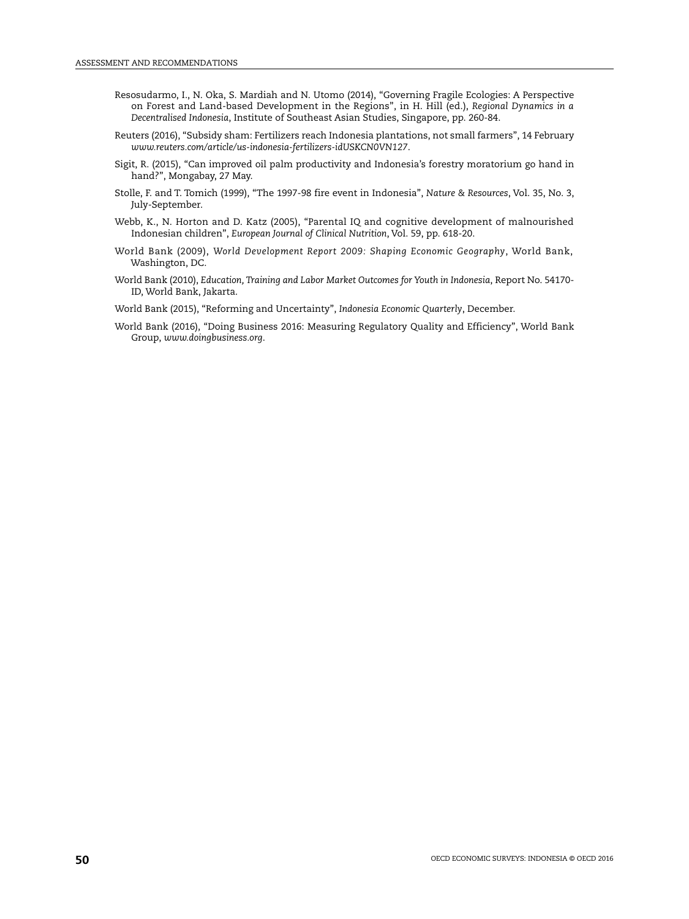Resosudarmo, I., N. Oka, S. Mardiah and N. Utomo (2014), "Governing Fragile Ecologies: A Perspective on Forest and Land-based Development in the Regions", in H. Hill (ed.), *Regional Dynamics in a Decentralised Indonesia*, Institute of Southeast Asian Studies, Singapore, pp. 260-84.

Reuters (2016), "Subsidy sham: Fertilizers reach Indonesia plantations, not small farmers", 14 February *www.reuters.com/article/us-indonesia-fertilizers-idUSKCN0VN127*.

Sigit, R. (2015), "Can improved oil palm productivity and Indonesia's forestry moratorium go hand in hand?", Mongabay, 27 May.

Stolle, F. and T. Tomich (1999), "The 1997-98 fire event in Indonesia", *Nature & Resources*, Vol. 35, No. 3, July-September.

Webb, K., N. Horton and D. Katz (2005), "Parental IQ and cognitive development of malnourished Indonesian children", *European Journal of Clinical Nutrition*, Vol. 59, pp. 618-20.

World Bank (2009), *World Development Report 2009: Shaping Economic Geography*, World Bank, Washington, DC.

World Bank (2010), *Education, Training and Labor Market Outcomes for Youth in Indonesia*, Report No. 54170-ID, World Bank, Jakarta.

World Bank (2015), "Reforming and Uncertainty", *Indonesia Economic Quarterly*, December.

World Bank (2016), "Doing Business 2016: Measuring Regulatory Quality and Efficiency", World Bank Group, *www.doingbusiness.org*.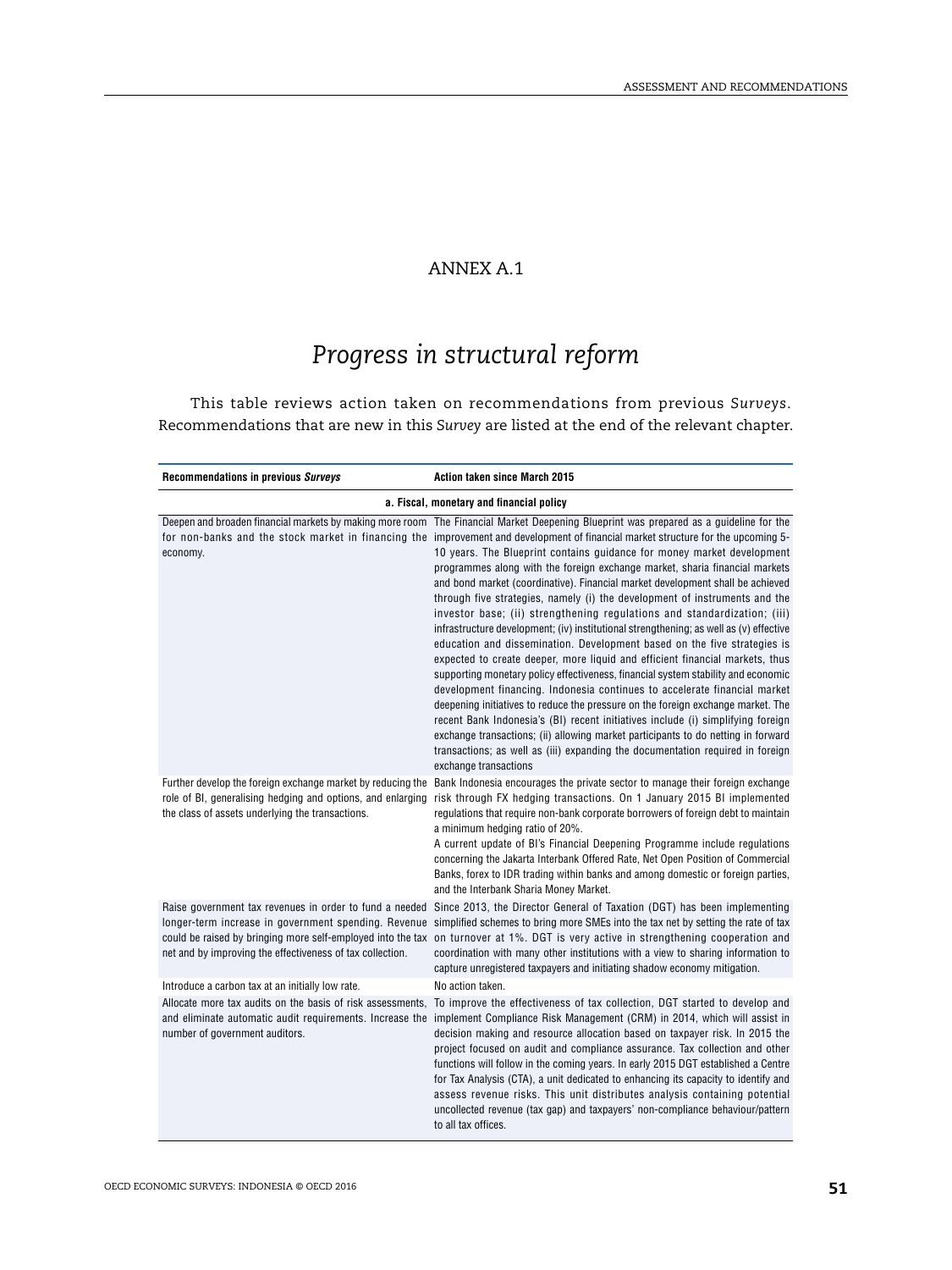# ANNEX A.1

## *Progress in structural reform*

This table reviews action taken on recommendations from previous *Surveys*. Recommendations that are new in this *Survey* are listed at the end of the relevant chapter.

| Recommendations in previous *Surveys* | Action taken since March 2015 |
|---|---|
| **a. Fiscal, monetary and financial policy** | |
| Deepen and broaden financial markets by making more room for non-banks and the stock market in financing the economy. | The Financial Market Deepening Blueprint was prepared as a guideline for the improvement and development of financial market structure for the upcoming 5-10 years. The Blueprint contains guidance for money market development programmes along with the foreign exchange market, sharia financial markets and bond market (coordinative). Financial market development shall be achieved through five strategies, namely (i) the development of instruments and the investor base; (ii) strengthening regulations and standardization; (iii) infrastructure development; (iv) institutional strengthening; as well as (v) effective education and dissemination. Development based on the five strategies is expected to create deeper, more liquid and efficient financial markets, thus supporting monetary policy effectiveness, financial system stability and economic development financing. Indonesia continues to accelerate financial market deepening initiatives to reduce the pressure on the foreign exchange market. The recent Bank Indonesia's (BI) recent initiatives include (i) simplifying foreign exchange transactions; (ii) allowing market participants to do netting in forward transactions; as well as (iii) expanding the documentation required in foreign exchange transactions |
| Further develop the foreign exchange market by reducing the role of BI, generalising hedging and options, and enlarging the class of assets underlying the transactions. | Bank Indonesia encourages the private sector to manage their foreign exchange risk through FX hedging transactions. On 1 January 2015 BI implemented regulations that require non-bank corporate borrowers of foreign debt to maintain a minimum hedging ratio of 20%.<br>A current update of BI's Financial Deepening Programme include regulations concerning the Jakarta Interbank Offered Rate, Net Open Position of Commercial Banks, forex to IDR trading within banks and among domestic or foreign parties, and the Interbank Sharia Money Market. |
| Raise government tax revenues in order to fund a needed longer-term increase in government spending. Revenue could be raised by bringing more self-employed into the tax net and by improving the effectiveness of tax collection. | Since 2013, the Director General of Taxation (DGT) has been implementing simplified schemes to bring more SMEs into the tax net by setting the rate of tax on turnover at 1%. DGT is very active in strengthening cooperation and coordination with many other institutions with a view to sharing information to capture unregistered taxpayers and initiating shadow economy mitigation. |
| Introduce a carbon tax at an initially low rate. | No action taken. |
| Allocate more tax audits on the basis of risk assessments, and eliminate automatic audit requirements. Increase the number of government auditors. | To improve the effectiveness of tax collection, DGT started to develop and implement Compliance Risk Management (CRM) in 2014, which will assist in decision making and resource allocation based on taxpayer risk. In 2015 the project focused on audit and compliance assurance. Tax collection and other functions will follow in the coming years. In early 2015 DGT established a Centre for Tax Analysis (CTA), a unit dedicated to enhancing its capacity to identify and assess revenue risks. This unit distributes analysis containing potential uncollected revenue (tax gap) and taxpayers' non-compliance behaviour/pattern to all tax offices. |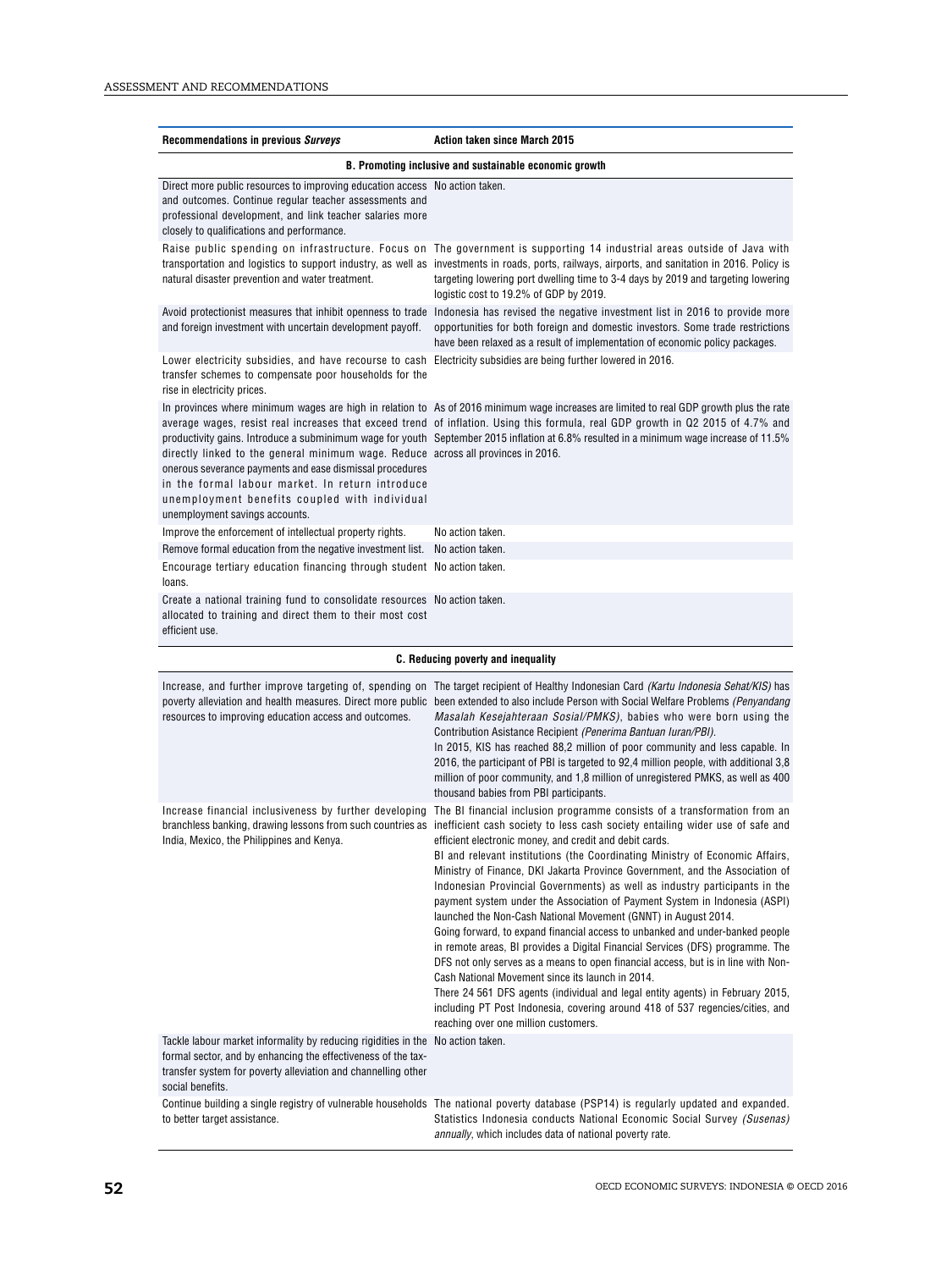| Recommendations in previous *Surveys* | Action taken since March 2015 |
|---|---|
| **B. Promoting inclusive and sustainable economic growth** | |
| Direct more public resources to improving education access and outcomes. Continue regular teacher assessments and professional development, and link teacher salaries more closely to qualifications and performance. | No action taken. |
| Raise public spending on infrastructure. Focus on transportation and logistics to support industry, as well as natural disaster prevention and water treatment. | The government is supporting 14 industrial areas outside of Java with investments in roads, ports, railways, airports, and sanitation in 2016. Policy is targeting lowering port dwelling time to 3-4 days by 2019 and targeting lowering logistic cost to 19.2% of GDP by 2019. |
| Avoid protectionist measures that inhibit openness to trade and foreign investment with uncertain development payoff. | Indonesia has revised the negative investment list in 2016 to provide more opportunities for both foreign and domestic investors. Some trade restrictions have been relaxed as a result of implementation of economic policy packages. |
| Lower electricity subsidies, and have recourse to cash transfer schemes to compensate poor households for the rise in electricity prices. | Electricity subsidies are being further lowered in 2016. |
| In provinces where minimum wages are high in relation to average wages, resist real increases that exceed trend productivity gains. Introduce a subminimum wage for youth directly linked to the general minimum wage. Reduce onerous severance payments and ease dismissal procedures in the formal labour market. In return introduce unemployment benefits coupled with individual unemployment savings accounts. | As of 2016 minimum wage increases are limited to real GDP growth plus the rate of inflation. Using this formula, real GDP growth in Q2 2015 of 4.7% and September 2015 inflation at 6.8% resulted in a minimum wage increase of 11.5% across all provinces in 2016. |
| Improve the enforcement of intellectual property rights. | No action taken. |
| Remove formal education from the negative investment list. | No action taken. |
| Encourage tertiary education financing through student loans. | No action taken. |
| Create a national training fund to consolidate resources allocated to training and direct them to their most cost efficient use. | No action taken. |
| **C. Reducing poverty and inequality** | |
| Increase, and further improve targeting of, spending on poverty alleviation and health measures. Direct more public resources to improving education access and outcomes. | The target recipient of Healthy Indonesian Card *(Kartu Indonesia Sehat/KIS)* has been extended to also include Person with Social Welfare Problems *(Penyandang Masalah Kesejahteraan Sosial/PMKS)*, babies who were born using the Contribution Asistance Recipient *(Penerima Bantuan Iuran/PBI)*.<br>In 2015, KIS has reached 88,2 million of poor community and less capable. In 2016, the participant of PBI is targeted to 92,4 million people, with additional 3,8 million of poor community, and 1,8 million of unregistered PMKS, as well as 400 thousand babies from PBI participants. |
| Increase financial inclusiveness by further developing branchless banking, drawing lessons from such countries as India, Mexico, the Philippines and Kenya. | The BI financial inclusion programme consists of a transformation from an inefficient cash society to less cash society entailing wider use of safe and efficient electronic money, and credit and debit cards.<br>BI and relevant institutions (the Coordinating Ministry of Economic Affairs, Ministry of Finance, DKI Jakarta Province Government, and the Association of Indonesian Provincial Governments) as well as industry participants in the payment system under the Association of Payment System in Indonesia (ASPI) launched the Non-Cash National Movement (GNNT) in August 2014.<br>Going forward, to expand financial access to unbanked and under-banked people in remote areas, BI provides a Digital Financial Services (DFS) programme. The DFS not only serves as a means to open financial access, but is in line with Non-Cash National Movement since its launch in 2014.<br>There 24 561 DFS agents (individual and legal entity agents) in February 2015, including PT Post Indonesia, covering around 418 of 537 regencies/cities, and reaching over one million customers. |
| Tackle labour market informality by reducing rigidities in the formal sector, and by enhancing the effectiveness of the tax-transfer system for poverty alleviation and channelling other social benefits. | No action taken. |
| Continue building a single registry of vulnerable households to better target assistance. | The national poverty database (PSP14) is regularly updated and expanded. Statistics Indonesia conducts National Economic Social Survey *(Susenas) annually*, which includes data of national poverty rate. |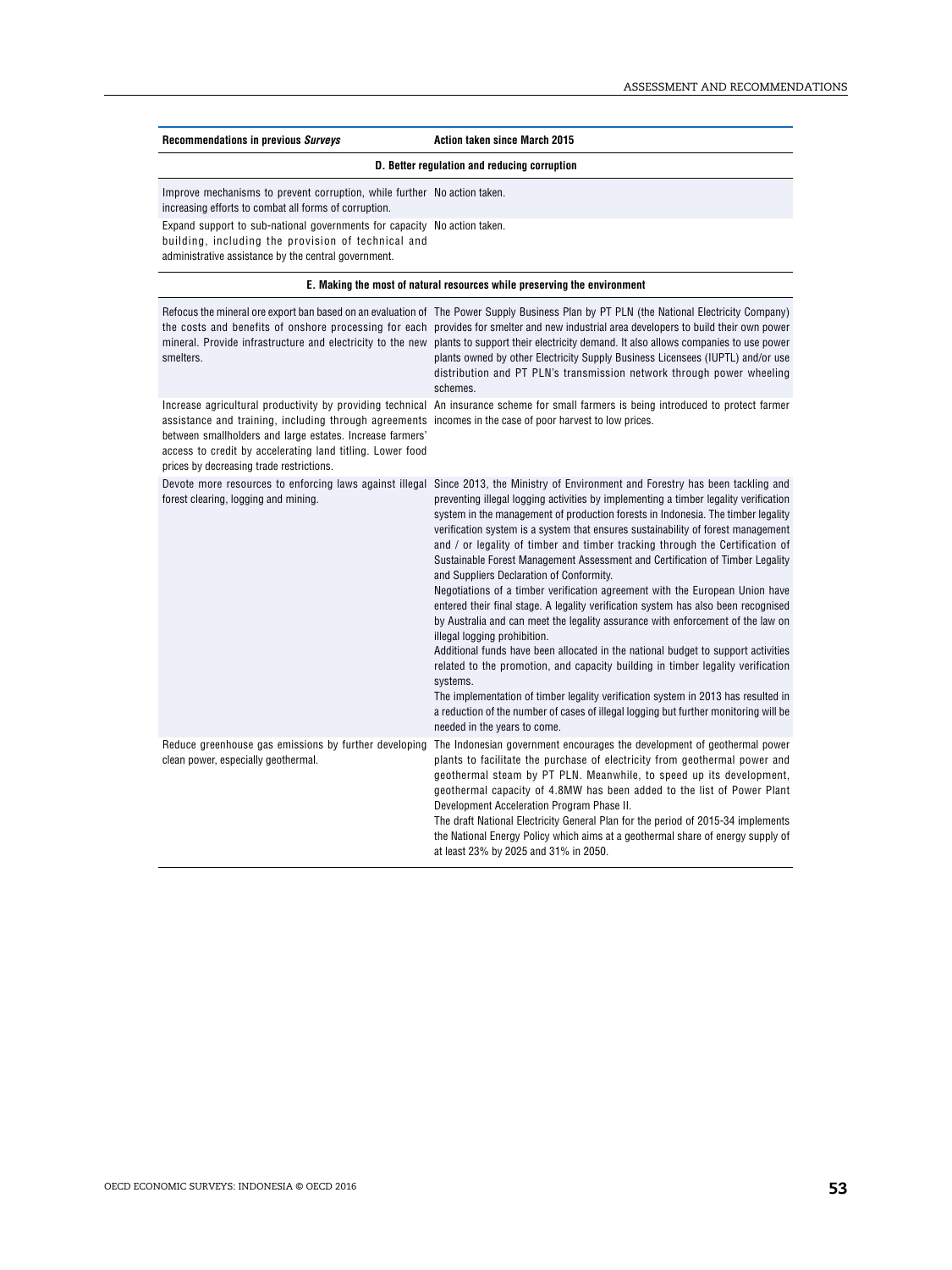| Recommendations in previous *Surveys* | Action taken since March 2015 |
|---|---|
| **D. Better regulation and reducing corruption** | |
| Improve mechanisms to prevent corruption, while further increasing efforts to combat all forms of corruption. | No action taken. |
| Expand support to sub-national governments for capacity building, including the provision of technical and administrative assistance by the central government. | No action taken. |
| **E. Making the most of natural resources while preserving the environment** | |
| Refocus the mineral ore export ban based on an evaluation of the costs and benefits of onshore processing for each mineral. Provide infrastructure and electricity to the new smelters. | The Power Supply Business Plan by PT PLN (the National Electricity Company) provides for smelter and new industrial area developers to build their own power plants to support their electricity demand. It also allows companies to use power plants owned by other Electricity Supply Business Licensees (IUPTL) and/or use distribution and PT PLN's transmission network through power wheeling schemes. |
| Increase agricultural productivity by providing technical assistance and training, including through agreements between smallholders and large estates. Increase farmers' access to credit by accelerating land titling. Lower food prices by decreasing trade restrictions. | An insurance scheme for small farmers is being introduced to protect farmer incomes in the case of poor harvest to low prices. |
| Devote more resources to enforcing laws against illegal forest clearing, logging and mining. | Since 2013, the Ministry of Environment and Forestry has been tackling and preventing illegal logging activities by implementing a timber legality verification system in the management of production forests in Indonesia. The timber legality verification system is a system that ensures sustainability of forest management and / or legality of timber and timber tracking through the Certification of Sustainable Forest Management Assessment and Certification of Timber Legality and Suppliers Declaration of Conformity.<br>Negotiations of a timber verification agreement with the European Union have entered their final stage. A legality verification system has also been recognised by Australia and can meet the legality assurance with enforcement of the law on illegal logging prohibition.<br>Additional funds have been allocated in the national budget to support activities related to the promotion, and capacity building in timber legality verification systems.<br>The implementation of timber legality verification system in 2013 has resulted in a reduction of the number of cases of illegal logging but further monitoring will be needed in the years to come. |
| Reduce greenhouse gas emissions by further developing clean power, especially geothermal. | The Indonesian government encourages the development of geothermal power plants to facilitate the purchase of electricity from geothermal power and geothermal steam by PT PLN. Meanwhile, to speed up its development, geothermal capacity of 4.8MW has been added to the list of Power Plant Development Acceleration Program Phase II.<br>The draft National Electricity General Plan for the period of 2015-34 implements the National Energy Policy which aims at a geothermal share of energy supply of at least 23% by 2025 and 31% in 2050. |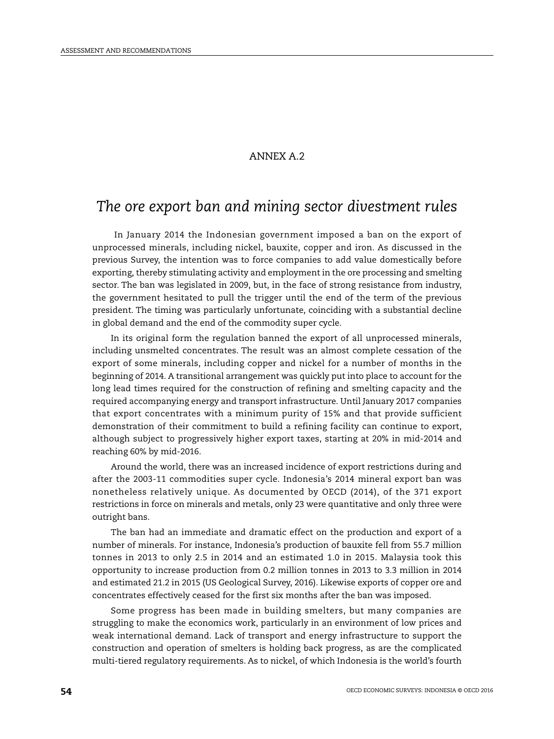# ANNEX A.2

## *The ore export ban and mining sector divestment rules*

In January 2014 the Indonesian government imposed a ban on the export of unprocessed minerals, including nickel, bauxite, copper and iron. As discussed in the previous Survey, the intention was to force companies to add value domestically before exporting, thereby stimulating activity and employment in the ore processing and smelting sector. The ban was legislated in 2009, but, in the face of strong resistance from industry, the government hesitated to pull the trigger until the end of the term of the previous president. The timing was particularly unfortunate, coinciding with a substantial decline in global demand and the end of the commodity super cycle.

In its original form the regulation banned the export of all unprocessed minerals, including unsmelted concentrates. The result was an almost complete cessation of the export of some minerals, including copper and nickel for a number of months in the beginning of 2014. A transitional arrangement was quickly put into place to account for the long lead times required for the construction of refining and smelting capacity and the required accompanying energy and transport infrastructure. Until January 2017 companies that export concentrates with a minimum purity of 15% and that provide sufficient demonstration of their commitment to build a refining facility can continue to export, although subject to progressively higher export taxes, starting at 20% in mid-2014 and reaching 60% by mid-2016.

Around the world, there was an increased incidence of export restrictions during and after the 2003-11 commodities super cycle. Indonesia's 2014 mineral export ban was nonetheless relatively unique. As documented by OECD (2014), of the 371 export restrictions in force on minerals and metals, only 23 were quantitative and only three were outright bans.

The ban had an immediate and dramatic effect on the production and export of a number of minerals. For instance, Indonesia's production of bauxite fell from 55.7 million tonnes in 2013 to only 2.5 in 2014 and an estimated 1.0 in 2015. Malaysia took this opportunity to increase production from 0.2 million tonnes in 2013 to 3.3 million in 2014 and estimated 21.2 in 2015 (US Geological Survey, 2016). Likewise exports of copper ore and concentrates effectively ceased for the first six months after the ban was imposed.

Some progress has been made in building smelters, but many companies are struggling to make the economics work, particularly in an environment of low prices and weak international demand. Lack of transport and energy infrastructure to support the construction and operation of smelters is holding back progress, as are the complicated multi-tiered regulatory requirements. As to nickel, of which Indonesia is the world's fourth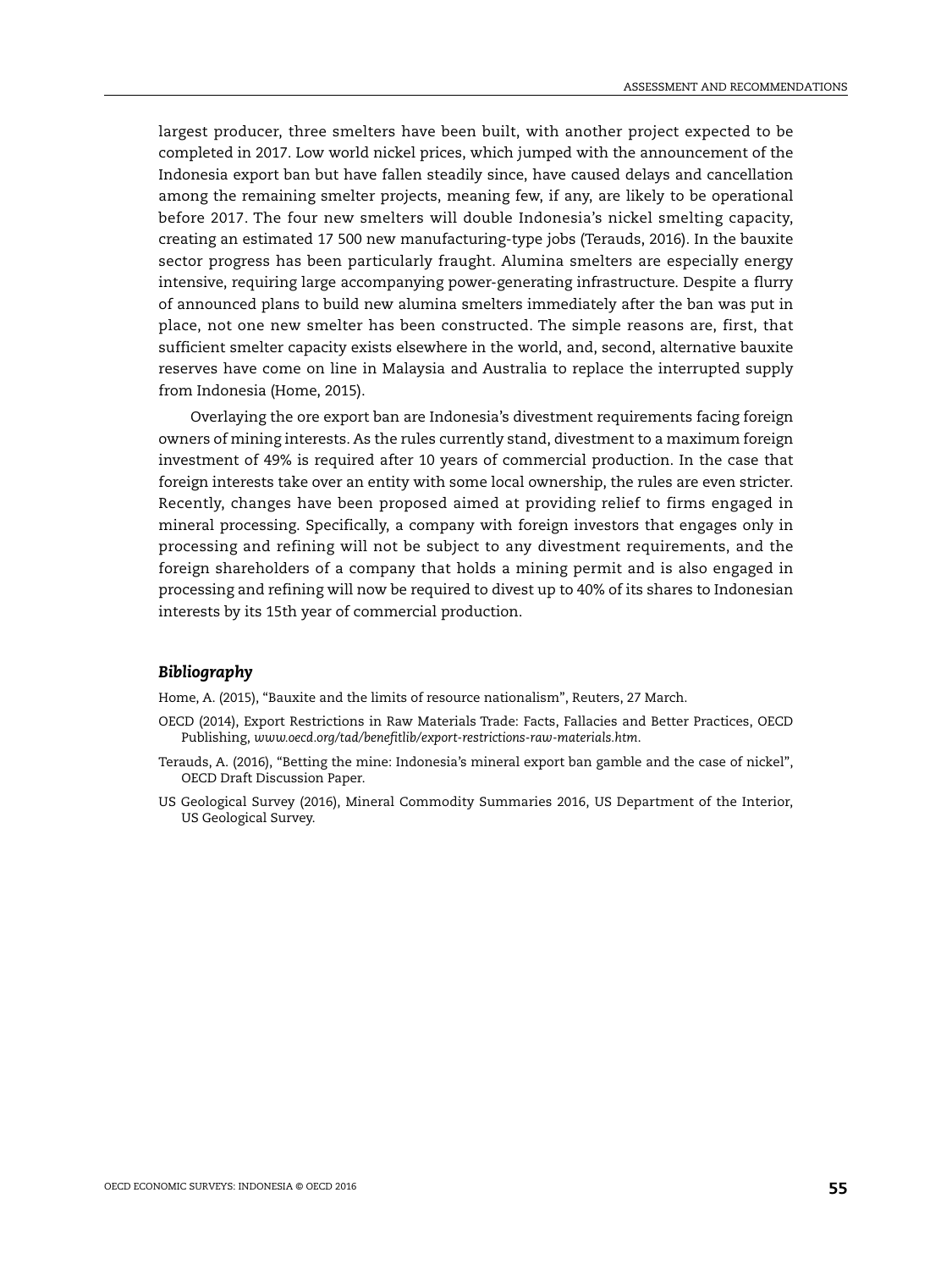largest producer, three smelters have been built, with another project expected to be completed in 2017. Low world nickel prices, which jumped with the announcement of the Indonesia export ban but have fallen steadily since, have caused delays and cancellation among the remaining smelter projects, meaning few, if any, are likely to be operational before 2017. The four new smelters will double Indonesia's nickel smelting capacity, creating an estimated 17 500 new manufacturing-type jobs (Terauds, 2016). In the bauxite sector progress has been particularly fraught. Alumina smelters are especially energy intensive, requiring large accompanying power-generating infrastructure. Despite a flurry of announced plans to build new alumina smelters immediately after the ban was put in place, not one new smelter has been constructed. The simple reasons are, first, that sufficient smelter capacity exists elsewhere in the world, and, second, alternative bauxite reserves have come on line in Malaysia and Australia to replace the interrupted supply from Indonesia (Home, 2015).

Overlaying the ore export ban are Indonesia's divestment requirements facing foreign owners of mining interests. As the rules currently stand, divestment to a maximum foreign investment of 49% is required after 10 years of commercial production. In the case that foreign interests take over an entity with some local ownership, the rules are even stricter. Recently, changes have been proposed aimed at providing relief to firms engaged in mineral processing. Specifically, a company with foreign investors that engages only in processing and refining will not be subject to any divestment requirements, and the foreign shareholders of a company that holds a mining permit and is also engaged in processing and refining will now be required to divest up to 40% of its shares to Indonesian interests by its 15th year of commercial production.

### *Bibliography*

Home, A. (2015), "Bauxite and the limits of resource nationalism", Reuters, 27 March.

OECD (2014), Export Restrictions in Raw Materials Trade: Facts, Fallacies and Better Practices, OECD Publishing, *www.oecd.org/tad/benefitlib/export-restrictions-raw-materials.htm*.

Terauds, A. (2016), "Betting the mine: Indonesia's mineral export ban gamble and the case of nickel", OECD Draft Discussion Paper.

US Geological Survey (2016), Mineral Commodity Summaries 2016, US Department of the Interior, US Geological Survey.